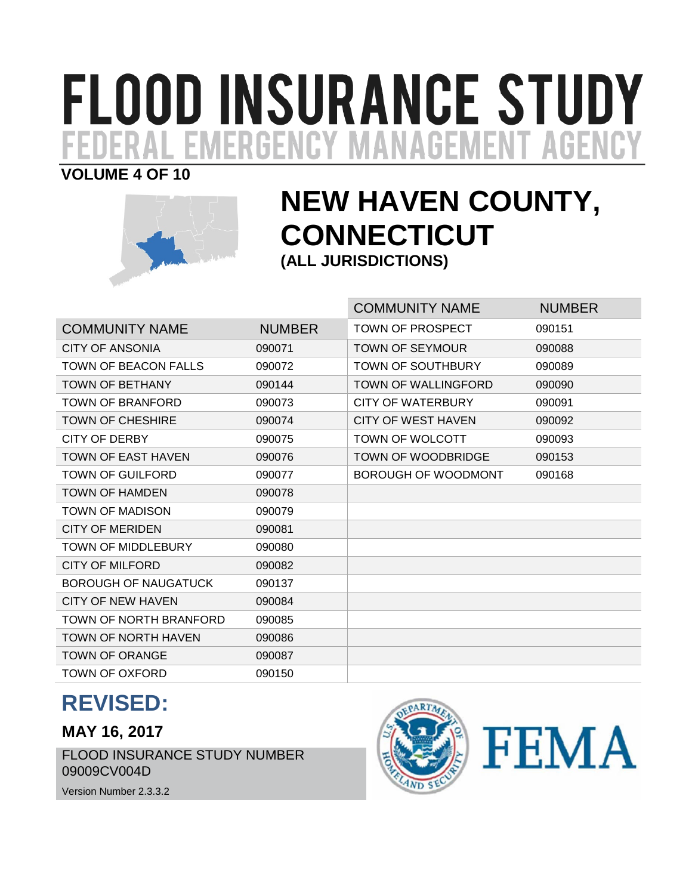# FLOOD INSURANCE STUDY

## FEDERAL EMERGENCY MANAGEMENT AGENCY

**VOLUME 4 OF 10**

# NEW HAVEN COUNTY, CONNECTICUT

**(ALL JURISDICTIONS)**

| COMMUNITY NAME | NUMBER |
|---|---|
| CITY OF ANSONIA | 090071 |
| TOWN OF BEACON FALLS | 090072 |
| TOWN OF BETHANY | 090144 |
| TOWN OF BRANFORD | 090073 |
| TOWN OF CHESHIRE | 090074 |
| CITY OF DERBY | 090075 |
| TOWN OF EAST HAVEN | 090076 |
| TOWN OF GUILFORD | 090077 |
| TOWN OF HAMDEN | 090078 |
| TOWN OF MADISON | 090079 |
| CITY OF MERIDEN | 090081 |
| TOWN OF MIDDLEBURY | 090080 |
| CITY OF MILFORD | 090082 |
| BOROUGH OF NAUGATUCK | 090137 |
| CITY OF NEW HAVEN | 090084 |
| TOWN OF NORTH BRANFORD | 090085 |
| TOWN OF NORTH HAVEN | 090086 |
| TOWN OF ORANGE | 090087 |
| TOWN OF OXFORD | 090150 |
| TOWN OF PROSPECT | 090151 |
| TOWN OF SEYMOUR | 090088 |
| TOWN OF SOUTHBURY | 090089 |
| TOWN OF WALLINGFORD | 090090 |
| CITY OF WATERBURY | 090091 |
| CITY OF WEST HAVEN | 090092 |
| TOWN OF WOLCOTT | 090093 |
| TOWN OF WOODBRIDGE | 090153 |
| BOROUGH OF WOODMONT | 090168 |

## REVISED:

**MAY 16, 2017**

FLOOD INSURANCE STUDY NUMBER
09009CV004D

Version Number 2.3.3.2

FEMA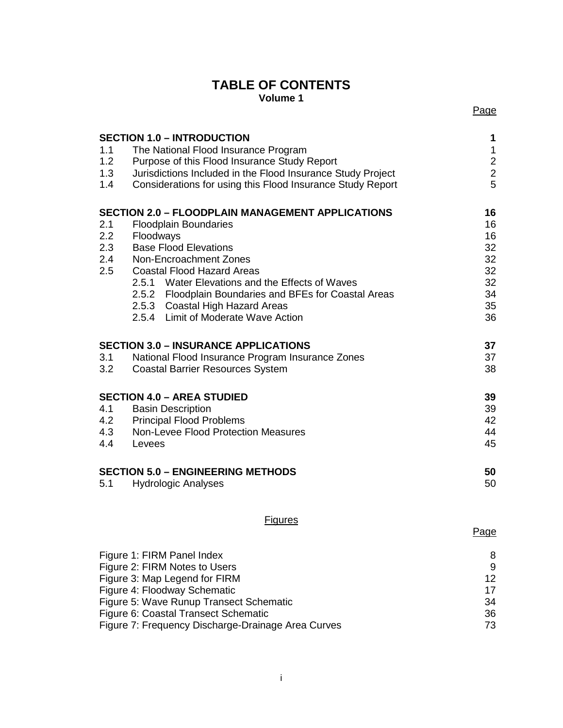# TABLE OF CONTENTS

**Volume 1**

| | | Page |
|---|---|---|
| **SECTION 1.0 – INTRODUCTION** | | **1** |
| 1.1 | The National Flood Insurance Program | 1 |
| 1.2 | Purpose of this Flood Insurance Study Report | 2 |
| 1.3 | Jurisdictions Included in the Flood Insurance Study Project | 2 |
| 1.4 | Considerations for using this Flood Insurance Study Report | 5 |
| **SECTION 2.0 – FLOODPLAIN MANAGEMENT APPLICATIONS** | | **16** |
| 2.1 | Floodplain Boundaries | 16 |
| 2.2 | Floodways | 16 |
| 2.3 | Base Flood Elevations | 32 |
| 2.4 | Non-Encroachment Zones | 32 |
| 2.5 | Coastal Flood Hazard Areas | 32 |
| | 2.5.1 Water Elevations and the Effects of Waves | 32 |
| | 2.5.2 Floodplain Boundaries and BFEs for Coastal Areas | 34 |
| | 2.5.3 Coastal High Hazard Areas | 35 |
| | 2.5.4 Limit of Moderate Wave Action | 36 |
| **SECTION 3.0 – INSURANCE APPLICATIONS** | | **37** |
| 3.1 | National Flood Insurance Program Insurance Zones | 37 |
| 3.2 | Coastal Barrier Resources System | 38 |
| **SECTION 4.0 – AREA STUDIED** | | **39** |
| 4.1 | Basin Description | 39 |
| 4.2 | Principal Flood Problems | 42 |
| 4.3 | Non-Levee Flood Protection Measures | 44 |
| 4.4 | Levees | 45 |
| **SECTION 5.0 – ENGINEERING METHODS** | | **50** |
| 5.1 | Hydrologic Analyses | 50 |

## Figures

| | Page |
|---|---|
| Figure 1: FIRM Panel Index | 8 |
| Figure 2: FIRM Notes to Users | 9 |
| Figure 3: Map Legend for FIRM | 12 |
| Figure 4: Floodway Schematic | 17 |
| Figure 5: Wave Runup Transect Schematic | 34 |
| Figure 6: Coastal Transect Schematic | 36 |
| Figure 7: Frequency Discharge-Drainage Area Curves | 73 |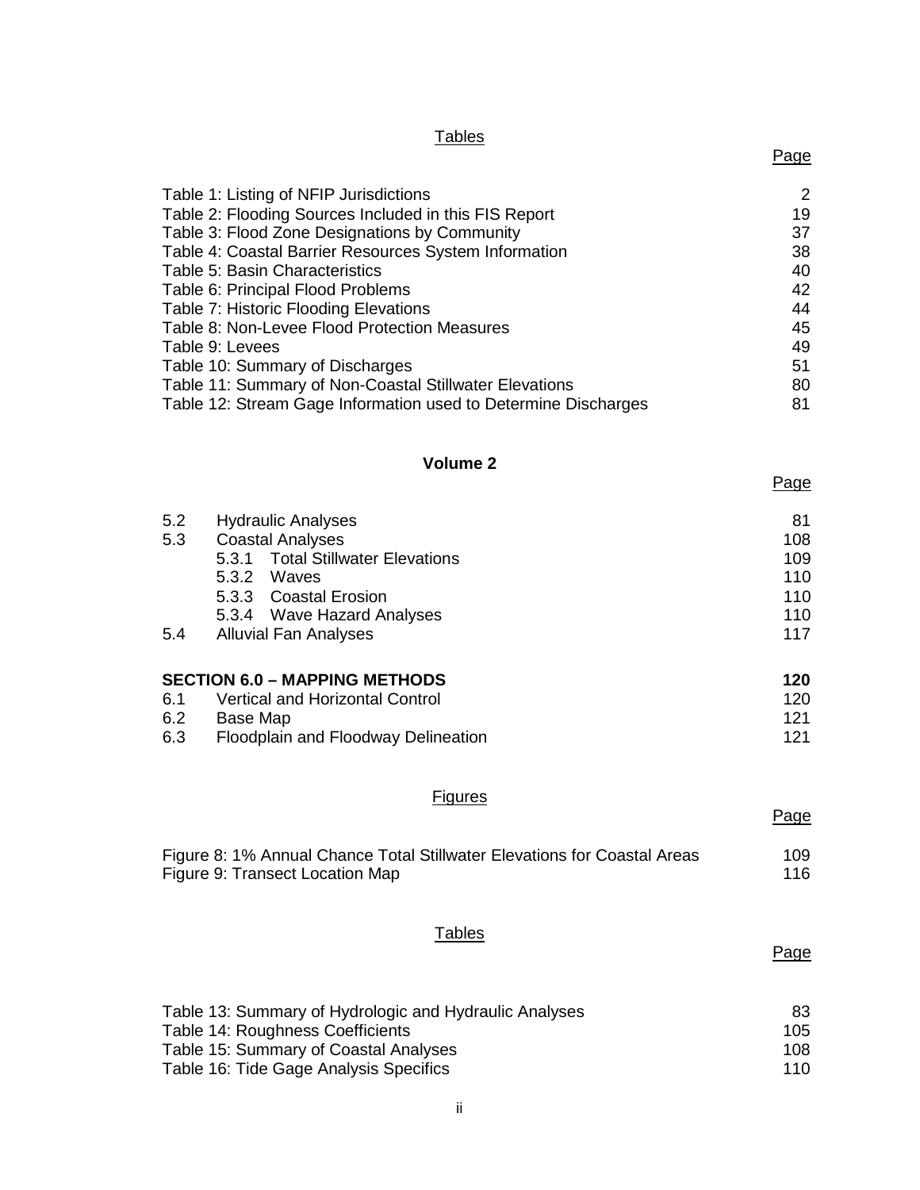## Tables

| | Page |
|---|---|
| Table 1: Listing of NFIP Jurisdictions | 2 |
| Table 2: Flooding Sources Included in this FIS Report | 19 |
| Table 3: Flood Zone Designations by Community | 37 |
| Table 4: Coastal Barrier Resources System Information | 38 |
| Table 5: Basin Characteristics | 40 |
| Table 6: Principal Flood Problems | 42 |
| Table 7: Historic Flooding Elevations | 44 |
| Table 8: Non-Levee Flood Protection Measures | 45 |
| Table 9: Levees | 49 |
| Table 10: Summary of Discharges | 51 |
| Table 11: Summary of Non-Coastal Stillwater Elevations | 80 |
| Table 12: Stream Gage Information used to Determine Discharges | 81 |

## Volume 2

| | | Page |
|---|---|---|
| 5.2 | Hydraulic Analyses | 81 |
| 5.3 | Coastal Analyses | 108 |
| | 5.3.1 Total Stillwater Elevations | 109 |
| | 5.3.2 Waves | 110 |
| | 5.3.3 Coastal Erosion | 110 |
| | 5.3.4 Wave Hazard Analyses | 110 |
| 5.4 | Alluvial Fan Analyses | 117 |
| | | |
| **SECTION 6.0 – MAPPING METHODS** | | **120** |
| 6.1 | Vertical and Horizontal Control | 120 |
| 6.2 | Base Map | 121 |
| 6.3 | Floodplain and Floodway Delineation | 121 |

## Figures

| | Page |
|---|---|
| Figure 8: 1% Annual Chance Total Stillwater Elevations for Coastal Areas | 109 |
| Figure 9: Transect Location Map | 116 |

## Tables

| | Page |
|---|---|
| Table 13: Summary of Hydrologic and Hydraulic Analyses | 83 |
| Table 14: Roughness Coefficients | 105 |
| Table 15: Summary of Coastal Analyses | 108 |
| Table 16: Tide Gage Analysis Specifics | 110 |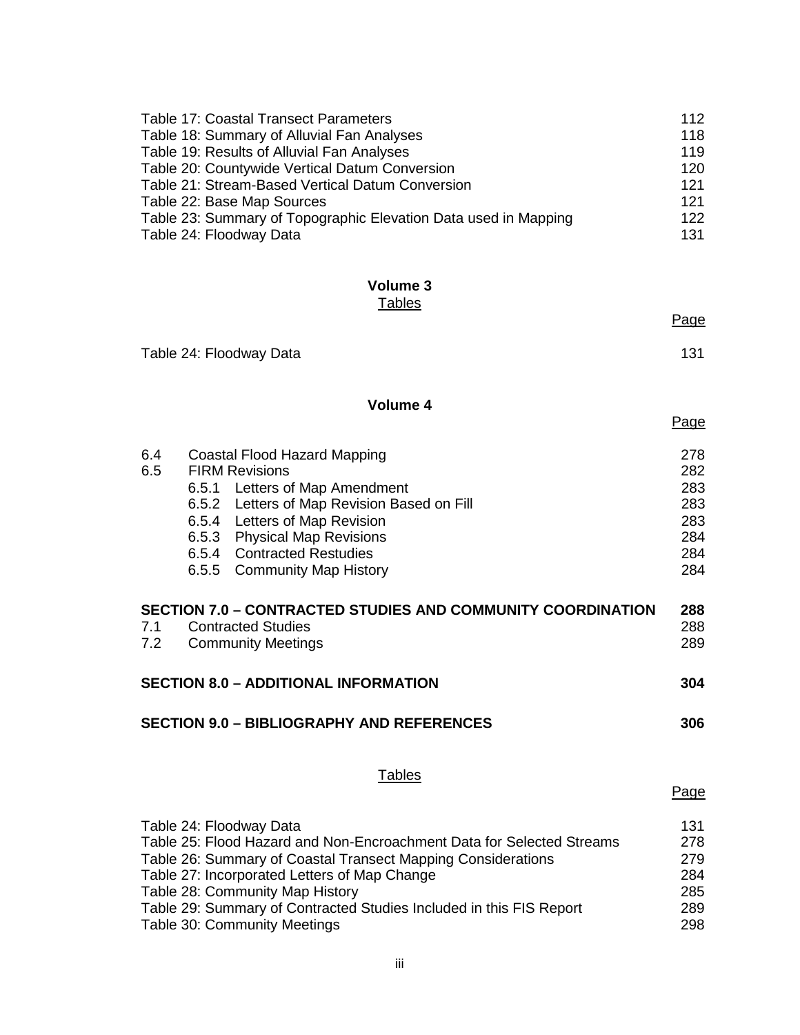| | |
|---|---|
| Table 17: Coastal Transect Parameters | 112 |
| Table 18: Summary of Alluvial Fan Analyses | 118 |
| Table 19: Results of Alluvial Fan Analyses | 119 |
| Table 20: Countywide Vertical Datum Conversion | 120 |
| Table 21: Stream-Based Vertical Datum Conversion | 121 |
| Table 22: Base Map Sources | 121 |
| Table 23: Summary of Topographic Elevation Data used in Mapping | 122 |
| Table 24: Floodway Data | 131 |

## Volume 3

Tables

| | Page |
|---|---|
| Table 24: Floodway Data | 131 |

## Volume 4

| | | Page |
|---|---|---|
| 6.4 | Coastal Flood Hazard Mapping | 278 |
| 6.5 | FIRM Revisions | 282 |
| | 6.5.1 Letters of Map Amendment | 283 |
| | 6.5.2 Letters of Map Revision Based on Fill | 283 |
| | 6.5.4 Letters of Map Revision | 283 |
| | 6.5.3 Physical Map Revisions | 284 |
| | 6.5.4 Contracted Restudies | 284 |
| | 6.5.5 Community Map History | 284 |
| | **SECTION 7.0 – CONTRACTED STUDIES AND COMMUNITY COORDINATION** | **288** |
| 7.1 | Contracted Studies | 288 |
| 7.2 | Community Meetings | 289 |
| | **SECTION 8.0 – ADDITIONAL INFORMATION** | **304** |
| | **SECTION 9.0 – BIBLIOGRAPHY AND REFERENCES** | **306** |

Tables

| | Page |
|---|---|
| Table 24: Floodway Data | 131 |
| Table 25: Flood Hazard and Non-Encroachment Data for Selected Streams | 278 |
| Table 26: Summary of Coastal Transect Mapping Considerations | 279 |
| Table 27: Incorporated Letters of Map Change | 284 |
| Table 28: Community Map History | 285 |
| Table 29: Summary of Contracted Studies Included in this FIS Report | 289 |
| Table 30: Community Meetings | 298 |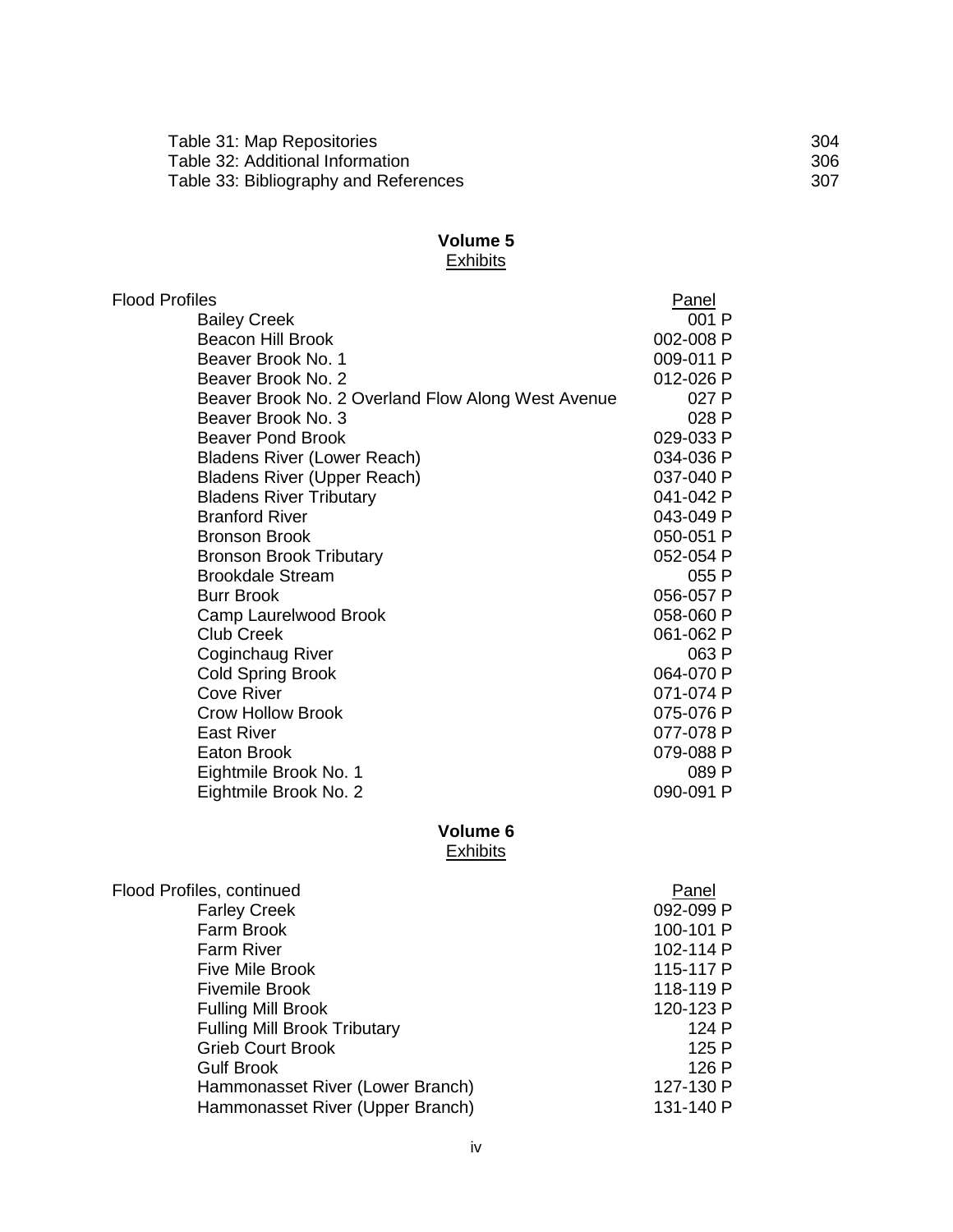| | |
|---|---|
| Table 31: Map Repositories | 304 |
| Table 32: Additional Information | 306 |
| Table 33: Bibliography and References | 307 |

## Volume 5

### Exhibits

| Flood Profiles | Panel |
|---|---|
| Bailey Creek | 001 P |
| Beacon Hill Brook | 002-008 P |
| Beaver Brook No. 1 | 009-011 P |
| Beaver Brook No. 2 | 012-026 P |
| Beaver Brook No. 2 Overland Flow Along West Avenue | 027 P |
| Beaver Brook No. 3 | 028 P |
| Beaver Pond Brook | 029-033 P |
| Bladens River (Lower Reach) | 034-036 P |
| Bladens River (Upper Reach) | 037-040 P |
| Bladens River Tributary | 041-042 P |
| Branford River | 043-049 P |
| Bronson Brook | 050-051 P |
| Bronson Brook Tributary | 052-054 P |
| Brookdale Stream | 055 P |
| Burr Brook | 056-057 P |
| Camp Laurelwood Brook | 058-060 P |
| Club Creek | 061-062 P |
| Coginchaug River | 063 P |
| Cold Spring Brook | 064-070 P |
| Cove River | 071-074 P |
| Crow Hollow Brook | 075-076 P |
| East River | 077-078 P |
| Eaton Brook | 079-088 P |
| Eightmile Brook No. 1 | 089 P |
| Eightmile Brook No. 2 | 090-091 P |

## Volume 6

### Exhibits

| Flood Profiles, continued | Panel |
|---|---|
| Farley Creek | 092-099 P |
| Farm Brook | 100-101 P |
| Farm River | 102-114 P |
| Five Mile Brook | 115-117 P |
| Fivemile Brook | 118-119 P |
| Fulling Mill Brook | 120-123 P |
| Fulling Mill Brook Tributary | 124 P |
| Grieb Court Brook | 125 P |
| Gulf Brook | 126 P |
| Hammonasset River (Lower Branch) | 127-130 P |
| Hammonasset River (Upper Branch) | 131-140 P |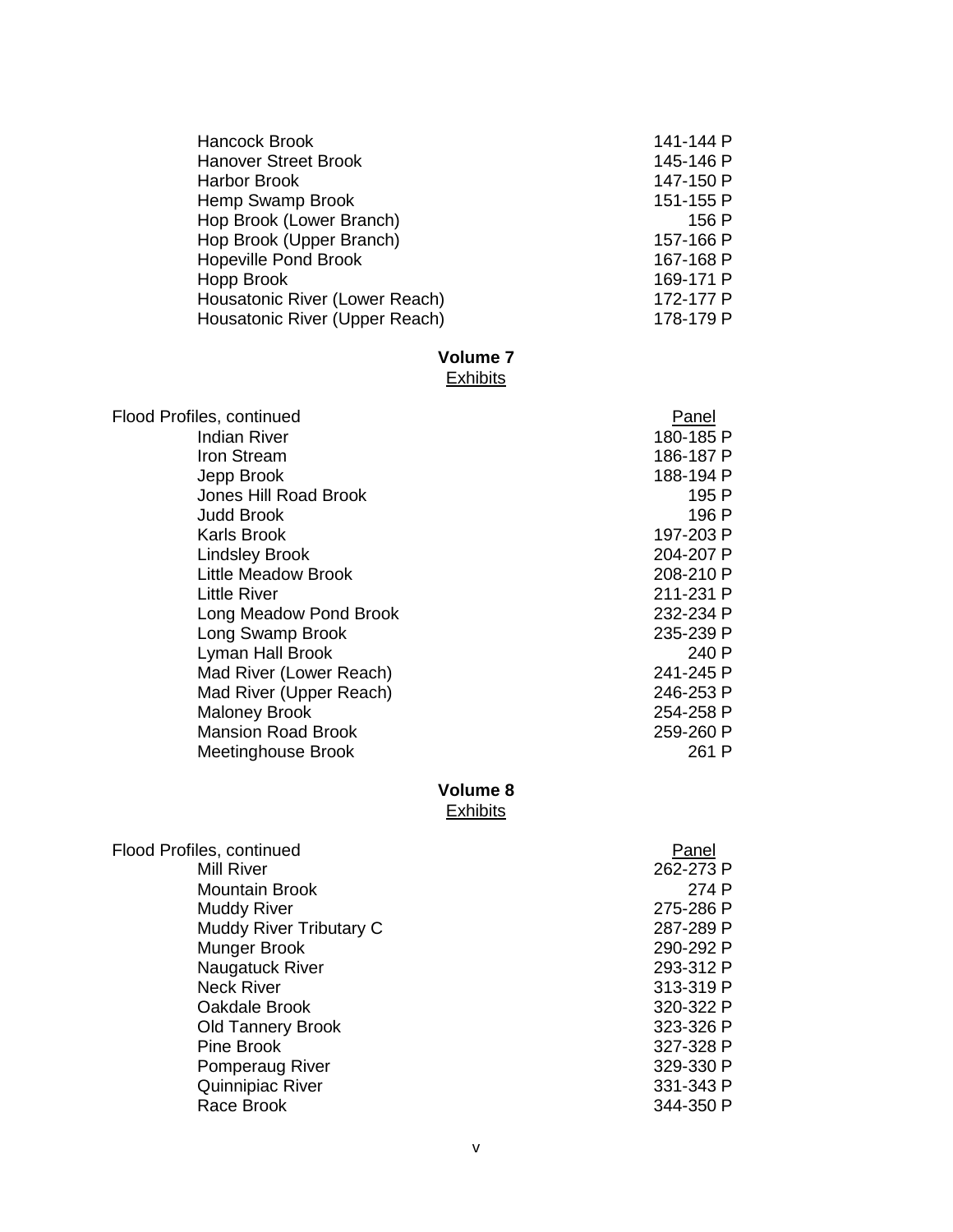| | |
|---|---|
| Hancock Brook | 141-144 P |
| Hanover Street Brook | 145-146 P |
| Harbor Brook | 147-150 P |
| Hemp Swamp Brook | 151-155 P |
| Hop Brook (Lower Branch) | 156 P |
| Hop Brook (Upper Branch) | 157-166 P |
| Hopeville Pond Brook | 167-168 P |
| Hopp Brook | 169-171 P |
| Housatonic River (Lower Reach) | 172-177 P |
| Housatonic River (Upper Reach) | 178-179 P |

**Volume 7**
Exhibits

| Flood Profiles, continued | Panel |
|---|---|
| Indian River | 180-185 P |
| Iron Stream | 186-187 P |
| Jepp Brook | 188-194 P |
| Jones Hill Road Brook | 195 P |
| Judd Brook | 196 P |
| Karls Brook | 197-203 P |
| Lindsley Brook | 204-207 P |
| Little Meadow Brook | 208-210 P |
| Little River | 211-231 P |
| Long Meadow Pond Brook | 232-234 P |
| Long Swamp Brook | 235-239 P |
| Lyman Hall Brook | 240 P |
| Mad River (Lower Reach) | 241-245 P |
| Mad River (Upper Reach) | 246-253 P |
| Maloney Brook | 254-258 P |
| Mansion Road Brook | 259-260 P |
| Meetinghouse Brook | 261 P |

**Volume 8**
Exhibits

| Flood Profiles, continued | Panel |
|---|---|
| Mill River | 262-273 P |
| Mountain Brook | 274 P |
| Muddy River | 275-286 P |
| Muddy River Tributary C | 287-289 P |
| Munger Brook | 290-292 P |
| Naugatuck River | 293-312 P |
| Neck River | 313-319 P |
| Oakdale Brook | 320-322 P |
| Old Tannery Brook | 323-326 P |
| Pine Brook | 327-328 P |
| Pomperaug River | 329-330 P |
| Quinnipiac River | 331-343 P |
| Race Brook | 344-350 P |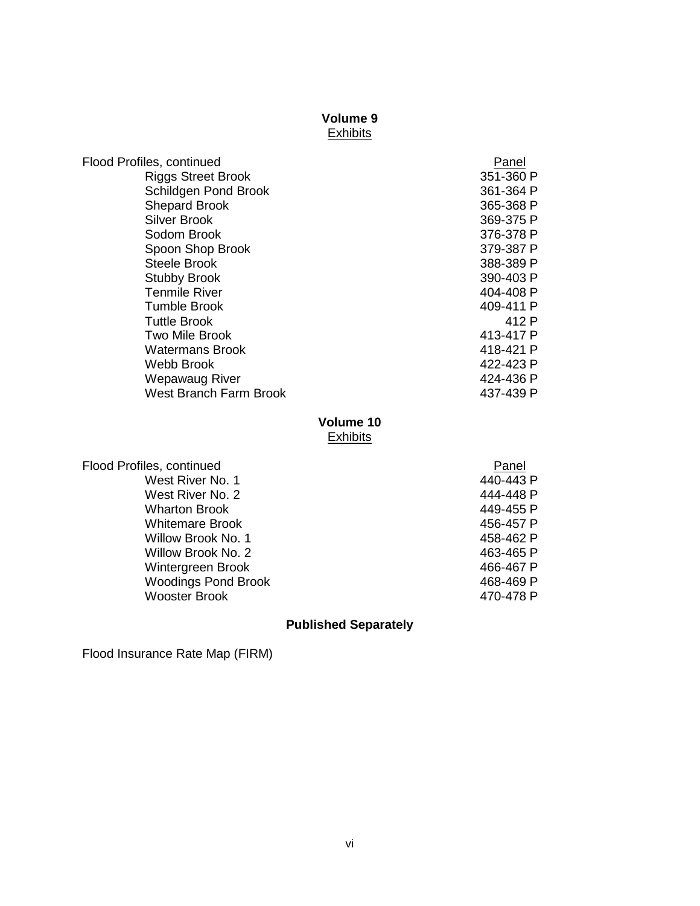## Volume 9
Exhibits

| Flood Profiles, continued | Panel |
|---|---|
| Riggs Street Brook | 351-360 P |
| Schildgen Pond Brook | 361-364 P |
| Shepard Brook | 365-368 P |
| Silver Brook | 369-375 P |
| Sodom Brook | 376-378 P |
| Spoon Shop Brook | 379-387 P |
| Steele Brook | 388-389 P |
| Stubby Brook | 390-403 P |
| Tenmile River | 404-408 P |
| Tumble Brook | 409-411 P |
| Tuttle Brook | 412 P |
| Two Mile Brook | 413-417 P |
| Watermans Brook | 418-421 P |
| Webb Brook | 422-423 P |
| Wepawaug River | 424-436 P |
| West Branch Farm Brook | 437-439 P |

## Volume 10
Exhibits

| Flood Profiles, continued | Panel |
|---|---|
| West River No. 1 | 440-443 P |
| West River No. 2 | 444-448 P |
| Wharton Brook | 449-455 P |
| Whitemare Brook | 456-457 P |
| Willow Brook No. 1 | 458-462 P |
| Willow Brook No. 2 | 463-465 P |
| Wintergreen Brook | 466-467 P |
| Woodings Pond Brook | 468-469 P |
| Wooster Brook | 470-478 P |

## Published Separately

Flood Insurance Rate Map (FIRM)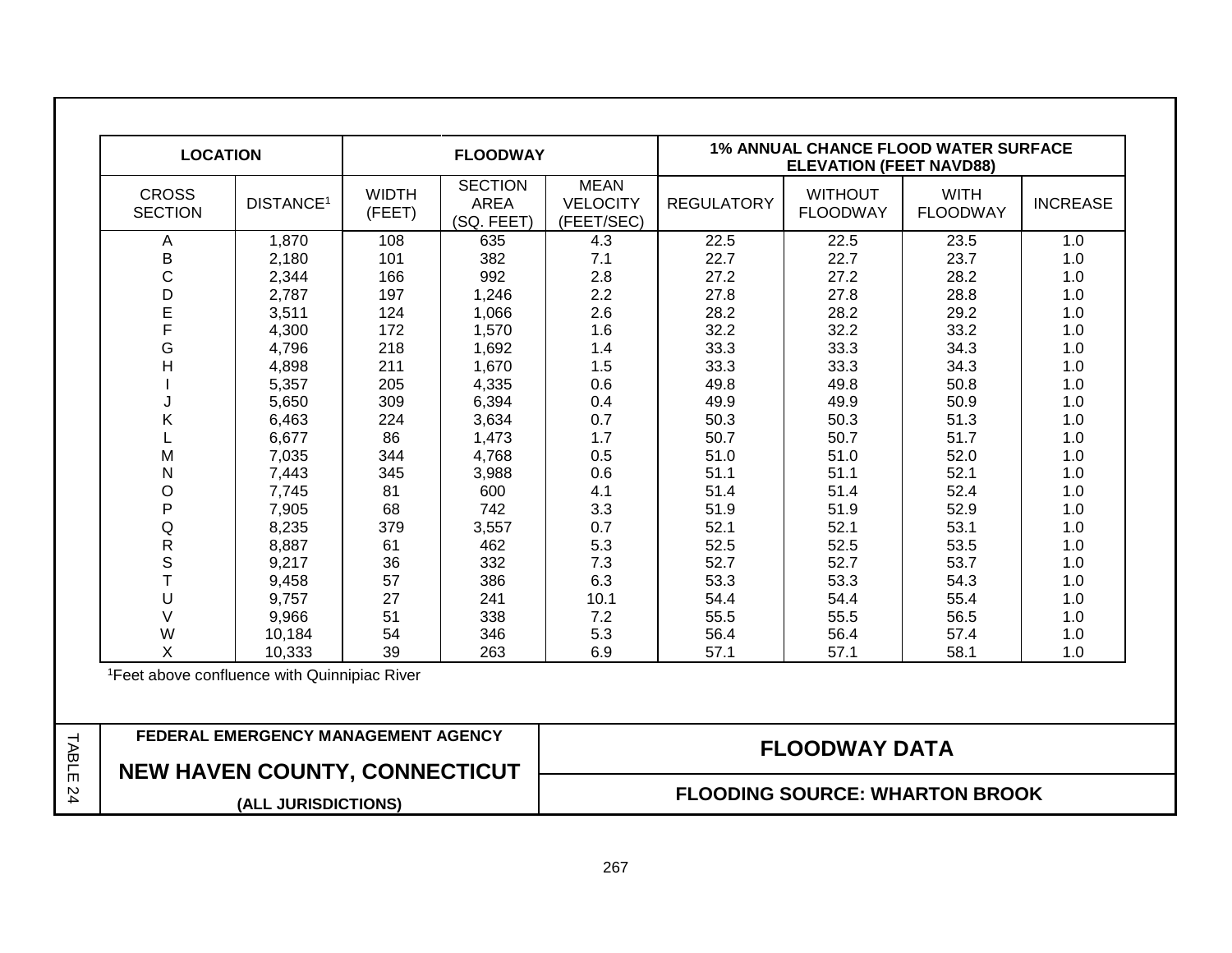| LOCATION | | FLOODWAY | | | 1% ANNUAL CHANCE FLOOD WATER SURFACE ELEVATION (FEET NAVD88) | | | |
|---|---|---|---|---|---|---|---|---|
| CROSS SECTION | DISTANCE[1] | WIDTH (FEET) | SECTION AREA (SQ. FEET) | MEAN VELOCITY (FEET/SEC) | REGULATORY | WITHOUT FLOODWAY | WITH FLOODWAY | INCREASE |
| A | 1,870 | 108 | 635 | 4.3 | 22.5 | 22.5 | 23.5 | 1.0 |
| B | 2,180 | 101 | 382 | 7.1 | 22.7 | 22.7 | 23.7 | 1.0 |
| C | 2,344 | 166 | 992 | 2.8 | 27.2 | 27.2 | 28.2 | 1.0 |
| D | 2,787 | 197 | 1,246 | 2.2 | 27.8 | 27.8 | 28.8 | 1.0 |
| E | 3,511 | 124 | 1,066 | 2.6 | 28.2 | 28.2 | 29.2 | 1.0 |
| F | 4,300 | 172 | 1,570 | 1.6 | 32.2 | 32.2 | 33.2 | 1.0 |
| G | 4,796 | 218 | 1,692 | 1.4 | 33.3 | 33.3 | 34.3 | 1.0 |
| H | 4,898 | 211 | 1,670 | 1.5 | 33.3 | 33.3 | 34.3 | 1.0 |
| I | 5,357 | 205 | 4,335 | 0.6 | 49.8 | 49.8 | 50.8 | 1.0 |
| J | 5,650 | 309 | 6,394 | 0.4 | 49.9 | 49.9 | 50.9 | 1.0 |
| K | 6,463 | 224 | 3,634 | 0.7 | 50.3 | 50.3 | 51.3 | 1.0 |
| L | 6,677 | 86 | 1,473 | 1.7 | 50.7 | 50.7 | 51.7 | 1.0 |
| M | 7,035 | 344 | 4,768 | 0.5 | 51.0 | 51.0 | 52.0 | 1.0 |
| N | 7,443 | 345 | 3,988 | 0.6 | 51.1 | 51.1 | 52.1 | 1.0 |
| O | 7,745 | 81 | 600 | 4.1 | 51.4 | 51.4 | 52.4 | 1.0 |
| P | 7,905 | 68 | 742 | 3.3 | 51.9 | 51.9 | 52.9 | 1.0 |
| Q | 8,235 | 379 | 3,557 | 0.7 | 52.1 | 52.1 | 53.1 | 1.0 |
| R | 8,887 | 61 | 462 | 5.3 | 52.5 | 52.5 | 53.5 | 1.0 |
| S | 9,217 | 36 | 332 | 7.3 | 52.7 | 52.7 | 53.7 | 1.0 |
| T | 9,458 | 57 | 386 | 6.3 | 53.3 | 53.3 | 54.3 | 1.0 |
| U | 9,757 | 27 | 241 | 10.1 | 54.4 | 54.4 | 55.4 | 1.0 |
| V | 9,966 | 51 | 338 | 7.2 | 55.5 | 55.5 | 56.5 | 1.0 |
| W | 10,184 | 54 | 346 | 5.3 | 56.4 | 56.4 | 57.4 | 1.0 |
| X | 10,333 | 39 | 263 | 6.9 | 57.1 | 57.1 | 58.1 | 1.0 |

[1]Feet above confluence with Quinnipiac River

TABLE 24

**FEDERAL EMERGENCY MANAGEMENT AGENCY**

**NEW HAVEN COUNTY, CONNECTICUT**

**(ALL JURISDICTIONS)**

**FLOODWAY DATA**

**FLOODING SOURCE: WHARTON BROOK**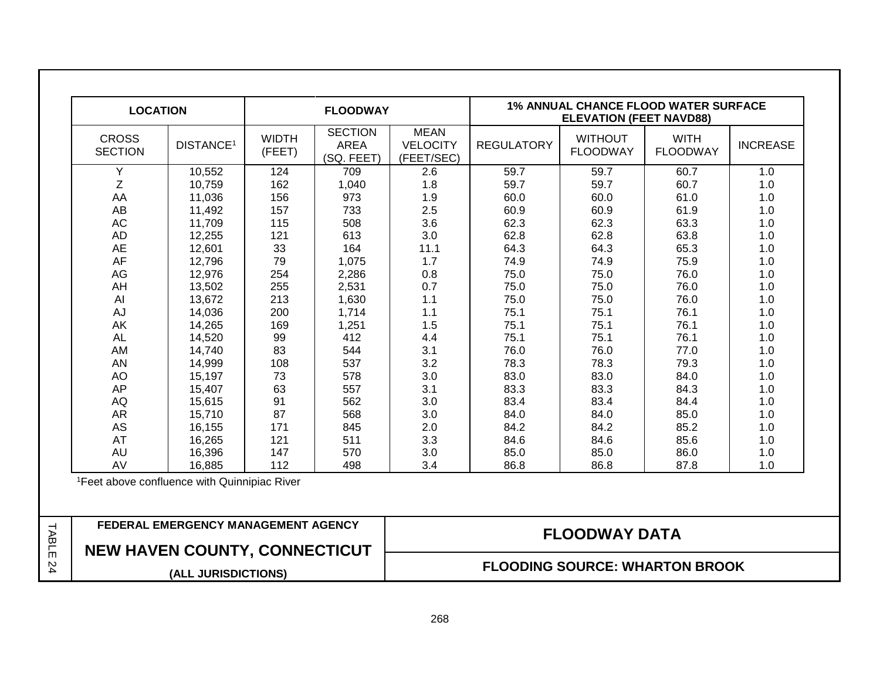| LOCATION | | FLOODWAY | | | 1% ANNUAL CHANCE FLOOD WATER SURFACE ELEVATION (FEET NAVD88) | | | |
|---|---|---|---|---|---|---|---|---|
| CROSS SECTION | DISTANCE[1] | WIDTH (FEET) | SECTION AREA (SQ. FEET) | MEAN VELOCITY (FEET/SEC) | REGULATORY | WITHOUT FLOODWAY | WITH FLOODWAY | INCREASE |
| Y | 10,552 | 124 | 709 | 2.6 | 59.7 | 59.7 | 60.7 | 1.0 |
| Z | 10,759 | 162 | 1,040 | 1.8 | 59.7 | 59.7 | 60.7 | 1.0 |
| AA | 11,036 | 156 | 973 | 1.9 | 60.0 | 60.0 | 61.0 | 1.0 |
| AB | 11,492 | 157 | 733 | 2.5 | 60.9 | 60.9 | 61.9 | 1.0 |
| AC | 11,709 | 115 | 508 | 3.6 | 62.3 | 62.3 | 63.3 | 1.0 |
| AD | 12,255 | 121 | 613 | 3.0 | 62.8 | 62.8 | 63.8 | 1.0 |
| AE | 12,601 | 33 | 164 | 11.1 | 64.3 | 64.3 | 65.3 | 1.0 |
| AF | 12,796 | 79 | 1,075 | 1.7 | 74.9 | 74.9 | 75.9 | 1.0 |
| AG | 12,976 | 254 | 2,286 | 0.8 | 75.0 | 75.0 | 76.0 | 1.0 |
| AH | 13,502 | 255 | 2,531 | 0.7 | 75.0 | 75.0 | 76.0 | 1.0 |
| AI | 13,672 | 213 | 1,630 | 1.1 | 75.0 | 75.0 | 76.0 | 1.0 |
| AJ | 14,036 | 200 | 1,714 | 1.1 | 75.1 | 75.1 | 76.1 | 1.0 |
| AK | 14,265 | 169 | 1,251 | 1.5 | 75.1 | 75.1 | 76.1 | 1.0 |
| AL | 14,520 | 99 | 412 | 4.4 | 75.1 | 75.1 | 76.1 | 1.0 |
| AM | 14,740 | 83 | 544 | 3.1 | 76.0 | 76.0 | 77.0 | 1.0 |
| AN | 14,999 | 108 | 537 | 3.2 | 78.3 | 78.3 | 79.3 | 1.0 |
| AO | 15,197 | 73 | 578 | 3.0 | 83.0 | 83.0 | 84.0 | 1.0 |
| AP | 15,407 | 63 | 557 | 3.1 | 83.3 | 83.3 | 84.3 | 1.0 |
| AQ | 15,615 | 91 | 562 | 3.0 | 83.4 | 83.4 | 84.4 | 1.0 |
| AR | 15,710 | 87 | 568 | 3.0 | 84.0 | 84.0 | 85.0 | 1.0 |
| AS | 16,155 | 171 | 845 | 2.0 | 84.2 | 84.2 | 85.2 | 1.0 |
| AT | 16,265 | 121 | 511 | 3.3 | 84.6 | 84.6 | 85.6 | 1.0 |
| AU | 16,396 | 147 | 570 | 3.0 | 85.0 | 85.0 | 86.0 | 1.0 |
| AV | 16,885 | 112 | 498 | 3.4 | 86.8 | 86.8 | 87.8 | 1.0 |

[1]Feet above confluence with Quinnipiac River

TABLE 24

**FEDERAL EMERGENCY MANAGEMENT AGENCY**

**NEW HAVEN COUNTY, CONNECTICUT**

**(ALL JURISDICTIONS)**

**FLOODWAY DATA**

**FLOODING SOURCE: WHARTON BROOK**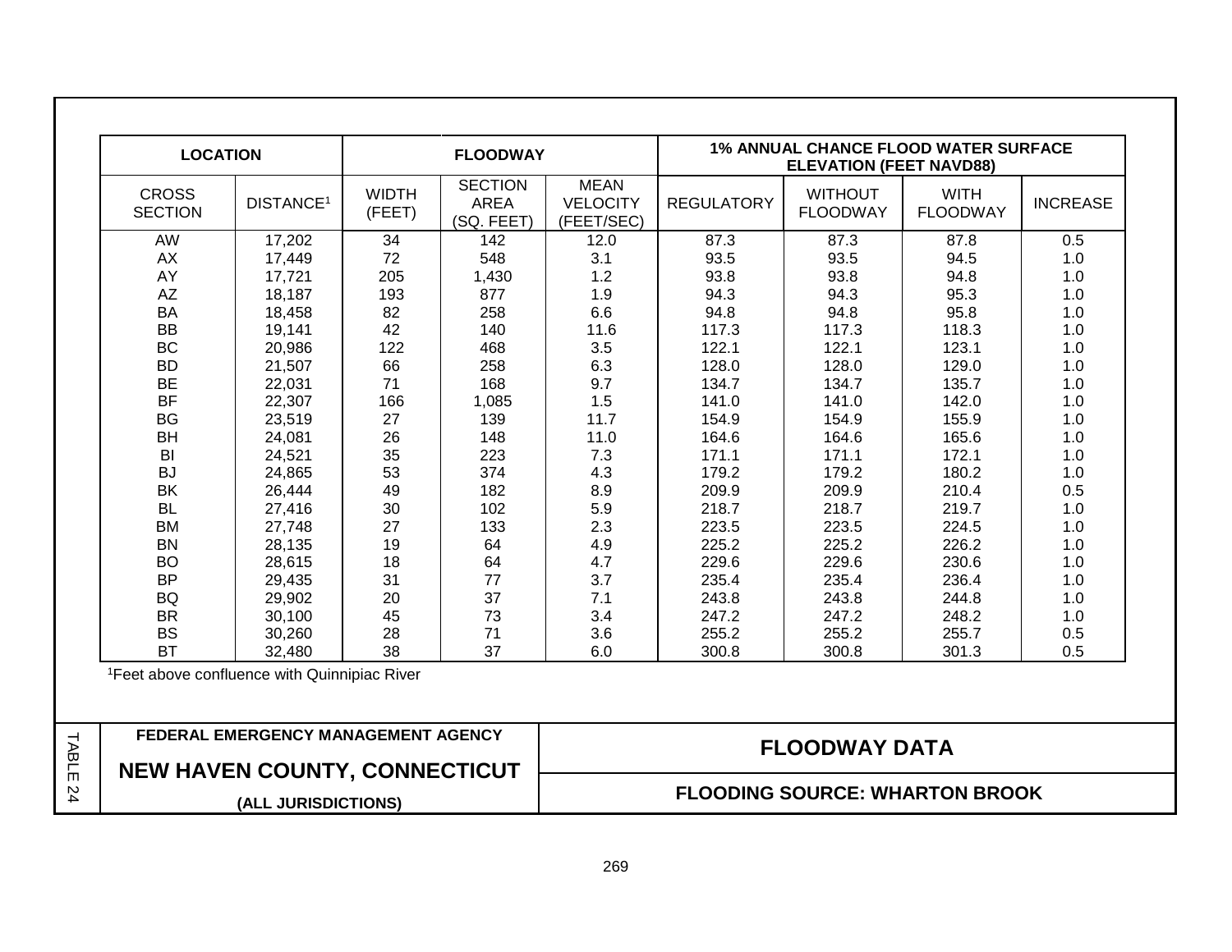| LOCATION | | FLOODWAY | | | 1% ANNUAL CHANCE FLOOD WATER SURFACE ELEVATION (FEET NAVD88) | | | |
|---|---|---|---|---|---|---|---|---|
| CROSS SECTION | DISTANCE[1] | WIDTH (FEET) | SECTION AREA (SQ. FEET) | MEAN VELOCITY (FEET/SEC) | REGULATORY | WITHOUT FLOODWAY | WITH FLOODWAY | INCREASE |
| AW | 17,202 | 34 | 142 | 12.0 | 87.3 | 87.3 | 87.8 | 0.5 |
| AX | 17,449 | 72 | 548 | 3.1 | 93.5 | 93.5 | 94.5 | 1.0 |
| AY | 17,721 | 205 | 1,430 | 1.2 | 93.8 | 93.8 | 94.8 | 1.0 |
| AZ | 18,187 | 193 | 877 | 1.9 | 94.3 | 94.3 | 95.3 | 1.0 |
| BA | 18,458 | 82 | 258 | 6.6 | 94.8 | 94.8 | 95.8 | 1.0 |
| BB | 19,141 | 42 | 140 | 11.6 | 117.3 | 117.3 | 118.3 | 1.0 |
| BC | 20,986 | 122 | 468 | 3.5 | 122.1 | 122.1 | 123.1 | 1.0 |
| BD | 21,507 | 66 | 258 | 6.3 | 128.0 | 128.0 | 129.0 | 1.0 |
| BE | 22,031 | 71 | 168 | 9.7 | 134.7 | 134.7 | 135.7 | 1.0 |
| BF | 22,307 | 166 | 1,085 | 1.5 | 141.0 | 141.0 | 142.0 | 1.0 |
| BG | 23,519 | 27 | 139 | 11.7 | 154.9 | 154.9 | 155.9 | 1.0 |
| BH | 24,081 | 26 | 148 | 11.0 | 164.6 | 164.6 | 165.6 | 1.0 |
| BI | 24,521 | 35 | 223 | 7.3 | 171.1 | 171.1 | 172.1 | 1.0 |
| BJ | 24,865 | 53 | 374 | 4.3 | 179.2 | 179.2 | 180.2 | 1.0 |
| BK | 26,444 | 49 | 182 | 8.9 | 209.9 | 209.9 | 210.4 | 0.5 |
| BL | 27,416 | 30 | 102 | 5.9 | 218.7 | 218.7 | 219.7 | 1.0 |
| BM | 27,748 | 27 | 133 | 2.3 | 223.5 | 223.5 | 224.5 | 1.0 |
| BN | 28,135 | 19 | 64 | 4.9 | 225.2 | 225.2 | 226.2 | 1.0 |
| BO | 28,615 | 18 | 64 | 4.7 | 229.6 | 229.6 | 230.6 | 1.0 |
| BP | 29,435 | 31 | 77 | 3.7 | 235.4 | 235.4 | 236.4 | 1.0 |
| BQ | 29,902 | 20 | 37 | 7.1 | 243.8 | 243.8 | 244.8 | 1.0 |
| BR | 30,100 | 45 | 73 | 3.4 | 247.2 | 247.2 | 248.2 | 1.0 |
| BS | 30,260 | 28 | 71 | 3.6 | 255.2 | 255.2 | 255.7 | 0.5 |
| BT | 32,480 | 38 | 37 | 6.0 | 300.8 | 300.8 | 301.3 | 0.5 |

[1]Feet above confluence with Quinnipiac River

TABLE 24

**FEDERAL EMERGENCY MANAGEMENT AGENCY**

**NEW HAVEN COUNTY, CONNECTICUT**

**(ALL JURISDICTIONS)**

**FLOODWAY DATA**

**FLOODING SOURCE: WHARTON BROOK**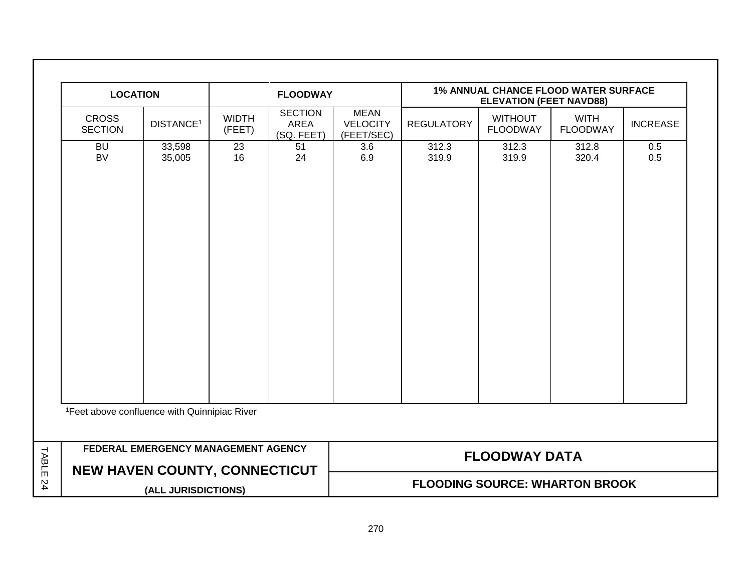| LOCATION | | FLOODWAY | | | 1% ANNUAL CHANCE FLOOD WATER SURFACE ELEVATION (FEET NAVD88) | | | |
|---|---|---|---|---|---|---|---|---|
| CROSS SECTION | DISTANCE[1] | WIDTH (FEET) | SECTION AREA (SQ. FEET) | MEAN VELOCITY (FEET/SEC) | REGULATORY | WITHOUT FLOODWAY | WITH FLOODWAY | INCREASE |
| BU | 33,598 | 23 | 51 | 3.6 | 312.3 | 312.3 | 312.8 | 0.5 |
| BV | 35,005 | 16 | 24 | 6.9 | 319.9 | 319.9 | 320.4 | 0.5 |

[1]Feet above confluence with Quinnipiac River

TABLE 24

**FEDERAL EMERGENCY MANAGEMENT AGENCY**

**NEW HAVEN COUNTY, CONNECTICUT**

**(ALL JURISDICTIONS)**

**FLOODWAY DATA**

**FLOODING SOURCE: WHARTON BROOK**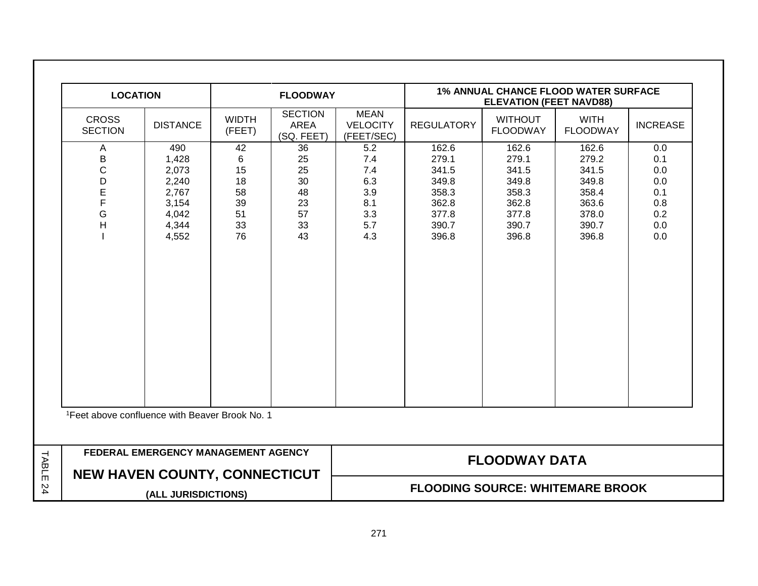| LOCATION | | FLOODWAY | | | 1% ANNUAL CHANCE FLOOD WATER SURFACE ELEVATION (FEET NAVD88) | | | |
|---|---|---|---|---|---|---|---|---|
| CROSS SECTION | DISTANCE | WIDTH (FEET) | SECTION AREA (SQ. FEET) | MEAN VELOCITY (FEET/SEC) | REGULATORY | WITHOUT FLOODWAY | WITH FLOODWAY | INCREASE |
| A | 490 | 42 | 36 | 5.2 | 162.6 | 162.6 | 162.6 | 0.0 |
| B | 1,428 | 6 | 25 | 7.4 | 279.1 | 279.1 | 279.2 | 0.1 |
| C | 2,073 | 15 | 25 | 7.4 | 341.5 | 341.5 | 341.5 | 0.0 |
| D | 2,240 | 18 | 30 | 6.3 | 349.8 | 349.8 | 349.8 | 0.0 |
| E | 2,767 | 58 | 48 | 3.9 | 358.3 | 358.3 | 358.4 | 0.1 |
| F | 3,154 | 39 | 23 | 8.1 | 362.8 | 362.8 | 363.6 | 0.8 |
| G | 4,042 | 51 | 57 | 3.3 | 377.8 | 377.8 | 378.0 | 0.2 |
| H | 4,344 | 33 | 33 | 5.7 | 390.7 | 390.7 | 390.7 | 0.0 |
| I | 4,552 | 76 | 43 | 4.3 | 396.8 | 396.8 | 396.8 | 0.0 |

[1]Feet above confluence with Beaver Brook No. 1

TABLE 24

**FEDERAL EMERGENCY MANAGEMENT AGENCY**

**NEW HAVEN COUNTY, CONNECTICUT**

**(ALL JURISDICTIONS)**

**FLOODWAY DATA**

**FLOODING SOURCE: WHITEMARE BROOK**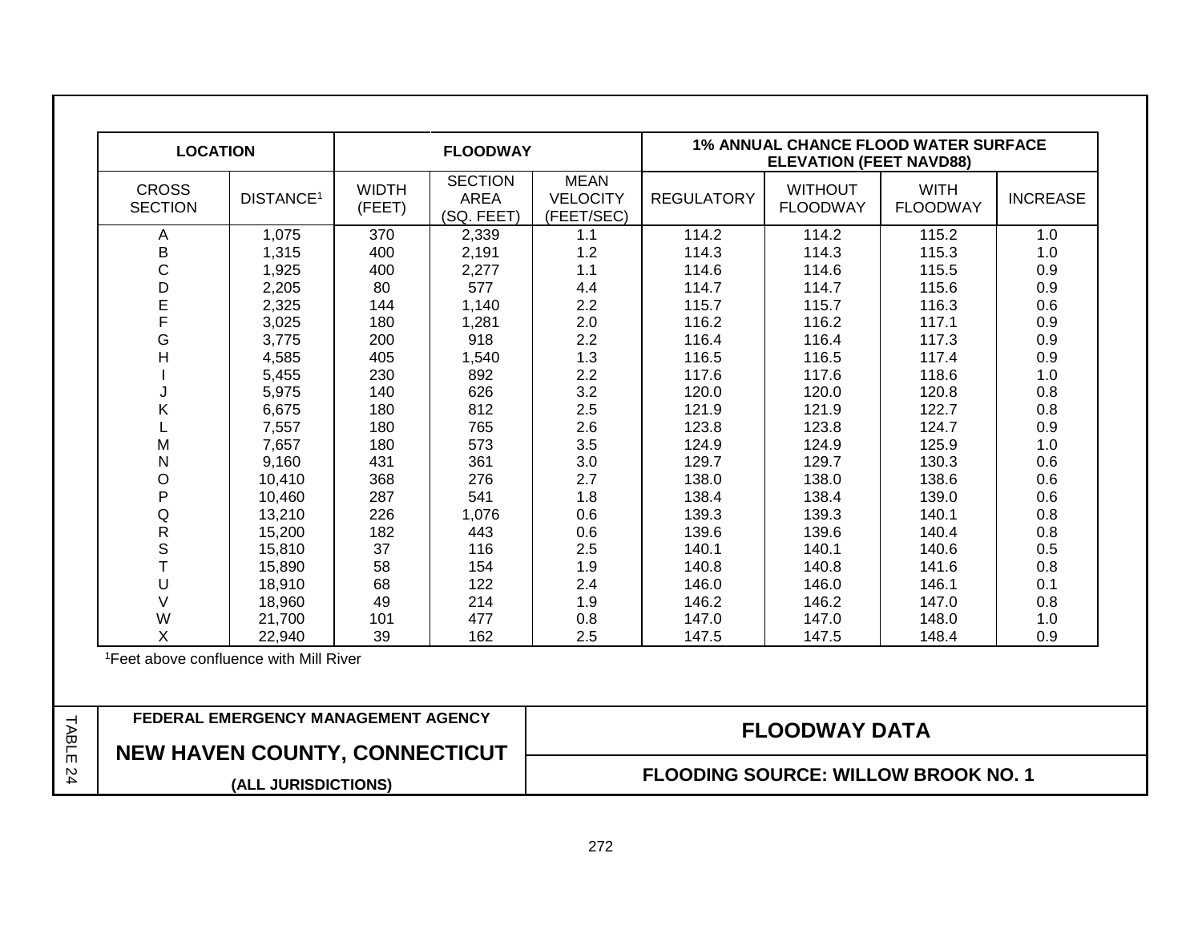| LOCATION | | FLOODWAY | | | 1% ANNUAL CHANCE FLOOD WATER SURFACE ELEVATION (FEET NAVD88) | | | |
|---|---|---|---|---|---|---|---|---|
| CROSS SECTION | DISTANCE[1] | WIDTH (FEET) | SECTION AREA (SQ. FEET) | MEAN VELOCITY (FEET/SEC) | REGULATORY | WITHOUT FLOODWAY | WITH FLOODWAY | INCREASE |
| A | 1,075 | 370 | 2,339 | 1.1 | 114.2 | 114.2 | 115.2 | 1.0 |
| B | 1,315 | 400 | 2,191 | 1.2 | 114.3 | 114.3 | 115.3 | 1.0 |
| C | 1,925 | 400 | 2,277 | 1.1 | 114.6 | 114.6 | 115.5 | 0.9 |
| D | 2,205 | 80 | 577 | 4.4 | 114.7 | 114.7 | 115.6 | 0.9 |
| E | 2,325 | 144 | 1,140 | 2.2 | 115.7 | 115.7 | 116.3 | 0.6 |
| F | 3,025 | 180 | 1,281 | 2.0 | 116.2 | 116.2 | 117.1 | 0.9 |
| G | 3,775 | 200 | 918 | 2.2 | 116.4 | 116.4 | 117.3 | 0.9 |
| H | 4,585 | 405 | 1,540 | 1.3 | 116.5 | 116.5 | 117.4 | 0.9 |
| I | 5,455 | 230 | 892 | 2.2 | 117.6 | 117.6 | 118.6 | 1.0 |
| J | 5,975 | 140 | 626 | 3.2 | 120.0 | 120.0 | 120.8 | 0.8 |
| K | 6,675 | 180 | 812 | 2.5 | 121.9 | 121.9 | 122.7 | 0.8 |
| L | 7,557 | 180 | 765 | 2.6 | 123.8 | 123.8 | 124.7 | 0.9 |
| M | 7,657 | 180 | 573 | 3.5 | 124.9 | 124.9 | 125.9 | 1.0 |
| N | 9,160 | 431 | 361 | 3.0 | 129.7 | 129.7 | 130.3 | 0.6 |
| O | 10,410 | 368 | 276 | 2.7 | 138.0 | 138.0 | 138.6 | 0.6 |
| P | 10,460 | 287 | 541 | 1.8 | 138.4 | 138.4 | 139.0 | 0.6 |
| Q | 13,210 | 226 | 1,076 | 0.6 | 139.3 | 139.3 | 140.1 | 0.8 |
| R | 15,200 | 182 | 443 | 0.6 | 139.6 | 139.6 | 140.4 | 0.8 |
| S | 15,810 | 37 | 116 | 2.5 | 140.1 | 140.1 | 140.6 | 0.5 |
| T | 15,890 | 58 | 154 | 1.9 | 140.8 | 140.8 | 141.6 | 0.8 |
| U | 18,910 | 68 | 122 | 2.4 | 146.0 | 146.0 | 146.1 | 0.1 |
| V | 18,960 | 49 | 214 | 1.9 | 146.2 | 146.2 | 147.0 | 0.8 |
| W | 21,700 | 101 | 477 | 0.8 | 147.0 | 147.0 | 148.0 | 1.0 |
| X | 22,940 | 39 | 162 | 2.5 | 147.5 | 147.5 | 148.4 | 0.9 |

[1]Feet above confluence with Mill River

TABLE 24

**FEDERAL EMERGENCY MANAGEMENT AGENCY**

**NEW HAVEN COUNTY, CONNECTICUT**

**(ALL JURISDICTIONS)**

**FLOODWAY DATA**

**FLOODING SOURCE: WILLOW BROOK NO. 1**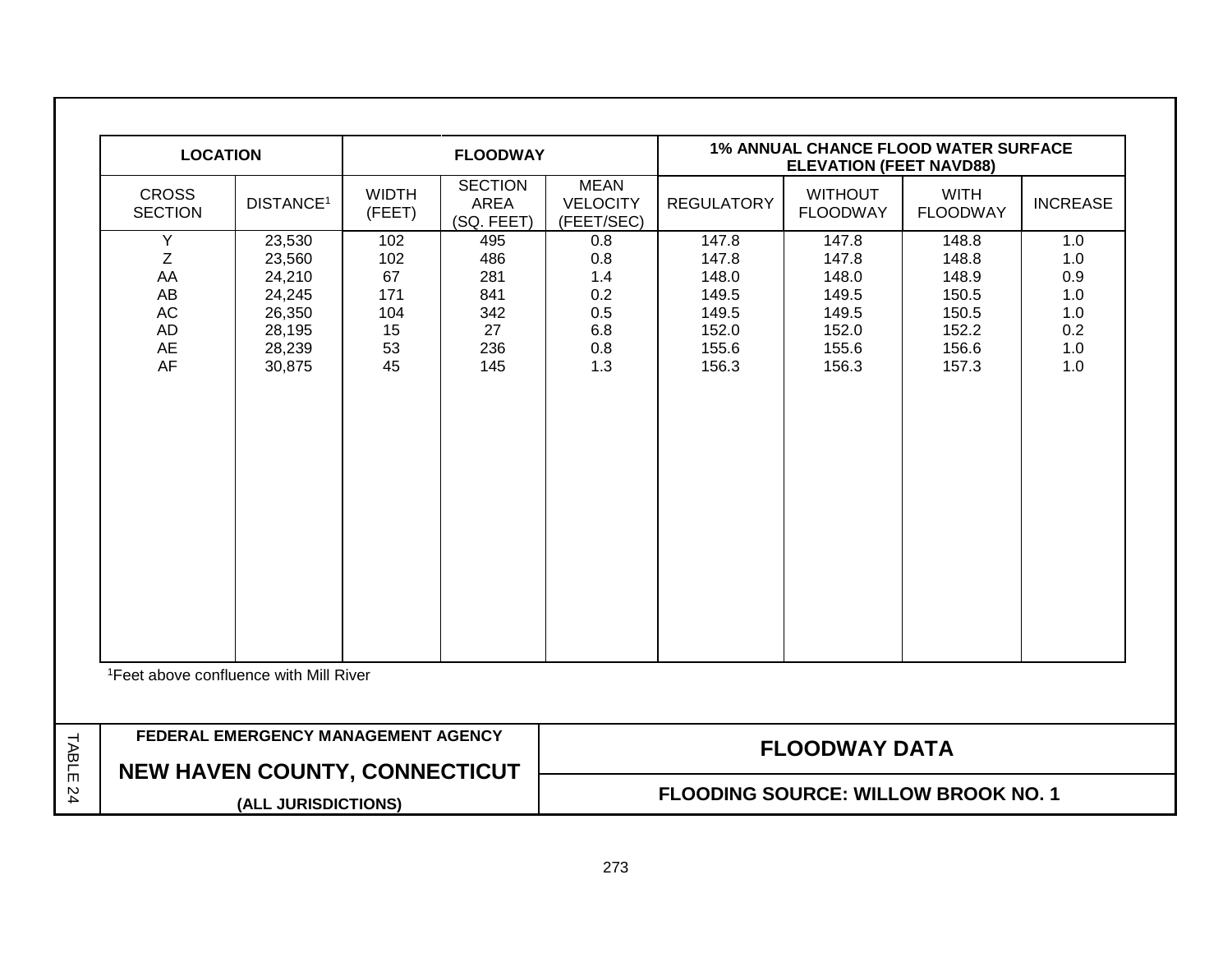| LOCATION | | FLOODWAY | | | 1% ANNUAL CHANCE FLOOD WATER SURFACE ELEVATION (FEET NAVD88) | | | |
|---|---|---|---|---|---|---|---|---|
| CROSS SECTION | DISTANCE[1] | WIDTH (FEET) | SECTION AREA (SQ. FEET) | MEAN VELOCITY (FEET/SEC) | REGULATORY | WITHOUT FLOODWAY | WITH FLOODWAY | INCREASE |
| Y | 23,530 | 102 | 495 | 0.8 | 147.8 | 147.8 | 148.8 | 1.0 |
| Z | 23,560 | 102 | 486 | 0.8 | 147.8 | 147.8 | 148.8 | 1.0 |
| AA | 24,210 | 67 | 281 | 1.4 | 148.0 | 148.0 | 148.9 | 0.9 |
| AB | 24,245 | 171 | 841 | 0.2 | 149.5 | 149.5 | 150.5 | 1.0 |
| AC | 26,350 | 104 | 342 | 0.5 | 149.5 | 149.5 | 150.5 | 1.0 |
| AD | 28,195 | 15 | 27 | 6.8 | 152.0 | 152.0 | 152.2 | 0.2 |
| AE | 28,239 | 53 | 236 | 0.8 | 155.6 | 155.6 | 156.6 | 1.0 |
| AF | 30,875 | 45 | 145 | 1.3 | 156.3 | 156.3 | 157.3 | 1.0 |

[1]Feet above confluence with Mill River

TABLE 24

**FEDERAL EMERGENCY MANAGEMENT AGENCY**

**NEW HAVEN COUNTY, CONNECTICUT**

**(ALL JURISDICTIONS)**

**FLOODWAY DATA**

**FLOODING SOURCE: WILLOW BROOK NO. 1**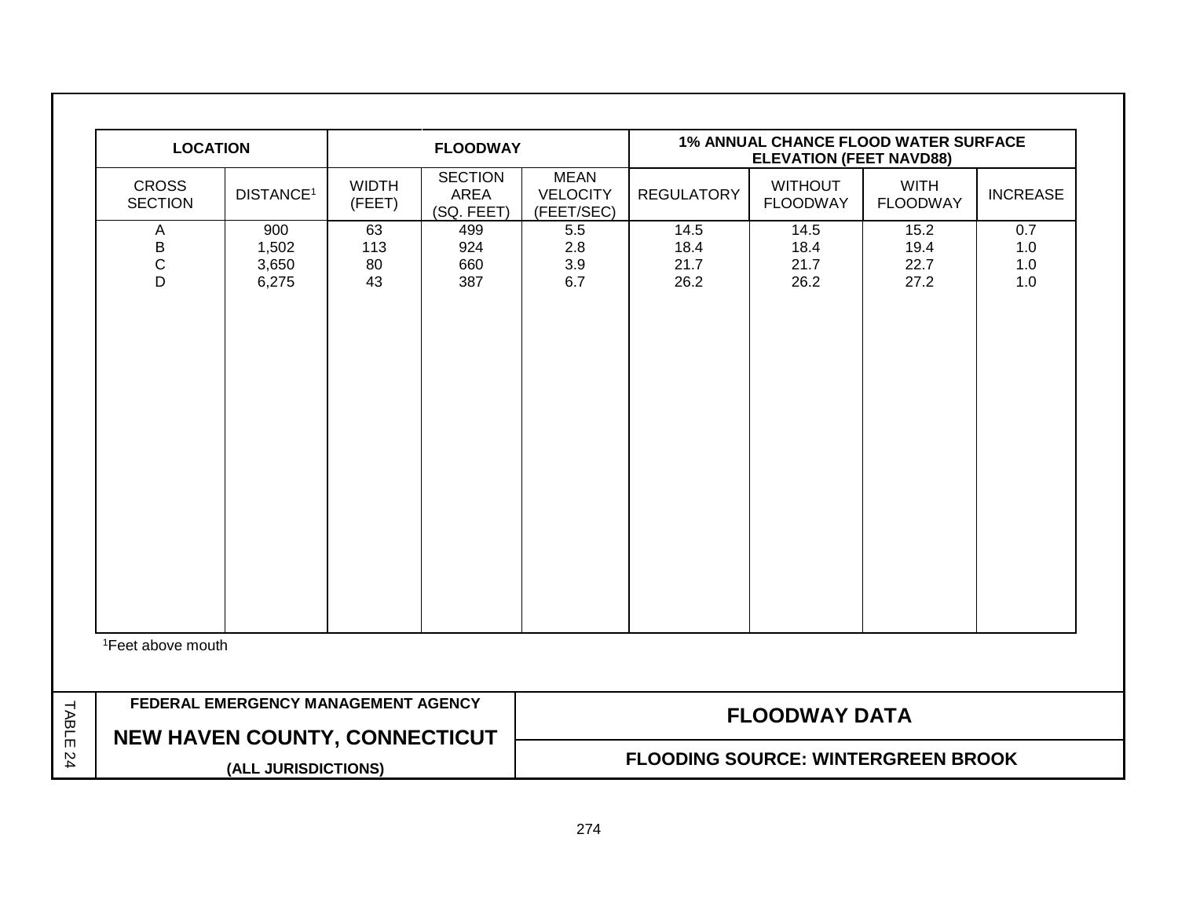| LOCATION | | FLOODWAY | | | 1% ANNUAL CHANCE FLOOD WATER SURFACE ELEVATION (FEET NAVD88) | | | |
|---|---|---|---|---|---|---|---|---|
| CROSS SECTION | DISTANCE[1] | WIDTH (FEET) | SECTION AREA (SQ. FEET) | MEAN VELOCITY (FEET/SEC) | REGULATORY | WITHOUT FLOODWAY | WITH FLOODWAY | INCREASE |
| A | 900 | 63 | 499 | 5.5 | 14.5 | 14.5 | 15.2 | 0.7 |
| B | 1,502 | 113 | 924 | 2.8 | 18.4 | 18.4 | 19.4 | 1.0 |
| C | 3,650 | 80 | 660 | 3.9 | 21.7 | 21.7 | 22.7 | 1.0 |
| D | 6,275 | 43 | 387 | 6.7 | 26.2 | 26.2 | 27.2 | 1.0 |

[1]Feet above mouth

TABLE 24

**FEDERAL EMERGENCY MANAGEMENT AGENCY**

**NEW HAVEN COUNTY, CONNECTICUT**

**(ALL JURISDICTIONS)**

**FLOODWAY DATA**

**FLOODING SOURCE: WINTERGREEN BROOK**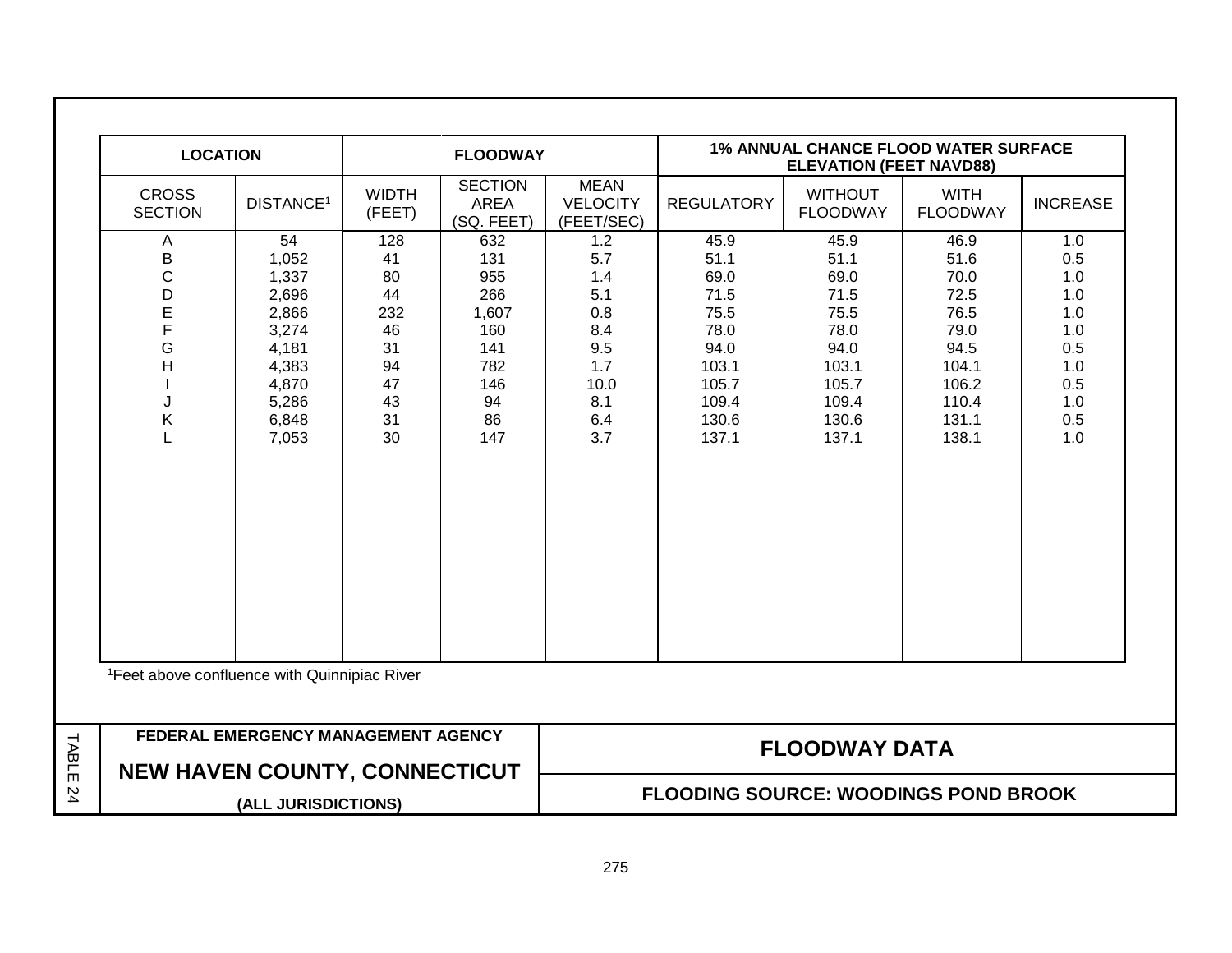| LOCATION | | FLOODWAY | | | 1% ANNUAL CHANCE FLOOD WATER SURFACE ELEVATION (FEET NAVD88) | | | |
|---|---|---|---|---|---|---|---|---|
| CROSS SECTION | DISTANCE[1] | WIDTH (FEET) | SECTION AREA (SQ. FEET) | MEAN VELOCITY (FEET/SEC) | REGULATORY | WITHOUT FLOODWAY | WITH FLOODWAY | INCREASE |
| A | 54 | 128 | 632 | 1.2 | 45.9 | 45.9 | 46.9 | 1.0 |
| B | 1,052 | 41 | 131 | 5.7 | 51.1 | 51.1 | 51.6 | 0.5 |
| C | 1,337 | 80 | 955 | 1.4 | 69.0 | 69.0 | 70.0 | 1.0 |
| D | 2,696 | 44 | 266 | 5.1 | 71.5 | 71.5 | 72.5 | 1.0 |
| E | 2,866 | 232 | 1,607 | 0.8 | 75.5 | 75.5 | 76.5 | 1.0 |
| F | 3,274 | 46 | 160 | 8.4 | 78.0 | 78.0 | 79.0 | 1.0 |
| G | 4,181 | 31 | 141 | 9.5 | 94.0 | 94.0 | 94.5 | 0.5 |
| H | 4,383 | 94 | 782 | 1.7 | 103.1 | 103.1 | 104.1 | 1.0 |
| I | 4,870 | 47 | 146 | 10.0 | 105.7 | 105.7 | 106.2 | 0.5 |
| J | 5,286 | 43 | 94 | 8.1 | 109.4 | 109.4 | 110.4 | 1.0 |
| K | 6,848 | 31 | 86 | 6.4 | 130.6 | 130.6 | 131.1 | 0.5 |
| L | 7,053 | 30 | 147 | 3.7 | 137.1 | 137.1 | 138.1 | 1.0 |

[1]Feet above confluence with Quinnipiac River

**FEDERAL EMERGENCY MANAGEMENT AGENCY**

**NEW HAVEN COUNTY, CONNECTICUT**

**(ALL JURISDICTIONS)**

**FLOODWAY DATA**

**FLOODING SOURCE: WOODINGS POND BROOK**

TABLE 24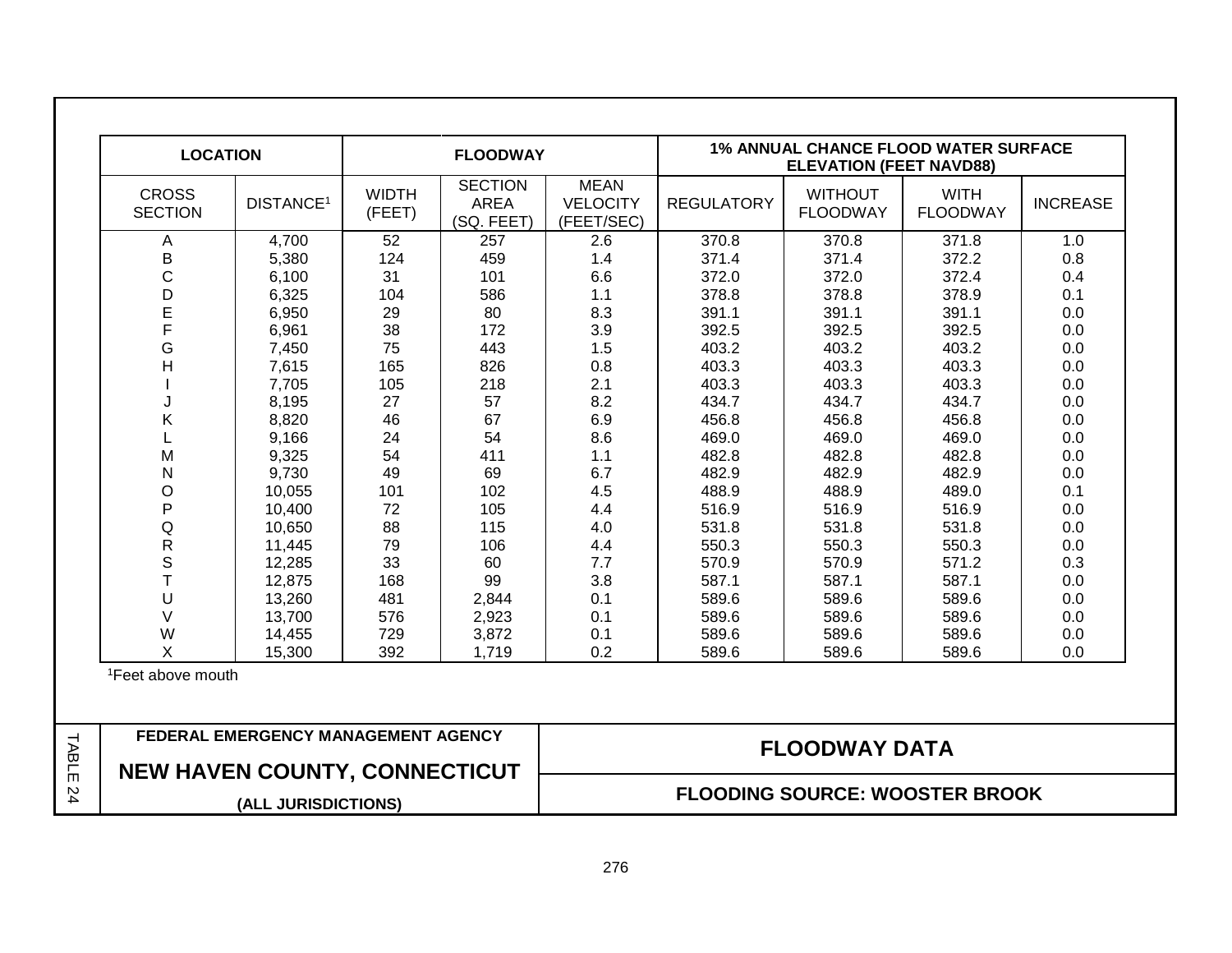| LOCATION | | FLOODWAY | | | 1% ANNUAL CHANCE FLOOD WATER SURFACE ELEVATION (FEET NAVD88) | | | |
|---|---|---|---|---|---|---|---|---|
| CROSS SECTION | DISTANCE[1] | WIDTH (FEET) | SECTION AREA (SQ. FEET) | MEAN VELOCITY (FEET/SEC) | REGULATORY | WITHOUT FLOODWAY | WITH FLOODWAY | INCREASE |
| A | 4,700 | 52 | 257 | 2.6 | 370.8 | 370.8 | 371.8 | 1.0 |
| B | 5,380 | 124 | 459 | 1.4 | 371.4 | 371.4 | 372.2 | 0.8 |
| C | 6,100 | 31 | 101 | 6.6 | 372.0 | 372.0 | 372.4 | 0.4 |
| D | 6,325 | 104 | 586 | 1.1 | 378.8 | 378.8 | 378.9 | 0.1 |
| E | 6,950 | 29 | 80 | 8.3 | 391.1 | 391.1 | 391.1 | 0.0 |
| F | 6,961 | 38 | 172 | 3.9 | 392.5 | 392.5 | 392.5 | 0.0 |
| G | 7,450 | 75 | 443 | 1.5 | 403.2 | 403.2 | 403.2 | 0.0 |
| H | 7,615 | 165 | 826 | 0.8 | 403.3 | 403.3 | 403.3 | 0.0 |
| I | 7,705 | 105 | 218 | 2.1 | 403.3 | 403.3 | 403.3 | 0.0 |
| J | 8,195 | 27 | 57 | 8.2 | 434.7 | 434.7 | 434.7 | 0.0 |
| K | 8,820 | 46 | 67 | 6.9 | 456.8 | 456.8 | 456.8 | 0.0 |
| L | 9,166 | 24 | 54 | 8.6 | 469.0 | 469.0 | 469.0 | 0.0 |
| M | 9,325 | 54 | 411 | 1.1 | 482.8 | 482.8 | 482.8 | 0.0 |
| N | 9,730 | 49 | 69 | 6.7 | 482.9 | 482.9 | 482.9 | 0.0 |
| O | 10,055 | 101 | 102 | 4.5 | 488.9 | 488.9 | 489.0 | 0.1 |
| P | 10,400 | 72 | 105 | 4.4 | 516.9 | 516.9 | 516.9 | 0.0 |
| Q | 10,650 | 88 | 115 | 4.0 | 531.8 | 531.8 | 531.8 | 0.0 |
| R | 11,445 | 79 | 106 | 4.4 | 550.3 | 550.3 | 550.3 | 0.0 |
| S | 12,285 | 33 | 60 | 7.7 | 570.9 | 570.9 | 571.2 | 0.3 |
| T | 12,875 | 168 | 99 | 3.8 | 587.1 | 587.1 | 587.1 | 0.0 |
| U | 13,260 | 481 | 2,844 | 0.1 | 589.6 | 589.6 | 589.6 | 0.0 |
| V | 13,700 | 576 | 2,923 | 0.1 | 589.6 | 589.6 | 589.6 | 0.0 |
| W | 14,455 | 729 | 3,872 | 0.1 | 589.6 | 589.6 | 589.6 | 0.0 |
| X | 15,300 | 392 | 1,719 | 0.2 | 589.6 | 589.6 | 589.6 | 0.0 |

[1]Feet above mouth

TABLE 24

**FEDERAL EMERGENCY MANAGEMENT AGENCY**

**NEW HAVEN COUNTY, CONNECTICUT**

**(ALL JURISDICTIONS)**

**FLOODWAY DATA**

**FLOODING SOURCE: WOOSTER BROOK**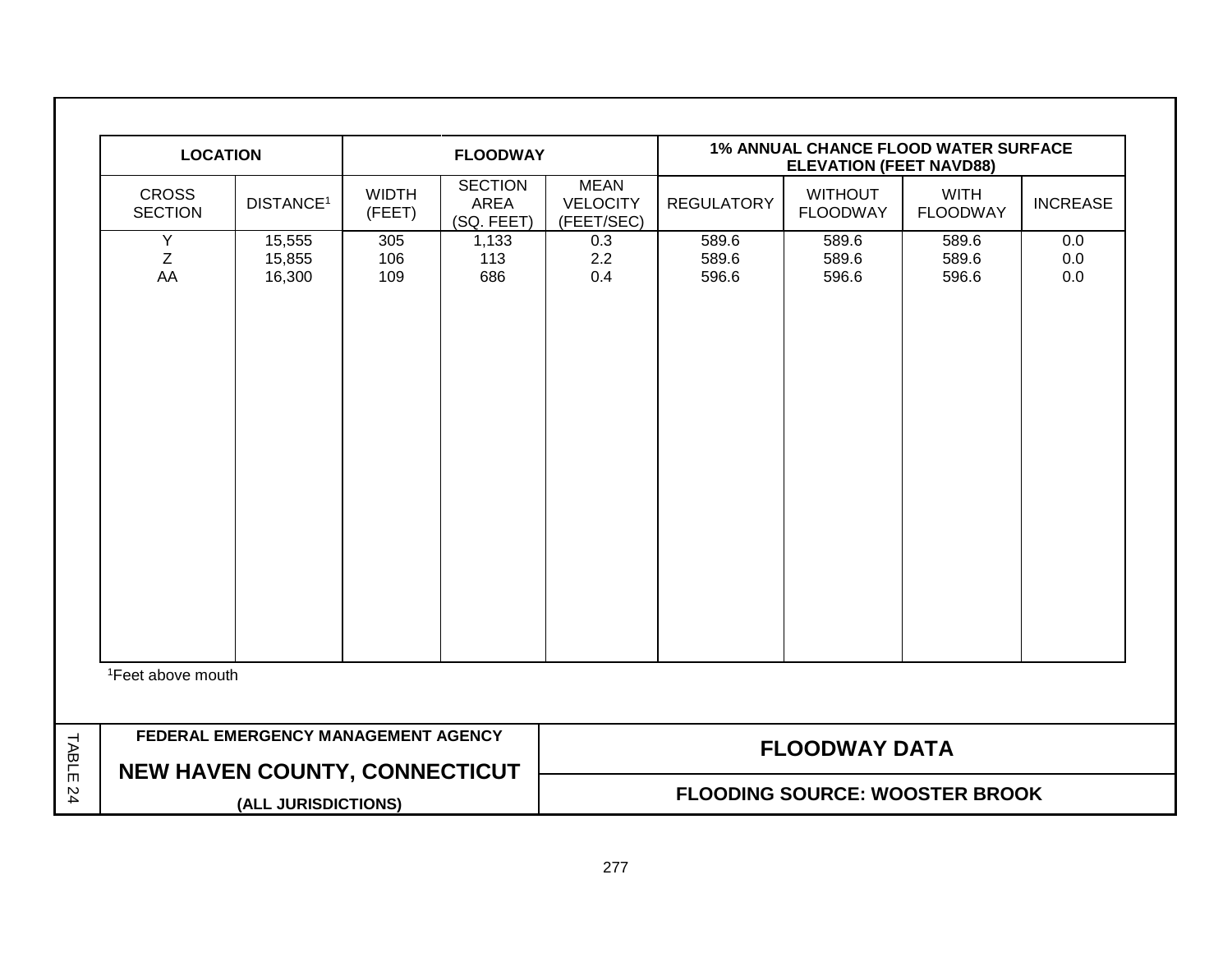| LOCATION | | FLOODWAY | | | 1% ANNUAL CHANCE FLOOD WATER SURFACE ELEVATION (FEET NAVD88) | | | |
|---|---|---|---|---|---|---|---|---|
| CROSS SECTION | DISTANCE[1] | WIDTH (FEET) | SECTION AREA (SQ. FEET) | MEAN VELOCITY (FEET/SEC) | REGULATORY | WITHOUT FLOODWAY | WITH FLOODWAY | INCREASE |
| Y | 15,555 | 305 | 1,133 | 0.3 | 589.6 | 589.6 | 589.6 | 0.0 |
| Z | 15,855 | 106 | 113 | 2.2 | 589.6 | 589.6 | 589.6 | 0.0 |
| AA | 16,300 | 109 | 686 | 0.4 | 596.6 | 596.6 | 596.6 | 0.0 |

[1]Feet above mouth

TABLE 24

**FEDERAL EMERGENCY MANAGEMENT AGENCY**

**NEW HAVEN COUNTY, CONNECTICUT**

**(ALL JURISDICTIONS)**

**FLOODWAY DATA**

**FLOODING SOURCE: WOOSTER BROOK**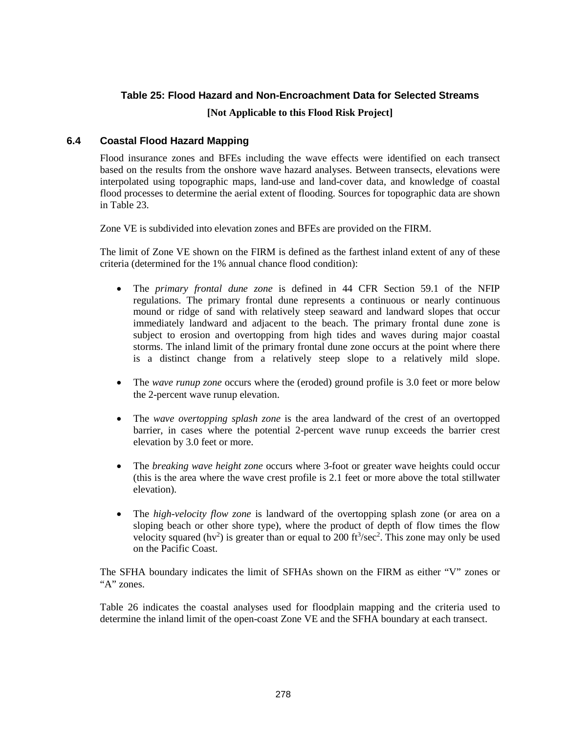**Table 25: Flood Hazard and Non-Encroachment Data for Selected Streams**

**[Not Applicable to this Flood Risk Project]**

## 6.4 Coastal Flood Hazard Mapping

Flood insurance zones and BFEs including the wave effects were identified on each transect based on the results from the onshore wave hazard analyses. Between transects, elevations were interpolated using topographic maps, land-use and land-cover data, and knowledge of coastal flood processes to determine the aerial extent of flooding. Sources for topographic data are shown in Table 23.

Zone VE is subdivided into elevation zones and BFEs are provided on the FIRM.

The limit of Zone VE shown on the FIRM is defined as the farthest inland extent of any of these criteria (determined for the 1% annual chance flood condition):

- The *primary frontal dune zone* is defined in 44 CFR Section 59.1 of the NFIP regulations. The primary frontal dune represents a continuous or nearly continuous mound or ridge of sand with relatively steep seaward and landward slopes that occur immediately landward and adjacent to the beach. The primary frontal dune zone is subject to erosion and overtopping from high tides and waves during major coastal storms. The inland limit of the primary frontal dune zone occurs at the point where there is a distinct change from a relatively steep slope to a relatively mild slope.

- The *wave runup zone* occurs where the (eroded) ground profile is 3.0 feet or more below the 2-percent wave runup elevation.

- The *wave overtopping splash zone* is the area landward of the crest of an overtopped barrier, in cases where the potential 2-percent wave runup exceeds the barrier crest elevation by 3.0 feet or more.

- The *breaking wave height zone* occurs where 3-foot or greater wave heights could occur (this is the area where the wave crest profile is 2.1 feet or more above the total stillwater elevation).

- The *high-velocity flow zone* is landward of the overtopping splash zone (or area on a sloping beach or other shore type), where the product of depth of flow times the flow velocity squared ($hv^2$) is greater than or equal to 200 $ft^3/sec^2$. This zone may only be used on the Pacific Coast.

The SFHA boundary indicates the limit of SFHAs shown on the FIRM as either "V" zones or "A" zones.

Table 26 indicates the coastal analyses used for floodplain mapping and the criteria used to determine the inland limit of the open-coast Zone VE and the SFHA boundary at each transect.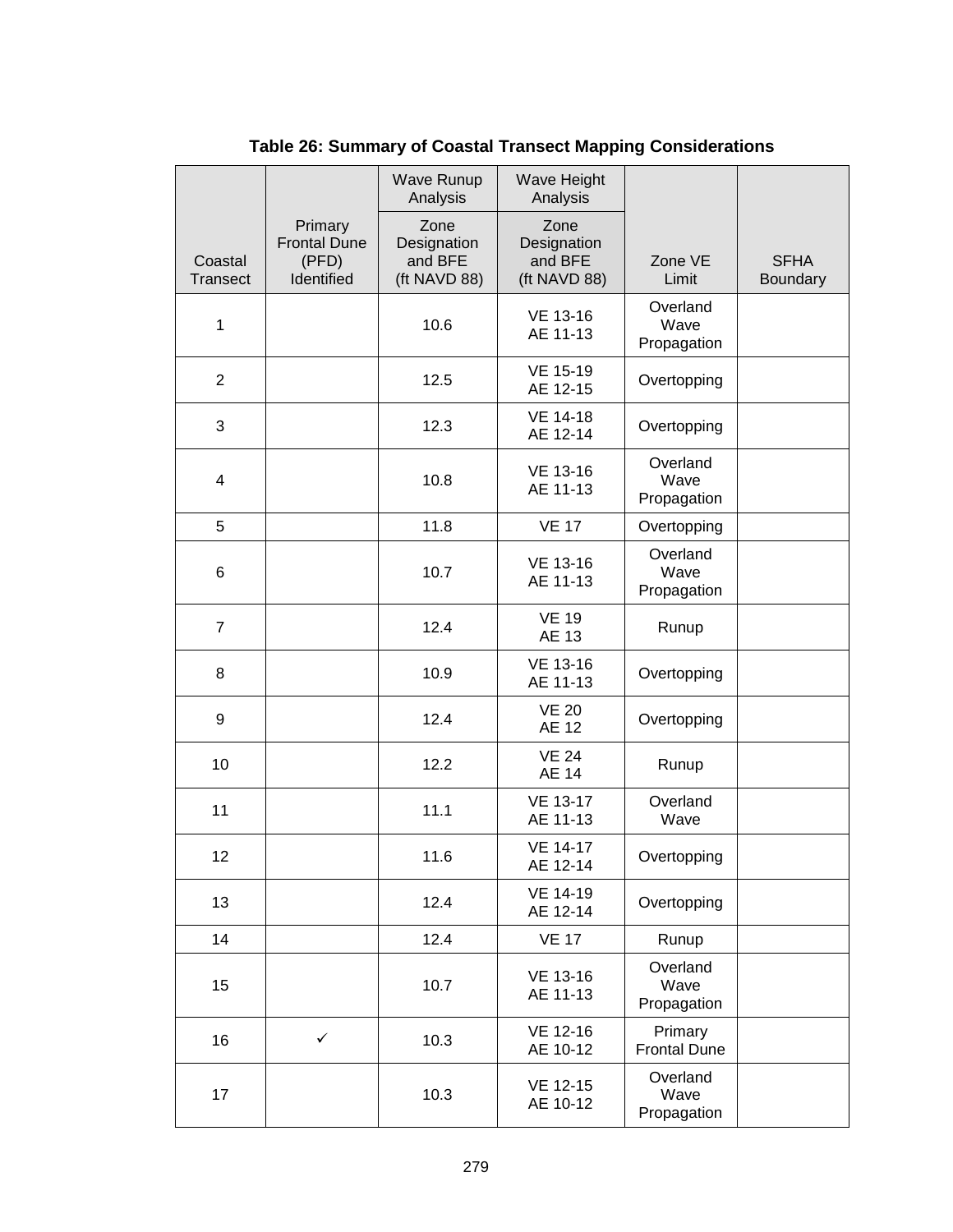**Table 26: Summary of Coastal Transect Mapping Considerations**

| Coastal Transect | Primary Frontal Dune (PFD) Identified | Wave Runup Analysis | Wave Height Analysis | Zone VE Limit | SFHA Boundary |
|---|---|---|---|---|---|
| | | Zone Designation and BFE (ft NAVD 88) | Zone Designation and BFE (ft NAVD 88) | | |
| 1 | | 10.6 | VE 13-16<br>AE 11-13 | Overland Wave Propagation | |
| 2 | | 12.5 | VE 15-19<br>AE 12-15 | Overtopping | |
| 3 | | 12.3 | VE 14-18<br>AE 12-14 | Overtopping | |
| 4 | | 10.8 | VE 13-16<br>AE 11-13 | Overland Wave Propagation | |
| 5 | | 11.8 | VE 17 | Overtopping | |
| 6 | | 10.7 | VE 13-16<br>AE 11-13 | Overland Wave Propagation | |
| 7 | | 12.4 | VE 19<br>AE 13 | Runup | |
| 8 | | 10.9 | VE 13-16<br>AE 11-13 | Overtopping | |
| 9 | | 12.4 | VE 20<br>AE 12 | Overtopping | |
| 10 | | 12.2 | VE 24<br>AE 14 | Runup | |
| 11 | | 11.1 | VE 13-17<br>AE 11-13 | Overland Wave | |
| 12 | | 11.6 | VE 14-17<br>AE 12-14 | Overtopping | |
| 13 | | 12.4 | VE 14-19<br>AE 12-14 | Overtopping | |
| 14 | | 12.4 | VE 17 | Runup | |
| 15 | | 10.7 | VE 13-16<br>AE 11-13 | Overland Wave Propagation | |
| 16 | ✓ | 10.3 | VE 12-16<br>AE 10-12 | Primary Frontal Dune | |
| 17 | | 10.3 | VE 12-15<br>AE 10-12 | Overland Wave Propagation | |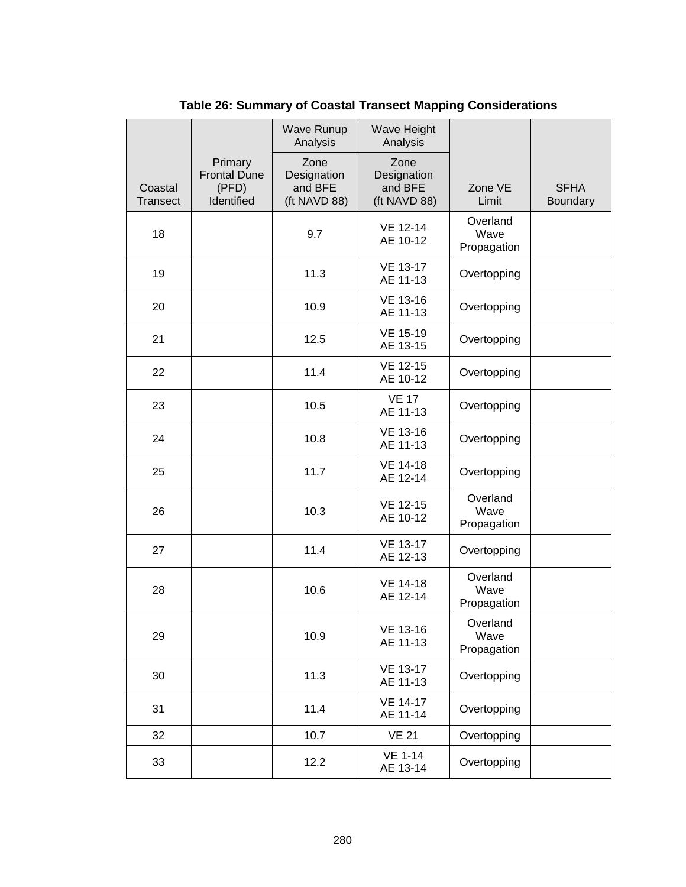**Table 26: Summary of Coastal Transect Mapping Considerations**

| Coastal Transect | Primary Frontal Dune (PFD) Identified | Wave Runup Analysis | Wave Height Analysis | Zone VE Limit | SFHA Boundary |
|---|---|---|---|---|---|
| | | Zone Designation and BFE (ft NAVD 88) | Zone Designation and BFE (ft NAVD 88) | | |
| 18 | | 9.7 | VE 12-14 AE 10-12 | Overland Wave Propagation | |
| 19 | | 11.3 | VE 13-17 AE 11-13 | Overtopping | |
| 20 | | 10.9 | VE 13-16 AE 11-13 | Overtopping | |
| 21 | | 12.5 | VE 15-19 AE 13-15 | Overtopping | |
| 22 | | 11.4 | VE 12-15 AE 10-12 | Overtopping | |
| 23 | | 10.5 | VE 17 AE 11-13 | Overtopping | |
| 24 | | 10.8 | VE 13-16 AE 11-13 | Overtopping | |
| 25 | | 11.7 | VE 14-18 AE 12-14 | Overtopping | |
| 26 | | 10.3 | VE 12-15 AE 10-12 | Overland Wave Propagation | |
| 27 | | 11.4 | VE 13-17 AE 12-13 | Overtopping | |
| 28 | | 10.6 | VE 14-18 AE 12-14 | Overland Wave Propagation | |
| 29 | | 10.9 | VE 13-16 AE 11-13 | Overland Wave Propagation | |
| 30 | | 11.3 | VE 13-17 AE 11-13 | Overtopping | |
| 31 | | 11.4 | VE 14-17 AE 11-14 | Overtopping | |
| 32 | | 10.7 | VE 21 | Overtopping | |
| 33 | | 12.2 | VE 1-14 AE 13-14 | Overtopping | |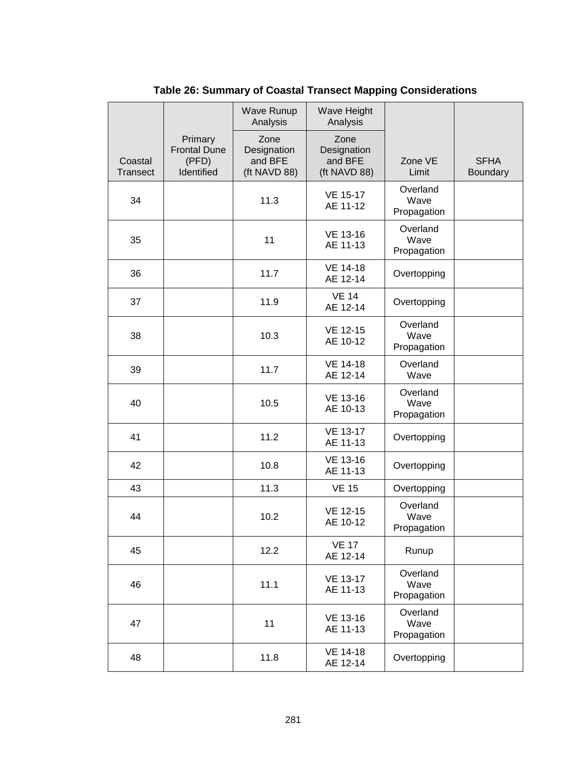**Table 26: Summary of Coastal Transect Mapping Considerations**

| Coastal Transect | Primary Frontal Dune (PFD) Identified | Wave Runup Analysis | Wave Height Analysis | Zone VE Limit | SFHA Boundary |
|---|---|---|---|---|---|
| | | Zone Designation and BFE (ft NAVD 88) | Zone Designation and BFE (ft NAVD 88) | | |
| 34 | | 11.3 | VE 15-17<br>AE 11-12 | Overland Wave Propagation | |
| 35 | | 11 | VE 13-16<br>AE 11-13 | Overland Wave Propagation | |
| 36 | | 11.7 | VE 14-18<br>AE 12-14 | Overtopping | |
| 37 | | 11.9 | VE 14<br>AE 12-14 | Overtopping | |
| 38 | | 10.3 | VE 12-15<br>AE 10-12 | Overland Wave Propagation | |
| 39 | | 11.7 | VE 14-18<br>AE 12-14 | Overland Wave | |
| 40 | | 10.5 | VE 13-16<br>AE 10-13 | Overland Wave Propagation | |
| 41 | | 11.2 | VE 13-17<br>AE 11-13 | Overtopping | |
| 42 | | 10.8 | VE 13-16<br>AE 11-13 | Overtopping | |
| 43 | | 11.3 | VE 15 | Overtopping | |
| 44 | | 10.2 | VE 12-15<br>AE 10-12 | Overland Wave Propagation | |
| 45 | | 12.2 | VE 17<br>AE 12-14 | Runup | |
| 46 | | 11.1 | VE 13-17<br>AE 11-13 | Overland Wave Propagation | |
| 47 | | 11 | VE 13-16<br>AE 11-13 | Overland Wave Propagation | |
| 48 | | 11.8 | VE 14-18<br>AE 12-14 | Overtopping | |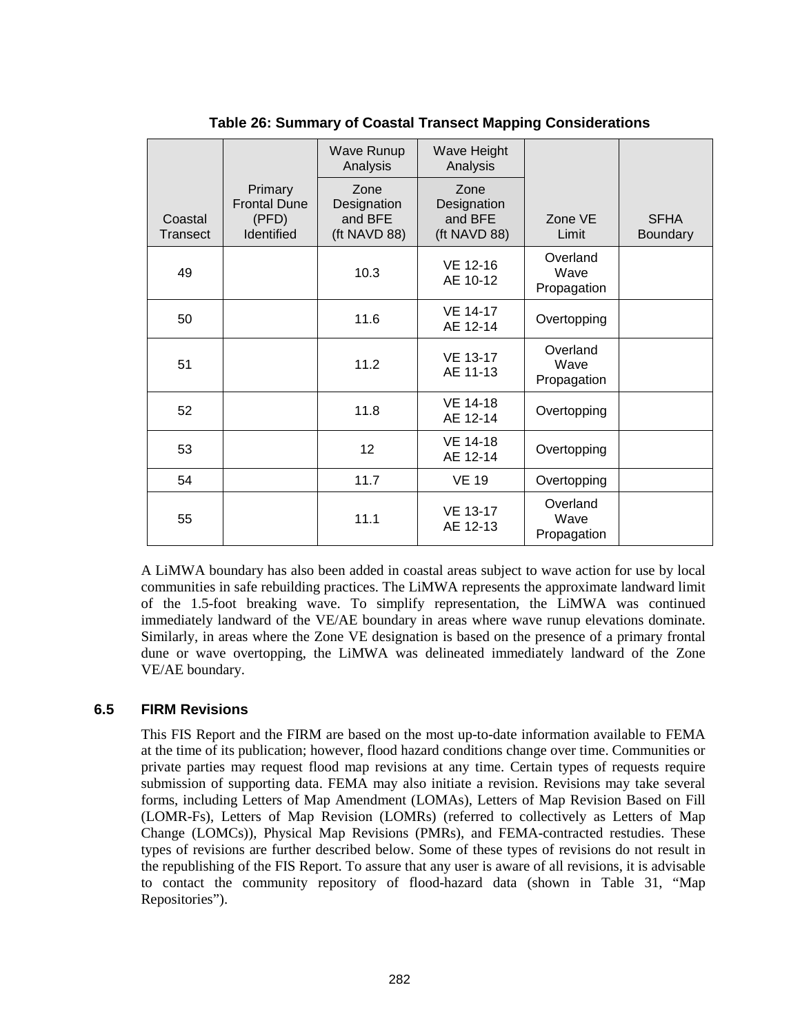**Table 26: Summary of Coastal Transect Mapping Considerations**

| Coastal Transect | Primary Frontal Dune (PFD) Identified | Wave Runup Analysis | Wave Height Analysis | Zone VE Limit | SFHA Boundary |
|---|---|---|---|---|---|
| | | Zone Designation and BFE (ft NAVD 88) | Zone Designation and BFE (ft NAVD 88) | | |
| 49 | | 10.3 | VE 12-16<br>AE 10-12 | Overland Wave Propagation | |
| 50 | | 11.6 | VE 14-17<br>AE 12-14 | Overtopping | |
| 51 | | 11.2 | VE 13-17<br>AE 11-13 | Overland Wave Propagation | |
| 52 | | 11.8 | VE 14-18<br>AE 12-14 | Overtopping | |
| 53 | | 12 | VE 14-18<br>AE 12-14 | Overtopping | |
| 54 | | 11.7 | VE 19 | Overtopping | |
| 55 | | 11.1 | VE 13-17<br>AE 12-13 | Overland Wave Propagation | |

A LiMWA boundary has also been added in coastal areas subject to wave action for use by local communities in safe rebuilding practices. The LiMWA represents the approximate landward limit of the 1.5-foot breaking wave. To simplify representation, the LiMWA was continued immediately landward of the VE/AE boundary in areas where wave runup elevations dominate. Similarly, in areas where the Zone VE designation is based on the presence of a primary frontal dune or wave overtopping, the LiMWA was delineated immediately landward of the Zone VE/AE boundary.

### 6.5 FIRM Revisions

This FIS Report and the FIRM are based on the most up-to-date information available to FEMA at the time of its publication; however, flood hazard conditions change over time. Communities or private parties may request flood map revisions at any time. Certain types of requests require submission of supporting data. FEMA may also initiate a revision. Revisions may take several forms, including Letters of Map Amendment (LOMAs), Letters of Map Revision Based on Fill (LOMR-Fs), Letters of Map Revision (LOMRs) (referred to collectively as Letters of Map Change (LOMCs)), Physical Map Revisions (PMRs), and FEMA-contracted restudies. These types of revisions are further described below. Some of these types of revisions do not result in the republishing of the FIS Report. To assure that any user is aware of all revisions, it is advisable to contact the community repository of flood-hazard data (shown in Table 31, "Map Repositories").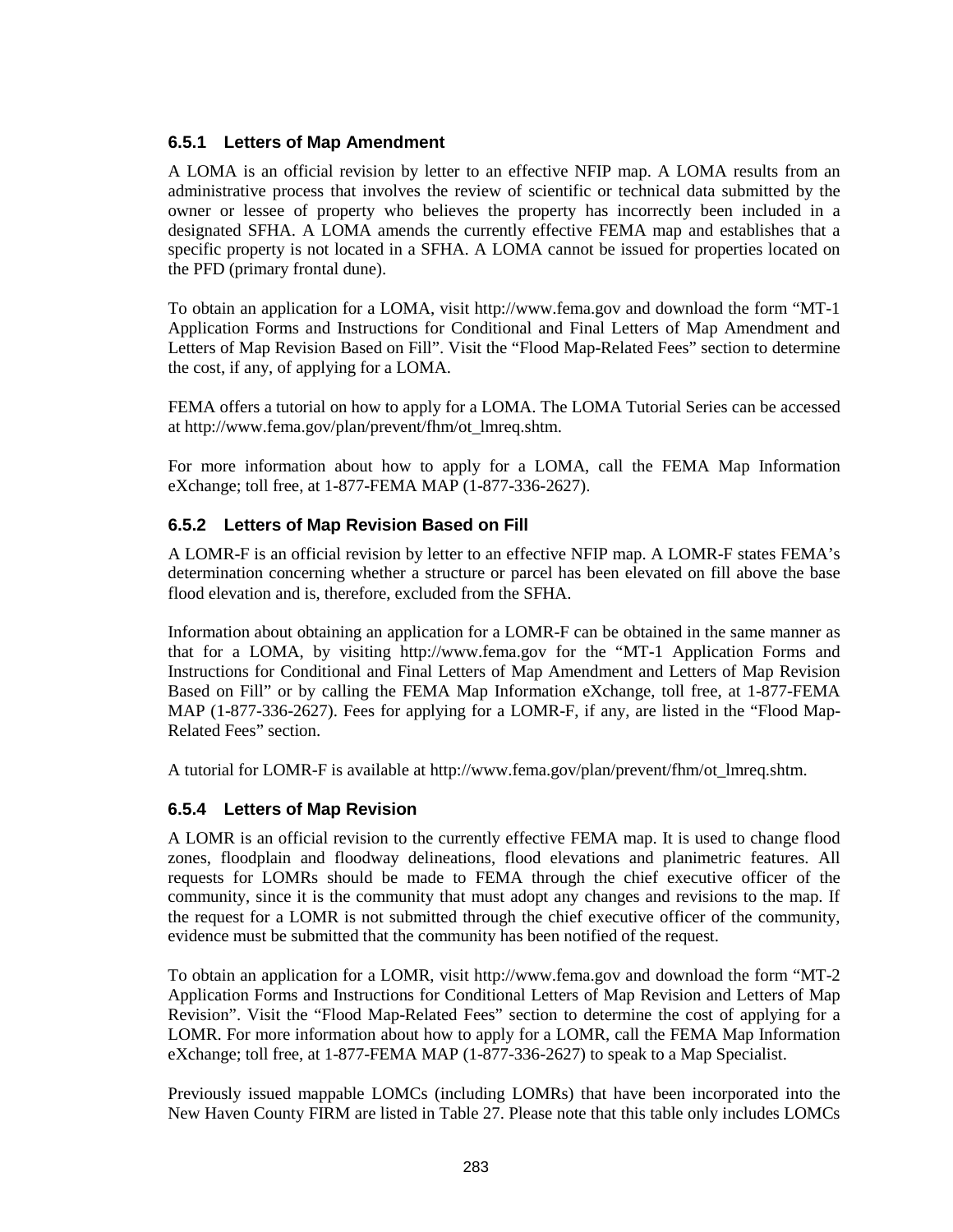### 6.5.1 Letters of Map Amendment

A LOMA is an official revision by letter to an effective NFIP map. A LOMA results from an administrative process that involves the review of scientific or technical data submitted by the owner or lessee of property who believes the property has incorrectly been included in a designated SFHA. A LOMA amends the currently effective FEMA map and establishes that a specific property is not located in a SFHA. A LOMA cannot be issued for properties located on the PFD (primary frontal dune).

To obtain an application for a LOMA, visit http://www.fema.gov and download the form "MT-1 Application Forms and Instructions for Conditional and Final Letters of Map Amendment and Letters of Map Revision Based on Fill". Visit the "Flood Map-Related Fees" section to determine the cost, if any, of applying for a LOMA.

FEMA offers a tutorial on how to apply for a LOMA. The LOMA Tutorial Series can be accessed at http://www.fema.gov/plan/prevent/fhm/ot_lmreq.shtm.

For more information about how to apply for a LOMA, call the FEMA Map Information eXchange; toll free, at 1-877-FEMA MAP (1-877-336-2627).

### 6.5.2 Letters of Map Revision Based on Fill

A LOMR-F is an official revision by letter to an effective NFIP map. A LOMR-F states FEMA's determination concerning whether a structure or parcel has been elevated on fill above the base flood elevation and is, therefore, excluded from the SFHA.

Information about obtaining an application for a LOMR-F can be obtained in the same manner as that for a LOMA, by visiting http://www.fema.gov for the "MT-1 Application Forms and Instructions for Conditional and Final Letters of Map Amendment and Letters of Map Revision Based on Fill" or by calling the FEMA Map Information eXchange, toll free, at 1-877-FEMA MAP (1-877-336-2627). Fees for applying for a LOMR-F, if any, are listed in the "Flood Map-Related Fees" section.

A tutorial for LOMR-F is available at http://www.fema.gov/plan/prevent/fhm/ot_lmreq.shtm.

### 6.5.4 Letters of Map Revision

A LOMR is an official revision to the currently effective FEMA map. It is used to change flood zones, floodplain and floodway delineations, flood elevations and planimetric features. All requests for LOMRs should be made to FEMA through the chief executive officer of the community, since it is the community that must adopt any changes and revisions to the map. If the request for a LOMR is not submitted through the chief executive officer of the community, evidence must be submitted that the community has been notified of the request.

To obtain an application for a LOMR, visit http://www.fema.gov and download the form "MT-2 Application Forms and Instructions for Conditional Letters of Map Revision and Letters of Map Revision". Visit the "Flood Map-Related Fees" section to determine the cost of applying for a LOMR. For more information about how to apply for a LOMR, call the FEMA Map Information eXchange; toll free, at 1-877-FEMA MAP (1-877-336-2627) to speak to a Map Specialist.

Previously issued mappable LOMCs (including LOMRs) that have been incorporated into the New Haven County FIRM are listed in Table 27. Please note that this table only includes LOMCs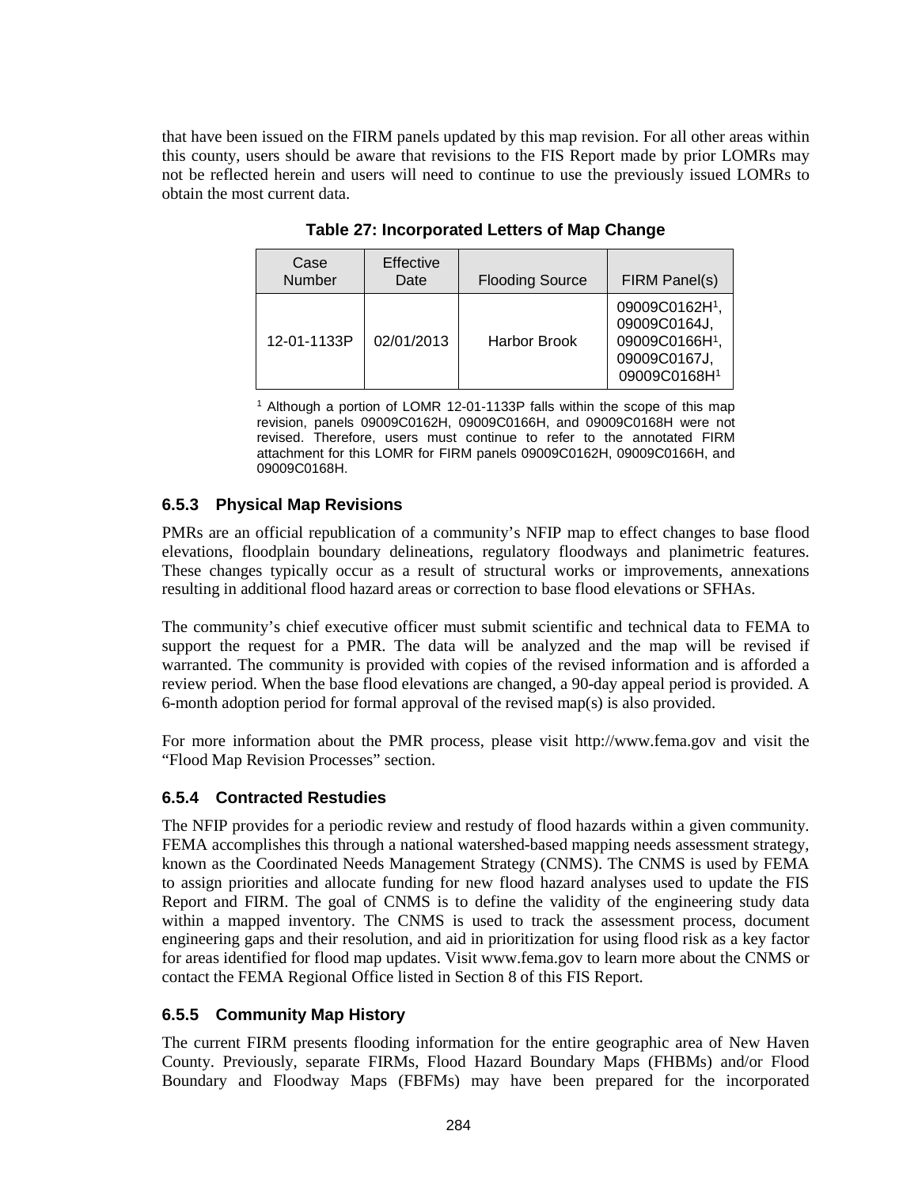that have been issued on the FIRM panels updated by this map revision. For all other areas within this county, users should be aware that revisions to the FIS Report made by prior LOMRs may not be reflected herein and users will need to continue to use the previously issued LOMRs to obtain the most current data.

**Table 27: Incorporated Letters of Map Change**

| Case Number | Effective Date | Flooding Source | FIRM Panel(s) |
|---|---|---|---|
| 12-01-1133P | 02/01/2013 | Harbor Brook | 09009C0162H[1], 09009C0164J, 09009C0166H[1], 09009C0167J, 09009C0168H[1] |

[1] Although a portion of LOMR 12-01-1133P falls within the scope of this map revision, panels 09009C0162H, 09009C0166H, and 09009C0168H were not revised. Therefore, users must continue to refer to the annotated FIRM attachment for this LOMR for FIRM panels 09009C0162H, 09009C0166H, and 09009C0168H.

### 6.5.3 Physical Map Revisions

PMRs are an official republication of a community's NFIP map to effect changes to base flood elevations, floodplain boundary delineations, regulatory floodways and planimetric features. These changes typically occur as a result of structural works or improvements, annexations resulting in additional flood hazard areas or correction to base flood elevations or SFHAs.

The community's chief executive officer must submit scientific and technical data to FEMA to support the request for a PMR. The data will be analyzed and the map will be revised if warranted. The community is provided with copies of the revised information and is afforded a review period. When the base flood elevations are changed, a 90-day appeal period is provided. A 6-month adoption period for formal approval of the revised map(s) is also provided.

For more information about the PMR process, please visit http://www.fema.gov and visit the "Flood Map Revision Processes" section.

### 6.5.4 Contracted Restudies

The NFIP provides for a periodic review and restudy of flood hazards within a given community. FEMA accomplishes this through a national watershed-based mapping needs assessment strategy, known as the Coordinated Needs Management Strategy (CNMS). The CNMS is used by FEMA to assign priorities and allocate funding for new flood hazard analyses used to update the FIS Report and FIRM. The goal of CNMS is to define the validity of the engineering study data within a mapped inventory. The CNMS is used to track the assessment process, document engineering gaps and their resolution, and aid in prioritization for using flood risk as a key factor for areas identified for flood map updates. Visit www.fema.gov to learn more about the CNMS or contact the FEMA Regional Office listed in Section 8 of this FIS Report.

### 6.5.5 Community Map History

The current FIRM presents flooding information for the entire geographic area of New Haven County. Previously, separate FIRMs, Flood Hazard Boundary Maps (FHBMs) and/or Flood Boundary and Floodway Maps (FBFMs) may have been prepared for the incorporated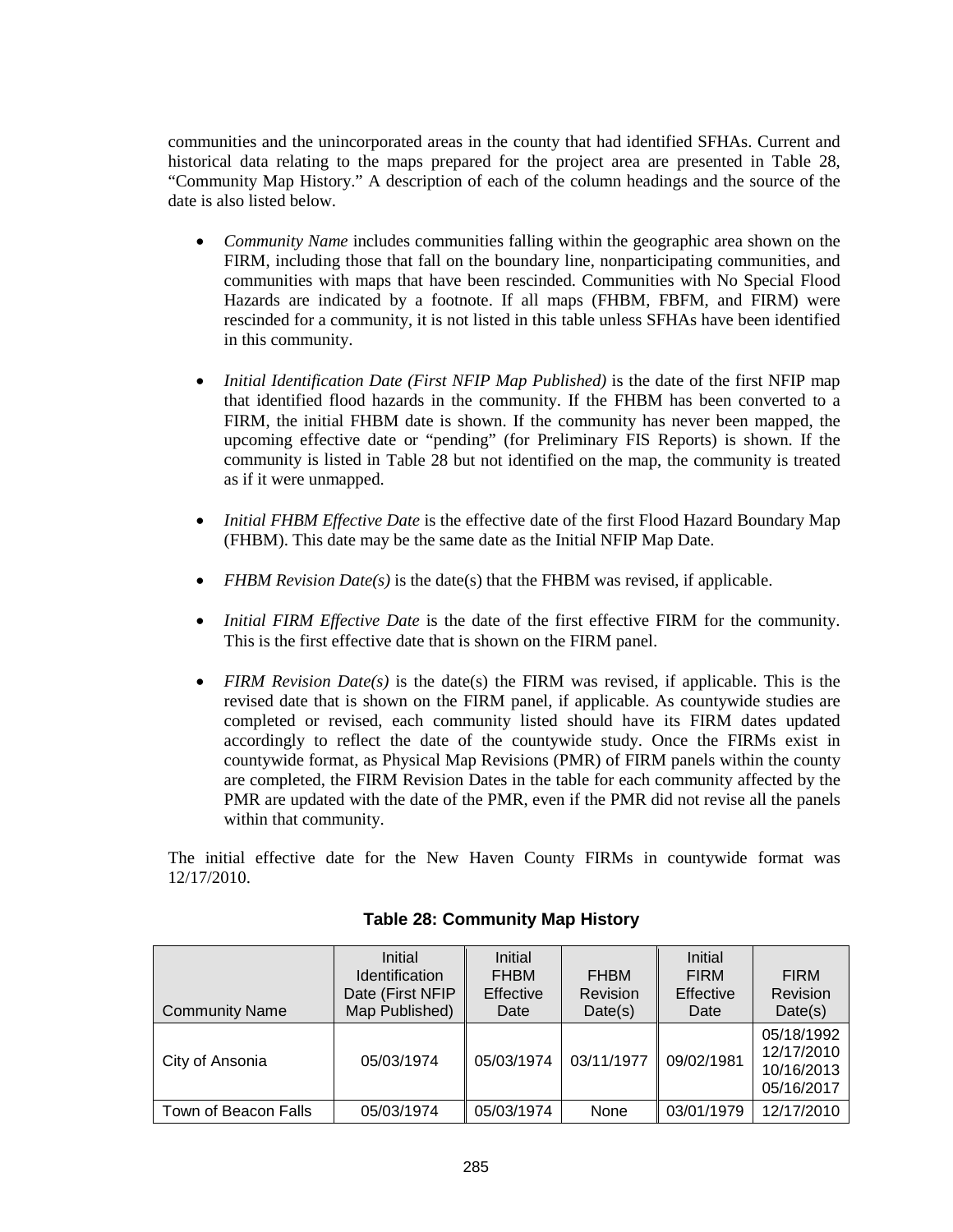communities and the unincorporated areas in the county that had identified SFHAs. Current and historical data relating to the maps prepared for the project area are presented in Table 28, "Community Map History." A description of each of the column headings and the source of the date is also listed below.

- *Community Name* includes communities falling within the geographic area shown on the FIRM, including those that fall on the boundary line, nonparticipating communities, and communities with maps that have been rescinded. Communities with No Special Flood Hazards are indicated by a footnote. If all maps (FHBM, FBFM, and FIRM) were rescinded for a community, it is not listed in this table unless SFHAs have been identified in this community.

- *Initial Identification Date (First NFIP Map Published)* is the date of the first NFIP map that identified flood hazards in the community. If the FHBM has been converted to a FIRM, the initial FHBM date is shown. If the community has never been mapped, the upcoming effective date or "pending" (for Preliminary FIS Reports) is shown. If the community is listed in Table 28 but not identified on the map, the community is treated as if it were unmapped.

- *Initial FHBM Effective Date* is the effective date of the first Flood Hazard Boundary Map (FHBM). This date may be the same date as the Initial NFIP Map Date.

- *FHBM Revision Date(s)* is the date(s) that the FHBM was revised, if applicable.

- *Initial FIRM Effective Date* is the date of the first effective FIRM for the community. This is the first effective date that is shown on the FIRM panel.

- *FIRM Revision Date(s)* is the date(s) the FIRM was revised, if applicable. This is the revised date that is shown on the FIRM panel, if applicable. As countywide studies are completed or revised, each community listed should have its FIRM dates updated accordingly to reflect the date of the countywide study. Once the FIRMs exist in countywide format, as Physical Map Revisions (PMR) of FIRM panels within the county are completed, the FIRM Revision Dates in the table for each community affected by the PMR are updated with the date of the PMR, even if the PMR did not revise all the panels within that community.

The initial effective date for the New Haven County FIRMs in countywide format was 12/17/2010.

**Table 28: Community Map History**

| Community Name | Initial Identification Date (First NFIP Map Published) | Initial FHBM Effective Date | FHBM Revision Date(s) | Initial FIRM Effective Date | FIRM Revision Date(s) |
|---|---|---|---|---|---|
| City of Ansonia | 05/03/1974 | 05/03/1974 | 03/11/1977 | 09/02/1981 | 05/18/1992<br>12/17/2010<br>10/16/2013<br>05/16/2017 |
| Town of Beacon Falls | 05/03/1974 | 05/03/1974 | None | 03/01/1979 | 12/17/2010 |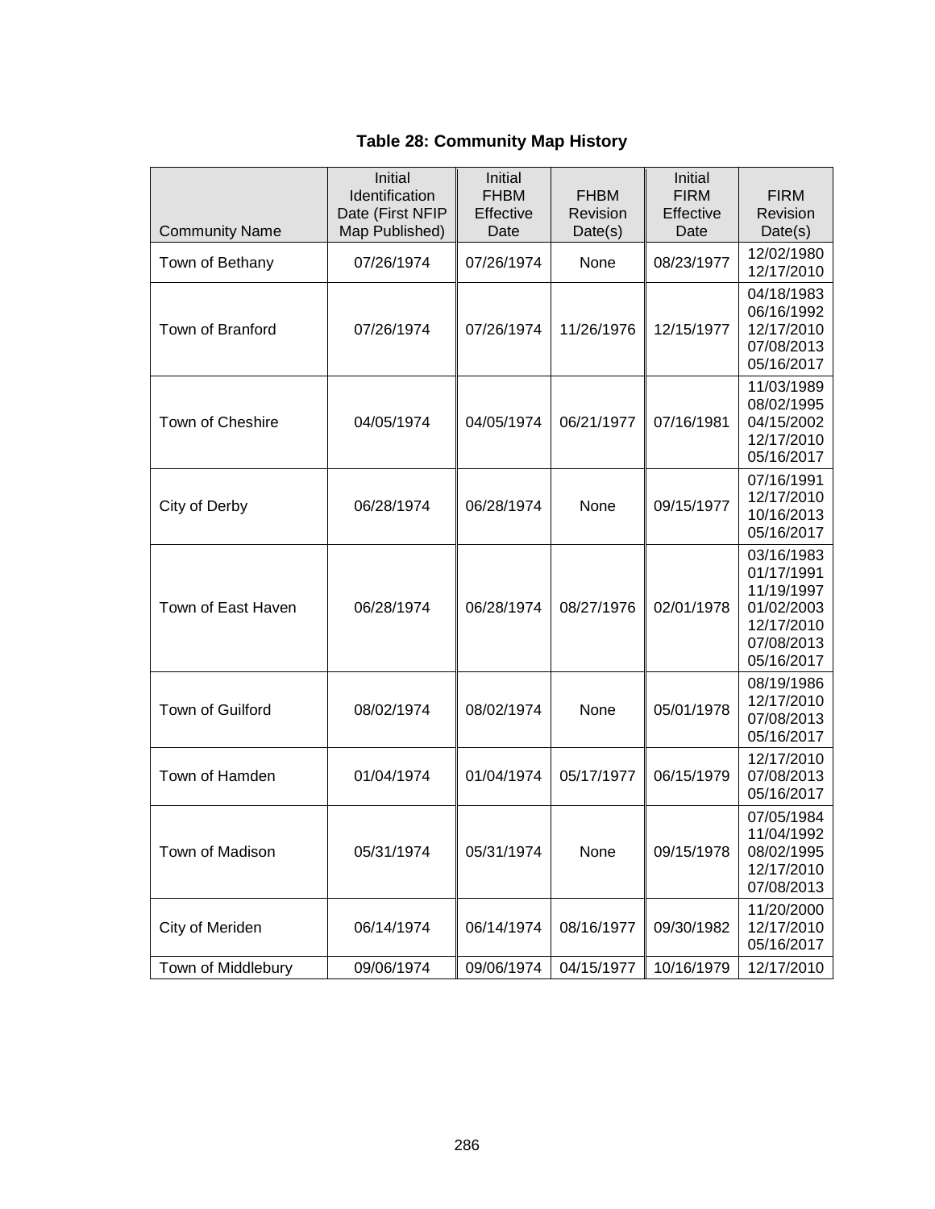**Table 28: Community Map History**

| Community Name | Initial Identification Date (First NFIP Map Published) | Initial FHBM Effective Date | FHBM Revision Date(s) | Initial FIRM Effective Date | FIRM Revision Date(s) |
|---|---|---|---|---|---|
| Town of Bethany | 07/26/1974 | 07/26/1974 | None | 08/23/1977 | 12/02/1980<br>12/17/2010 |
| Town of Branford | 07/26/1974 | 07/26/1974 | 11/26/1976 | 12/15/1977 | 04/18/1983<br>06/16/1992<br>12/17/2010<br>07/08/2013<br>05/16/2017 |
| Town of Cheshire | 04/05/1974 | 04/05/1974 | 06/21/1977 | 07/16/1981 | 11/03/1989<br>08/02/1995<br>04/15/2002<br>12/17/2010<br>05/16/2017 |
| City of Derby | 06/28/1974 | 06/28/1974 | None | 09/15/1977 | 07/16/1991<br>12/17/2010<br>10/16/2013<br>05/16/2017 |
| Town of East Haven | 06/28/1974 | 06/28/1974 | 08/27/1976 | 02/01/1978 | 03/16/1983<br>01/17/1991<br>11/19/1997<br>01/02/2003<br>12/17/2010<br>07/08/2013<br>05/16/2017 |
| Town of Guilford | 08/02/1974 | 08/02/1974 | None | 05/01/1978 | 08/19/1986<br>12/17/2010<br>07/08/2013<br>05/16/2017 |
| Town of Hamden | 01/04/1974 | 01/04/1974 | 05/17/1977 | 06/15/1979 | 12/17/2010<br>07/08/2013<br>05/16/2017 |
| Town of Madison | 05/31/1974 | 05/31/1974 | None | 09/15/1978 | 07/05/1984<br>11/04/1992<br>08/02/1995<br>12/17/2010<br>07/08/2013 |
| City of Meriden | 06/14/1974 | 06/14/1974 | 08/16/1977 | 09/30/1982 | 11/20/2000<br>12/17/2010<br>05/16/2017 |
| Town of Middlebury | 09/06/1974 | 09/06/1974 | 04/15/1977 | 10/16/1979 | 12/17/2010 |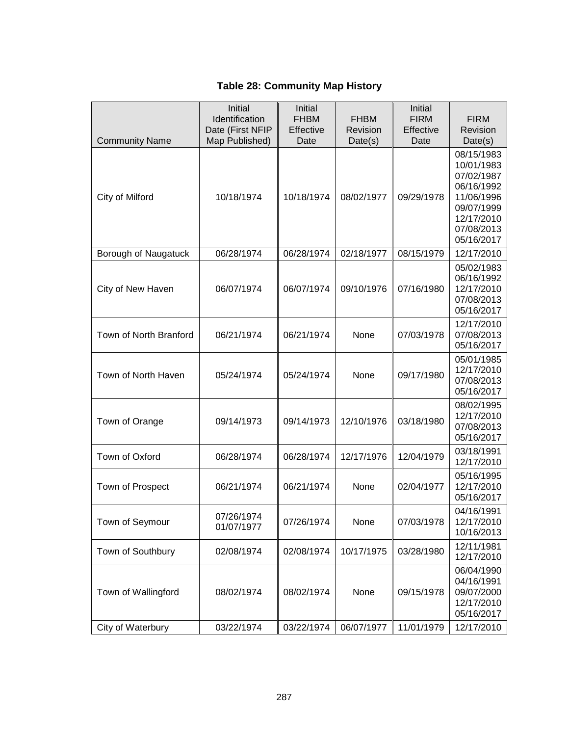**Table 28: Community Map History**

| Community Name | Initial Identification Date (First NFIP Map Published) | Initial FHBM Effective Date | FHBM Revision Date(s) | Initial FIRM Effective Date | FIRM Revision Date(s) |
|---|---|---|---|---|---|
| City of Milford | 10/18/1974 | 10/18/1974 | 08/02/1977 | 09/29/1978 | 08/15/1983<br>10/01/1983<br>07/02/1987<br>06/16/1992<br>11/06/1996<br>09/07/1999<br>12/17/2010<br>07/08/2013<br>05/16/2017 |
| Borough of Naugatuck | 06/28/1974 | 06/28/1974 | 02/18/1977 | 08/15/1979 | 12/17/2010 |
| City of New Haven | 06/07/1974 | 06/07/1974 | 09/10/1976 | 07/16/1980 | 05/02/1983<br>06/16/1992<br>12/17/2010<br>07/08/2013<br>05/16/2017 |
| Town of North Branford | 06/21/1974 | 06/21/1974 | None | 07/03/1978 | 12/17/2010<br>07/08/2013<br>05/16/2017 |
| Town of North Haven | 05/24/1974 | 05/24/1974 | None | 09/17/1980 | 05/01/1985<br>12/17/2010<br>07/08/2013<br>05/16/2017 |
| Town of Orange | 09/14/1973 | 09/14/1973 | 12/10/1976 | 03/18/1980 | 08/02/1995<br>12/17/2010<br>07/08/2013<br>05/16/2017 |
| Town of Oxford | 06/28/1974 | 06/28/1974 | 12/17/1976 | 12/04/1979 | 03/18/1991<br>12/17/2010 |
| Town of Prospect | 06/21/1974 | 06/21/1974 | None | 02/04/1977 | 05/16/1995<br>12/17/2010<br>05/16/2017 |
| Town of Seymour | 07/26/1974<br>01/07/1977 | 07/26/1974 | None | 07/03/1978 | 04/16/1991<br>12/17/2010<br>10/16/2013 |
| Town of Southbury | 02/08/1974 | 02/08/1974 | 10/17/1975 | 03/28/1980 | 12/11/1981<br>12/17/2010 |
| Town of Wallingford | 08/02/1974 | 08/02/1974 | None | 09/15/1978 | 06/04/1990<br>04/16/1991<br>09/07/2000<br>12/17/2010<br>05/16/2017 |
| City of Waterbury | 03/22/1974 | 03/22/1974 | 06/07/1977 | 11/01/1979 | 12/17/2010 |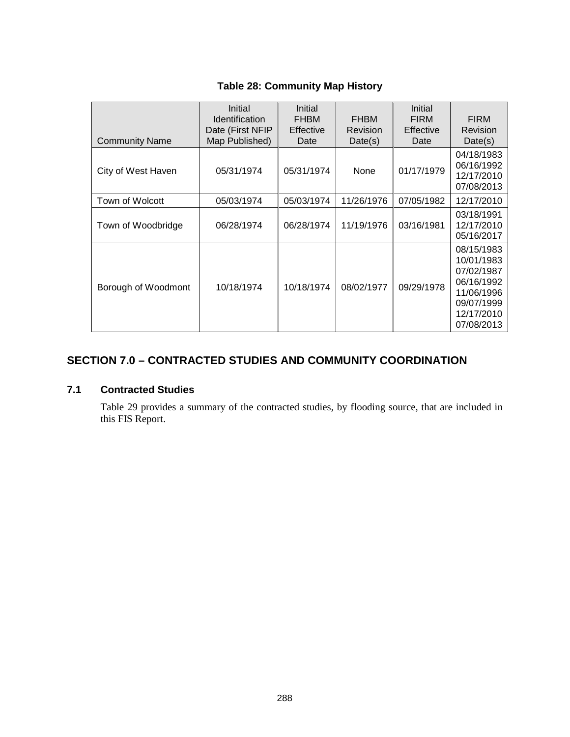**Table 28: Community Map History**

| Community Name | Initial Identification Date (First NFIP Map Published) | Initial FHBM Effective Date | FHBM Revision Date(s) | Initial FIRM Effective Date | FIRM Revision Date(s) |
|---|---|---|---|---|---|
| City of West Haven | 05/31/1974 | 05/31/1974 | None | 01/17/1979 | 04/18/1983<br>06/16/1992<br>12/17/2010<br>07/08/2013 |
| Town of Wolcott | 05/03/1974 | 05/03/1974 | 11/26/1976 | 07/05/1982 | 12/17/2010 |
| Town of Woodbridge | 06/28/1974 | 06/28/1974 | 11/19/1976 | 03/16/1981 | 03/18/1991<br>12/17/2010<br>05/16/2017 |
| Borough of Woodmont | 10/18/1974 | 10/18/1974 | 08/02/1977 | 09/29/1978 | 08/15/1983<br>10/01/1983<br>07/02/1987<br>06/16/1992<br>11/06/1996<br>09/07/1999<br>12/17/2010<br>07/08/2013 |

## SECTION 7.0 – CONTRACTED STUDIES AND COMMUNITY COORDINATION

### 7.1 Contracted Studies

Table 29 provides a summary of the contracted studies, by flooding source, that are included in this FIS Report.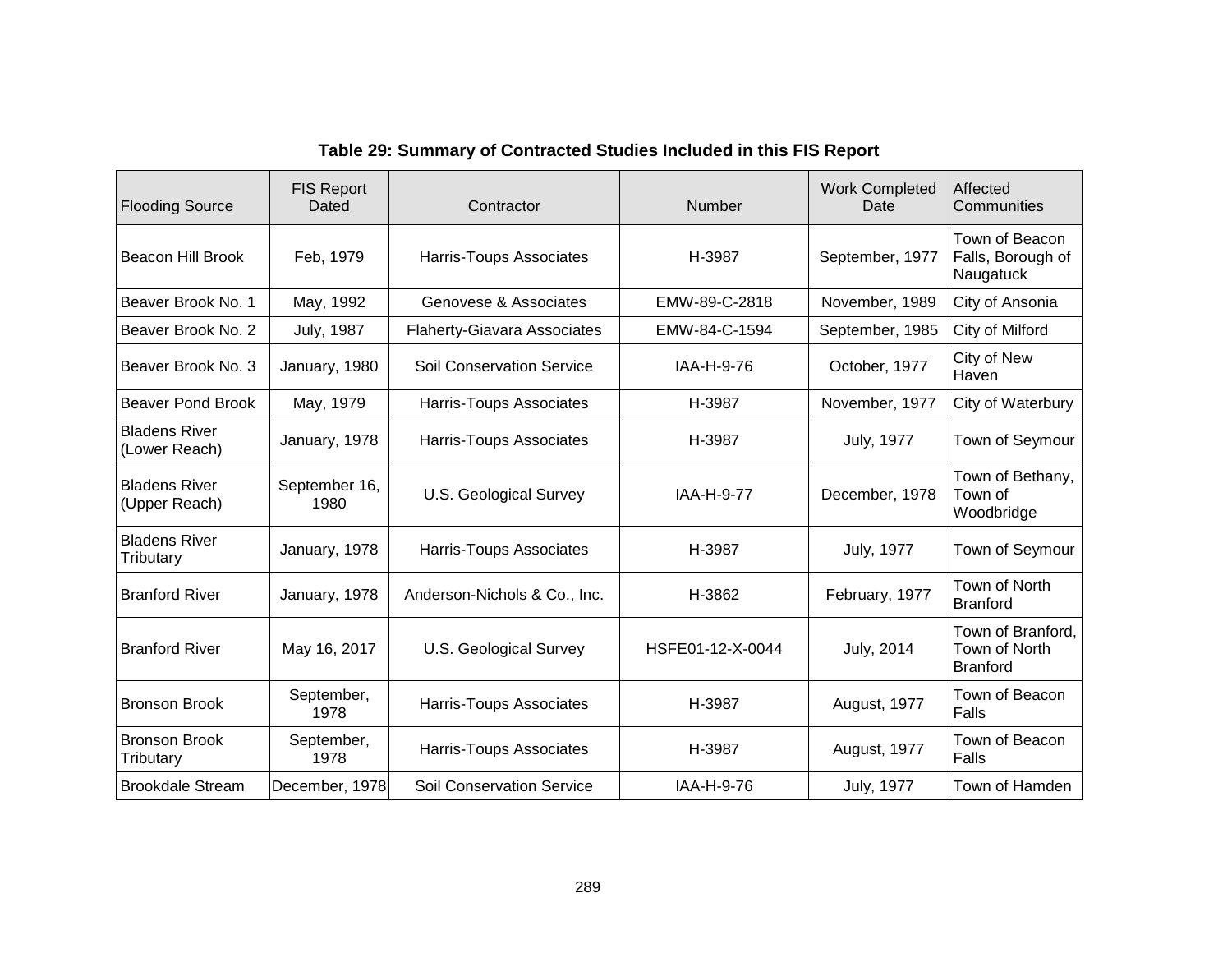**Table 29: Summary of Contracted Studies Included in this FIS Report**

| Flooding Source | FIS Report Dated | Contractor | Number | Work Completed Date | Affected Communities |
|---|---|---|---|---|---|
| Beacon Hill Brook | Feb, 1979 | Harris-Toups Associates | H-3987 | September, 1977 | Town of Beacon Falls, Borough of Naugatuck |
| Beaver Brook No. 1 | May, 1992 | Genovese & Associates | EMW-89-C-2818 | November, 1989 | City of Ansonia |
| Beaver Brook No. 2 | July, 1987 | Flaherty-Giavara Associates | EMW-84-C-1594 | September, 1985 | City of Milford |
| Beaver Brook No. 3 | January, 1980 | Soil Conservation Service | IAA-H-9-76 | October, 1977 | City of New Haven |
| Beaver Pond Brook | May, 1979 | Harris-Toups Associates | H-3987 | November, 1977 | City of Waterbury |
| Bladens River (Lower Reach) | January, 1978 | Harris-Toups Associates | H-3987 | July, 1977 | Town of Seymour |
| Bladens River (Upper Reach) | September 16, 1980 | U.S. Geological Survey | IAA-H-9-77 | December, 1978 | Town of Bethany, Town of Woodbridge |
| Bladens River Tributary | January, 1978 | Harris-Toups Associates | H-3987 | July, 1977 | Town of Seymour |
| Branford River | January, 1978 | Anderson-Nichols & Co., Inc. | H-3862 | February, 1977 | Town of North Branford |
| Branford River | May 16, 2017 | U.S. Geological Survey | HSFE01-12-X-0044 | July, 2014 | Town of Branford, Town of North Branford |
| Bronson Brook | September, 1978 | Harris-Toups Associates | H-3987 | August, 1977 | Town of Beacon Falls |
| Bronson Brook Tributary | September, 1978 | Harris-Toups Associates | H-3987 | August, 1977 | Town of Beacon Falls |
| Brookdale Stream | December, 1978 | Soil Conservation Service | IAA-H-9-76 | July, 1977 | Town of Hamden |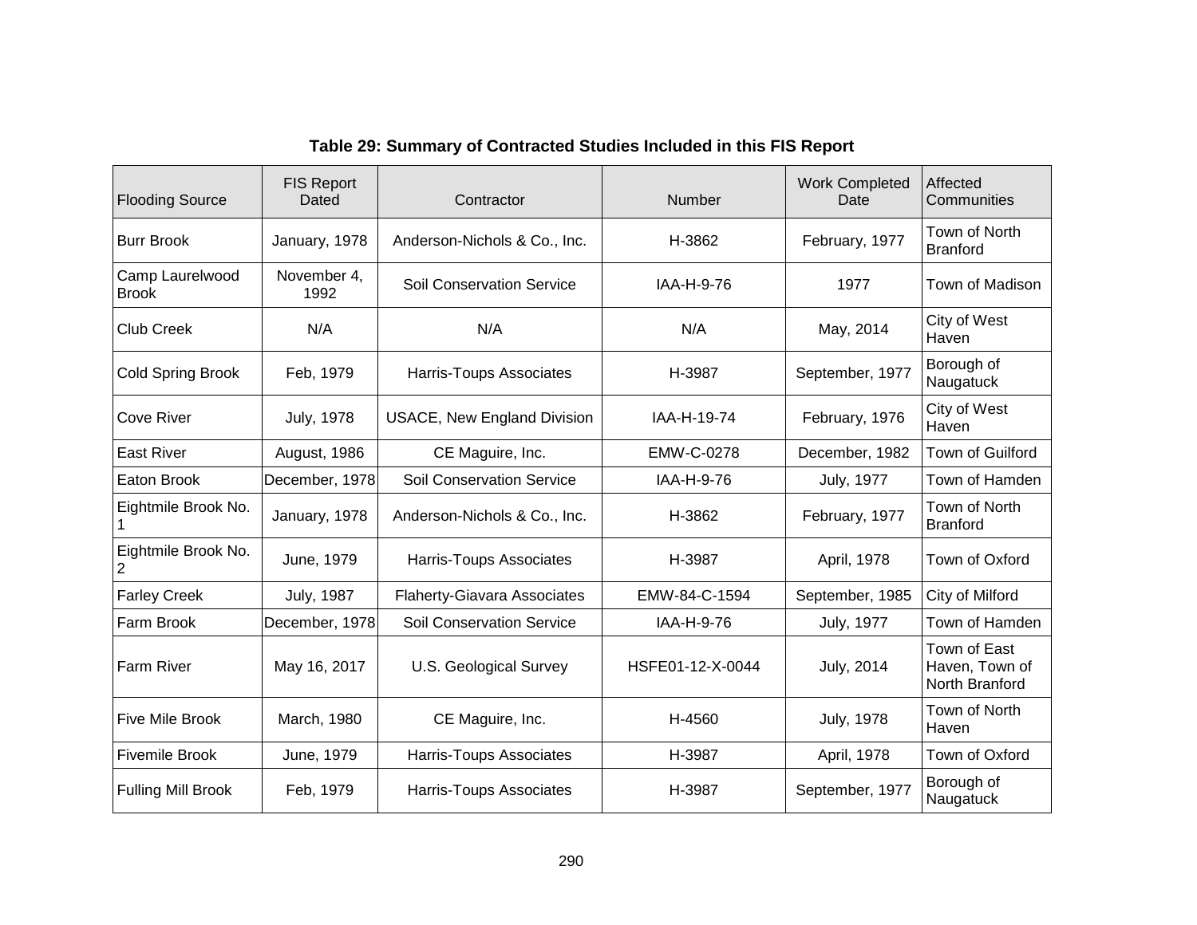**Table 29: Summary of Contracted Studies Included in this FIS Report**

| Flooding Source | FIS Report Dated | Contractor | Number | Work Completed Date | Affected Communities |
|---|---|---|---|---|---|
| Burr Brook | January, 1978 | Anderson-Nichols & Co., Inc. | H-3862 | February, 1977 | Town of North Branford |
| Camp Laurelwood Brook | November 4, 1992 | Soil Conservation Service | IAA-H-9-76 | 1977 | Town of Madison |
| Club Creek | N/A | N/A | N/A | May, 2014 | City of West Haven |
| Cold Spring Brook | Feb, 1979 | Harris-Toups Associates | H-3987 | September, 1977 | Borough of Naugatuck |
| Cove River | July, 1978 | USACE, New England Division | IAA-H-19-74 | February, 1976 | City of West Haven |
| East River | August, 1986 | CE Maguire, Inc. | EMW-C-0278 | December, 1982 | Town of Guilford |
| Eaton Brook | December, 1978 | Soil Conservation Service | IAA-H-9-76 | July, 1977 | Town of Hamden |
| Eightmile Brook No. 1 | January, 1978 | Anderson-Nichols & Co., Inc. | H-3862 | February, 1977 | Town of North Branford |
| Eightmile Brook No. 2 | June, 1979 | Harris-Toups Associates | H-3987 | April, 1978 | Town of Oxford |
| Farley Creek | July, 1987 | Flaherty-Giavara Associates | EMW-84-C-1594 | September, 1985 | City of Milford |
| Farm Brook | December, 1978 | Soil Conservation Service | IAA-H-9-76 | July, 1977 | Town of Hamden |
| Farm River | May 16, 2017 | U.S. Geological Survey | HSFE01-12-X-0044 | July, 2014 | Town of East Haven, Town of North Branford |
| Five Mile Brook | March, 1980 | CE Maguire, Inc. | H-4560 | July, 1978 | Town of North Haven |
| Fivemile Brook | June, 1979 | Harris-Toups Associates | H-3987 | April, 1978 | Town of Oxford |
| Fulling Mill Brook | Feb, 1979 | Harris-Toups Associates | H-3987 | September, 1977 | Borough of Naugatuck |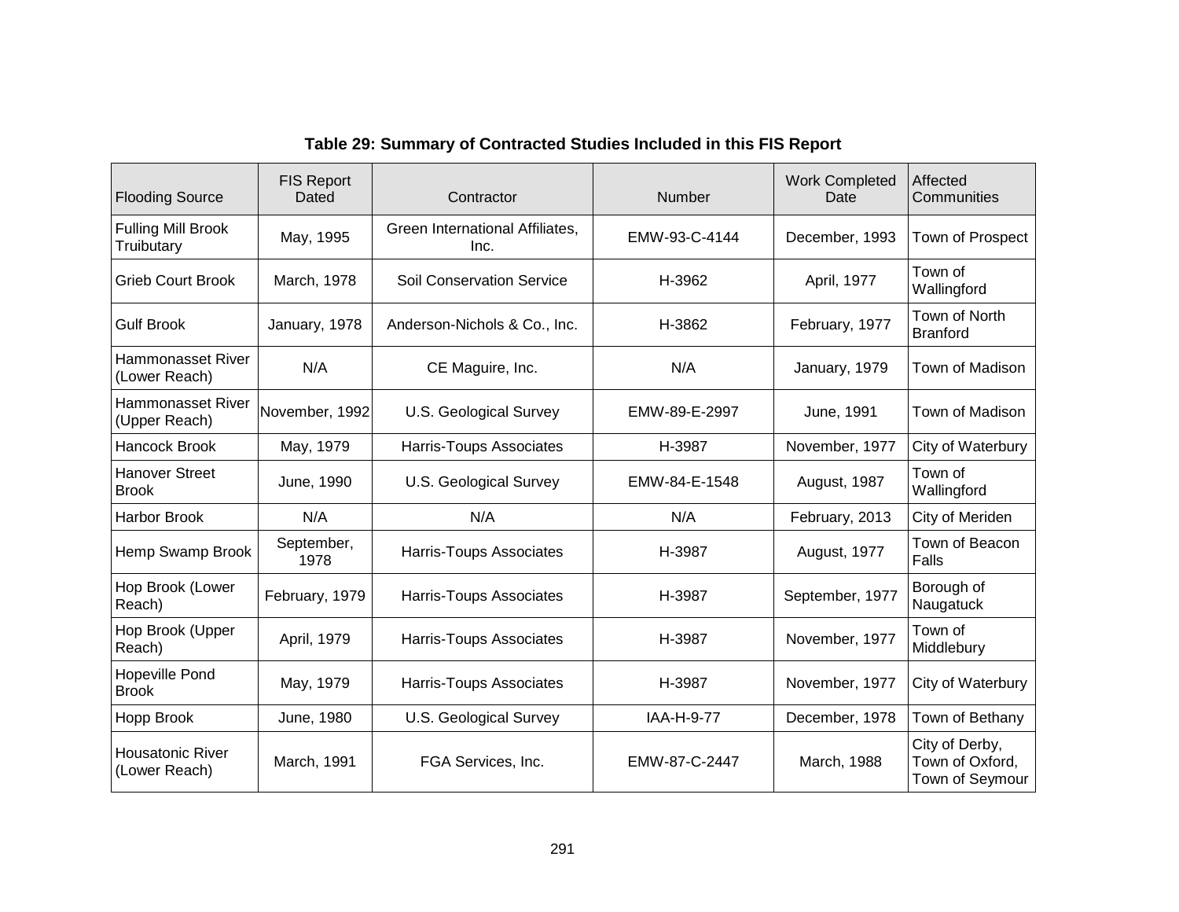**Table 29: Summary of Contracted Studies Included in this FIS Report**

| Flooding Source | FIS Report Dated | Contractor | Number | Work Completed Date | Affected Communities |
|---|---|---|---|---|---|
| Fulling Mill Brook Truibutary | May, 1995 | Green International Affiliates, Inc. | EMW-93-C-4144 | December, 1993 | Town of Prospect |
| Grieb Court Brook | March, 1978 | Soil Conservation Service | H-3962 | April, 1977 | Town of Wallingford |
| Gulf Brook | January, 1978 | Anderson-Nichols & Co., Inc. | H-3862 | February, 1977 | Town of North Branford |
| Hammonasset River (Lower Reach) | N/A | CE Maguire, Inc. | N/A | January, 1979 | Town of Madison |
| Hammonasset River (Upper Reach) | November, 1992 | U.S. Geological Survey | EMW-89-E-2997 | June, 1991 | Town of Madison |
| Hancock Brook | May, 1979 | Harris-Toups Associates | H-3987 | November, 1977 | City of Waterbury |
| Hanover Street Brook | June, 1990 | U.S. Geological Survey | EMW-84-E-1548 | August, 1987 | Town of Wallingford |
| Harbor Brook | N/A | N/A | N/A | February, 2013 | City of Meriden |
| Hemp Swamp Brook | September, 1978 | Harris-Toups Associates | H-3987 | August, 1977 | Town of Beacon Falls |
| Hop Brook (Lower Reach) | February, 1979 | Harris-Toups Associates | H-3987 | September, 1977 | Borough of Naugatuck |
| Hop Brook (Upper Reach) | April, 1979 | Harris-Toups Associates | H-3987 | November, 1977 | Town of Middlebury |
| Hopeville Pond Brook | May, 1979 | Harris-Toups Associates | H-3987 | November, 1977 | City of Waterbury |
| Hopp Brook | June, 1980 | U.S. Geological Survey | IAA-H-9-77 | December, 1978 | Town of Bethany |
| Housatonic River (Lower Reach) | March, 1991 | FGA Services, Inc. | EMW-87-C-2447 | March, 1988 | City of Derby, Town of Oxford, Town of Seymour |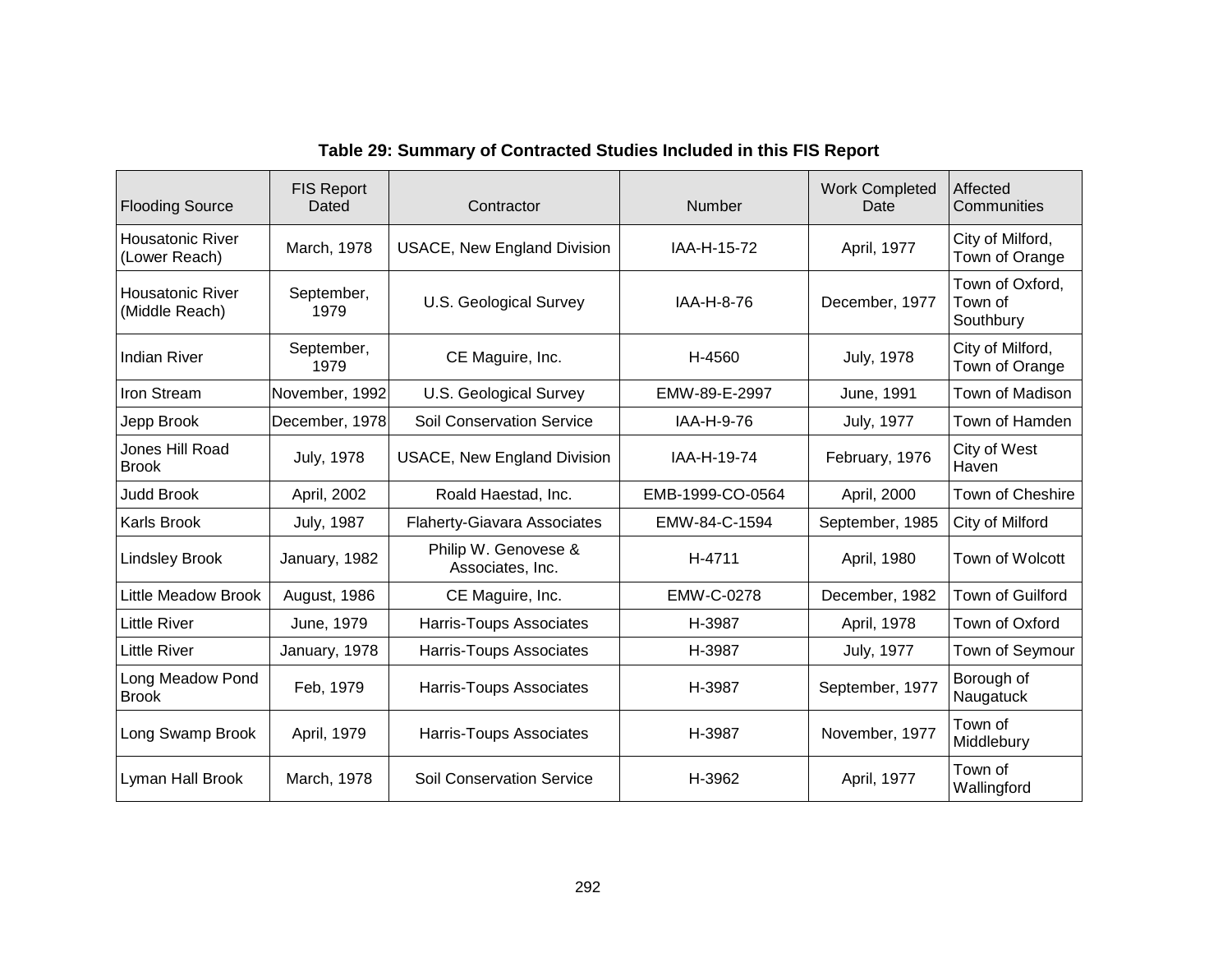**Table 29: Summary of Contracted Studies Included in this FIS Report**

| Flooding Source | FIS Report Dated | Contractor | Number | Work Completed Date | Affected Communities |
|---|---|---|---|---|---|
| Housatonic River (Lower Reach) | March, 1978 | USACE, New England Division | IAA-H-15-72 | April, 1977 | City of Milford, Town of Orange |
| Housatonic River (Middle Reach) | September, 1979 | U.S. Geological Survey | IAA-H-8-76 | December, 1977 | Town of Oxford, Town of Southbury |
| Indian River | September, 1979 | CE Maguire, Inc. | H-4560 | July, 1978 | City of Milford, Town of Orange |
| Iron Stream | November, 1992 | U.S. Geological Survey | EMW-89-E-2997 | June, 1991 | Town of Madison |
| Jepp Brook | December, 1978 | Soil Conservation Service | IAA-H-9-76 | July, 1977 | Town of Hamden |
| Jones Hill Road Brook | July, 1978 | USACE, New England Division | IAA-H-19-74 | February, 1976 | City of West Haven |
| Judd Brook | April, 2002 | Roald Haestad, Inc. | EMB-1999-CO-0564 | April, 2000 | Town of Cheshire |
| Karls Brook | July, 1987 | Flaherty-Giavara Associates | EMW-84-C-1594 | September, 1985 | City of Milford |
| Lindsley Brook | January, 1982 | Philip W. Genovese & Associates, Inc. | H-4711 | April, 1980 | Town of Wolcott |
| Little Meadow Brook | August, 1986 | CE Maguire, Inc. | EMW-C-0278 | December, 1982 | Town of Guilford |
| Little River | June, 1979 | Harris-Toups Associates | H-3987 | April, 1978 | Town of Oxford |
| Little River | January, 1978 | Harris-Toups Associates | H-3987 | July, 1977 | Town of Seymour |
| Long Meadow Pond Brook | Feb, 1979 | Harris-Toups Associates | H-3987 | September, 1977 | Borough of Naugatuck |
| Long Swamp Brook | April, 1979 | Harris-Toups Associates | H-3987 | November, 1977 | Town of Middlebury |
| Lyman Hall Brook | March, 1978 | Soil Conservation Service | H-3962 | April, 1977 | Town of Wallingford |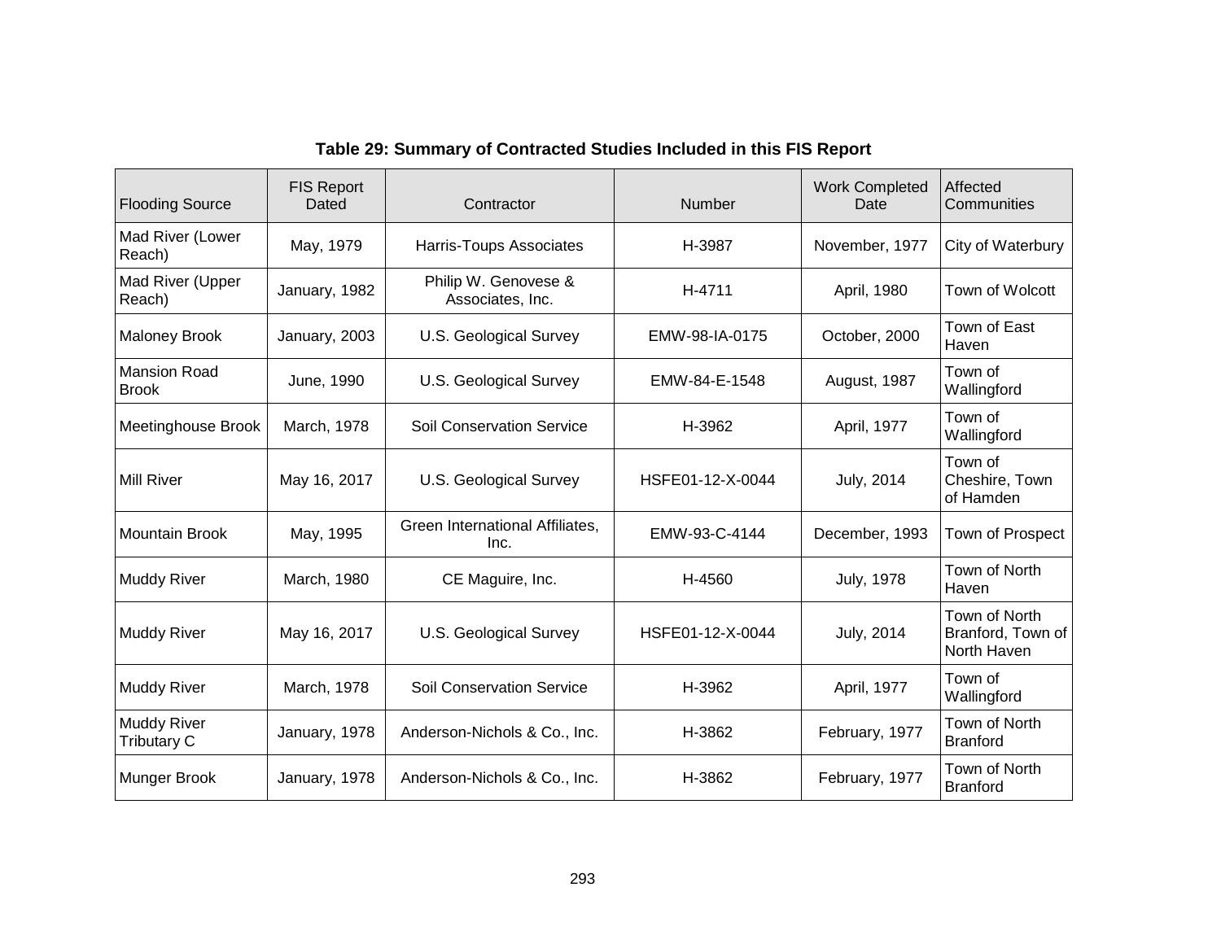**Table 29: Summary of Contracted Studies Included in this FIS Report**

| Flooding Source | FIS Report Dated | Contractor | Number | Work Completed Date | Affected Communities |
|---|---|---|---|---|---|
| Mad River (Lower Reach) | May, 1979 | Harris-Toups Associates | H-3987 | November, 1977 | City of Waterbury |
| Mad River (Upper Reach) | January, 1982 | Philip W. Genovese & Associates, Inc. | H-4711 | April, 1980 | Town of Wolcott |
| Maloney Brook | January, 2003 | U.S. Geological Survey | EMW-98-IA-0175 | October, 2000 | Town of East Haven |
| Mansion Road Brook | June, 1990 | U.S. Geological Survey | EMW-84-E-1548 | August, 1987 | Town of Wallingford |
| Meetinghouse Brook | March, 1978 | Soil Conservation Service | H-3962 | April, 1977 | Town of Wallingford |
| Mill River | May 16, 2017 | U.S. Geological Survey | HSFE01-12-X-0044 | July, 2014 | Town of Cheshire, Town of Hamden |
| Mountain Brook | May, 1995 | Green International Affiliates, Inc. | EMW-93-C-4144 | December, 1993 | Town of Prospect |
| Muddy River | March, 1980 | CE Maguire, Inc. | H-4560 | July, 1978 | Town of North Haven |
| Muddy River | May 16, 2017 | U.S. Geological Survey | HSFE01-12-X-0044 | July, 2014 | Town of North Branford, Town of North Haven |
| Muddy River | March, 1978 | Soil Conservation Service | H-3962 | April, 1977 | Town of Wallingford |
| Muddy River Tributary C | January, 1978 | Anderson-Nichols & Co., Inc. | H-3862 | February, 1977 | Town of North Branford |
| Munger Brook | January, 1978 | Anderson-Nichols & Co., Inc. | H-3862 | February, 1977 | Town of North Branford |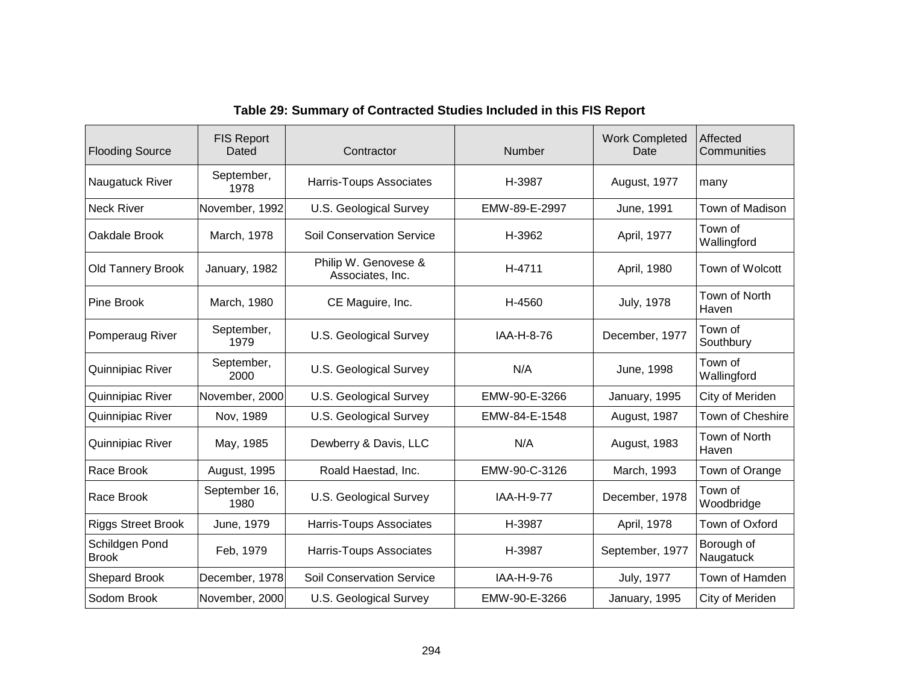**Table 29: Summary of Contracted Studies Included in this FIS Report**

| Flooding Source | FIS Report Dated | Contractor | Number | Work Completed Date | Affected Communities |
|---|---|---|---|---|---|
| Naugatuck River | September, 1978 | Harris-Toups Associates | H-3987 | August, 1977 | many |
| Neck River | November, 1992 | U.S. Geological Survey | EMW-89-E-2997 | June, 1991 | Town of Madison |
| Oakdale Brook | March, 1978 | Soil Conservation Service | H-3962 | April, 1977 | Town of Wallingford |
| Old Tannery Brook | January, 1982 | Philip W. Genovese & Associates, Inc. | H-4711 | April, 1980 | Town of Wolcott |
| Pine Brook | March, 1980 | CE Maguire, Inc. | H-4560 | July, 1978 | Town of North Haven |
| Pomperaug River | September, 1979 | U.S. Geological Survey | IAA-H-8-76 | December, 1977 | Town of Southbury |
| Quinnipiac River | September, 2000 | U.S. Geological Survey | N/A | June, 1998 | Town of Wallingford |
| Quinnipiac River | November, 2000 | U.S. Geological Survey | EMW-90-E-3266 | January, 1995 | City of Meriden |
| Quinnipiac River | Nov, 1989 | U.S. Geological Survey | EMW-84-E-1548 | August, 1987 | Town of Cheshire |
| Quinnipiac River | May, 1985 | Dewberry & Davis, LLC | N/A | August, 1983 | Town of North Haven |
| Race Brook | August, 1995 | Roald Haestad, Inc. | EMW-90-C-3126 | March, 1993 | Town of Orange |
| Race Brook | September 16, 1980 | U.S. Geological Survey | IAA-H-9-77 | December, 1978 | Town of Woodbridge |
| Riggs Street Brook | June, 1979 | Harris-Toups Associates | H-3987 | April, 1978 | Town of Oxford |
| Schildgen Pond Brook | Feb, 1979 | Harris-Toups Associates | H-3987 | September, 1977 | Borough of Naugatuck |
| Shepard Brook | December, 1978 | Soil Conservation Service | IAA-H-9-76 | July, 1977 | Town of Hamden |
| Sodom Brook | November, 2000 | U.S. Geological Survey | EMW-90-E-3266 | January, 1995 | City of Meriden |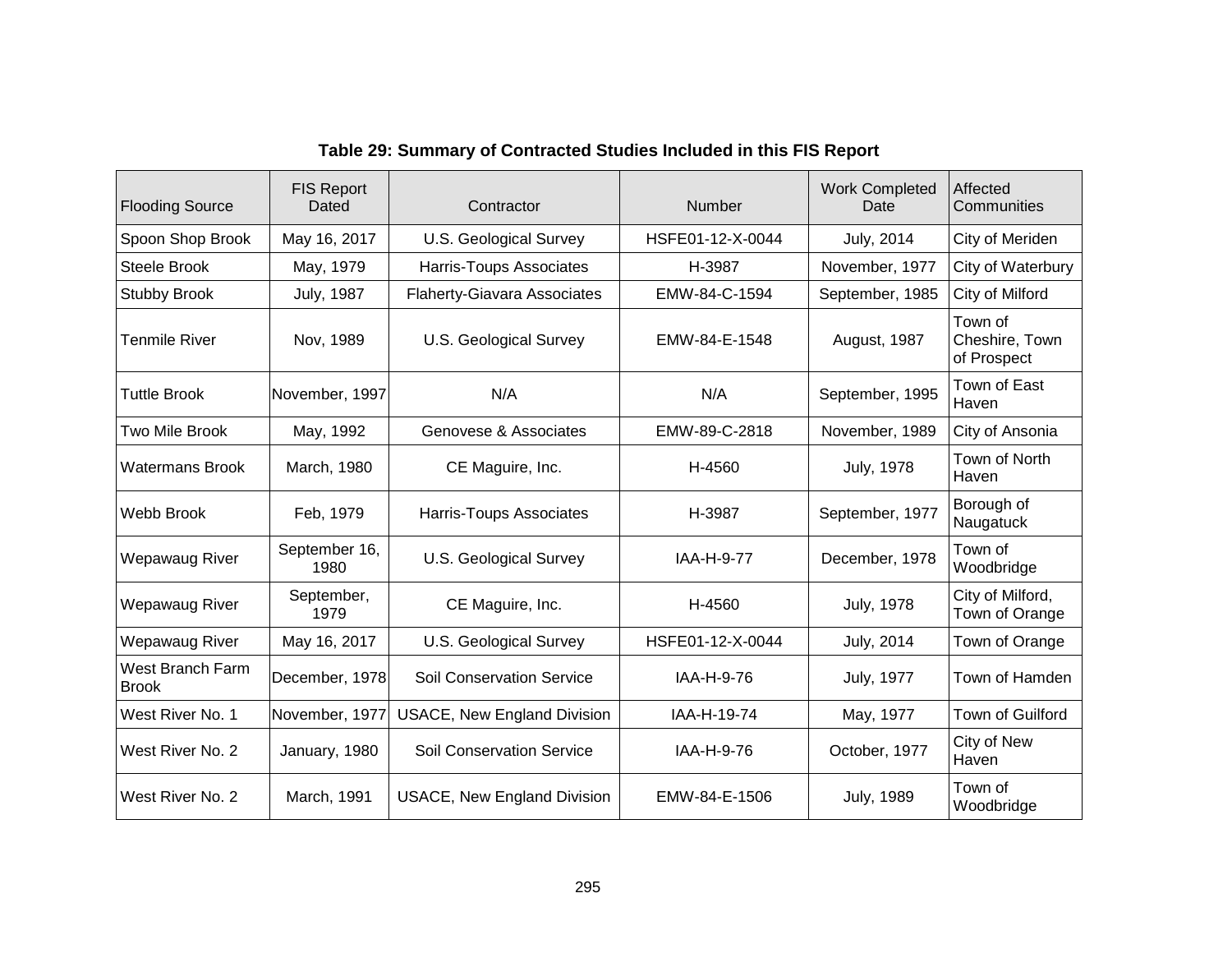**Table 29: Summary of Contracted Studies Included in this FIS Report**

| Flooding Source | FIS Report Dated | Contractor | Number | Work Completed Date | Affected Communities |
|---|---|---|---|---|---|
| Spoon Shop Brook | May 16, 2017 | U.S. Geological Survey | HSFE01-12-X-0044 | July, 2014 | City of Meriden |
| Steele Brook | May, 1979 | Harris-Toups Associates | H-3987 | November, 1977 | City of Waterbury |
| Stubby Brook | July, 1987 | Flaherty-Giavara Associates | EMW-84-C-1594 | September, 1985 | City of Milford |
| Tenmile River | Nov, 1989 | U.S. Geological Survey | EMW-84-E-1548 | August, 1987 | Town of Cheshire, Town of Prospect |
| Tuttle Brook | November, 1997 | N/A | N/A | September, 1995 | Town of East Haven |
| Two Mile Brook | May, 1992 | Genovese & Associates | EMW-89-C-2818 | November, 1989 | City of Ansonia |
| Watermans Brook | March, 1980 | CE Maguire, Inc. | H-4560 | July, 1978 | Town of North Haven |
| Webb Brook | Feb, 1979 | Harris-Toups Associates | H-3987 | September, 1977 | Borough of Naugatuck |
| Wepawaug River | September 16, 1980 | U.S. Geological Survey | IAA-H-9-77 | December, 1978 | Town of Woodbridge |
| Wepawaug River | September, 1979 | CE Maguire, Inc. | H-4560 | July, 1978 | City of Milford, Town of Orange |
| Wepawaug River | May 16, 2017 | U.S. Geological Survey | HSFE01-12-X-0044 | July, 2014 | Town of Orange |
| West Branch Farm Brook | December, 1978 | Soil Conservation Service | IAA-H-9-76 | July, 1977 | Town of Hamden |
| West River No. 1 | November, 1977 | USACE, New England Division | IAA-H-19-74 | May, 1977 | Town of Guilford |
| West River No. 2 | January, 1980 | Soil Conservation Service | IAA-H-9-76 | October, 1977 | City of New Haven |
| West River No. 2 | March, 1991 | USACE, New England Division | EMW-84-E-1506 | July, 1989 | Town of Woodbridge |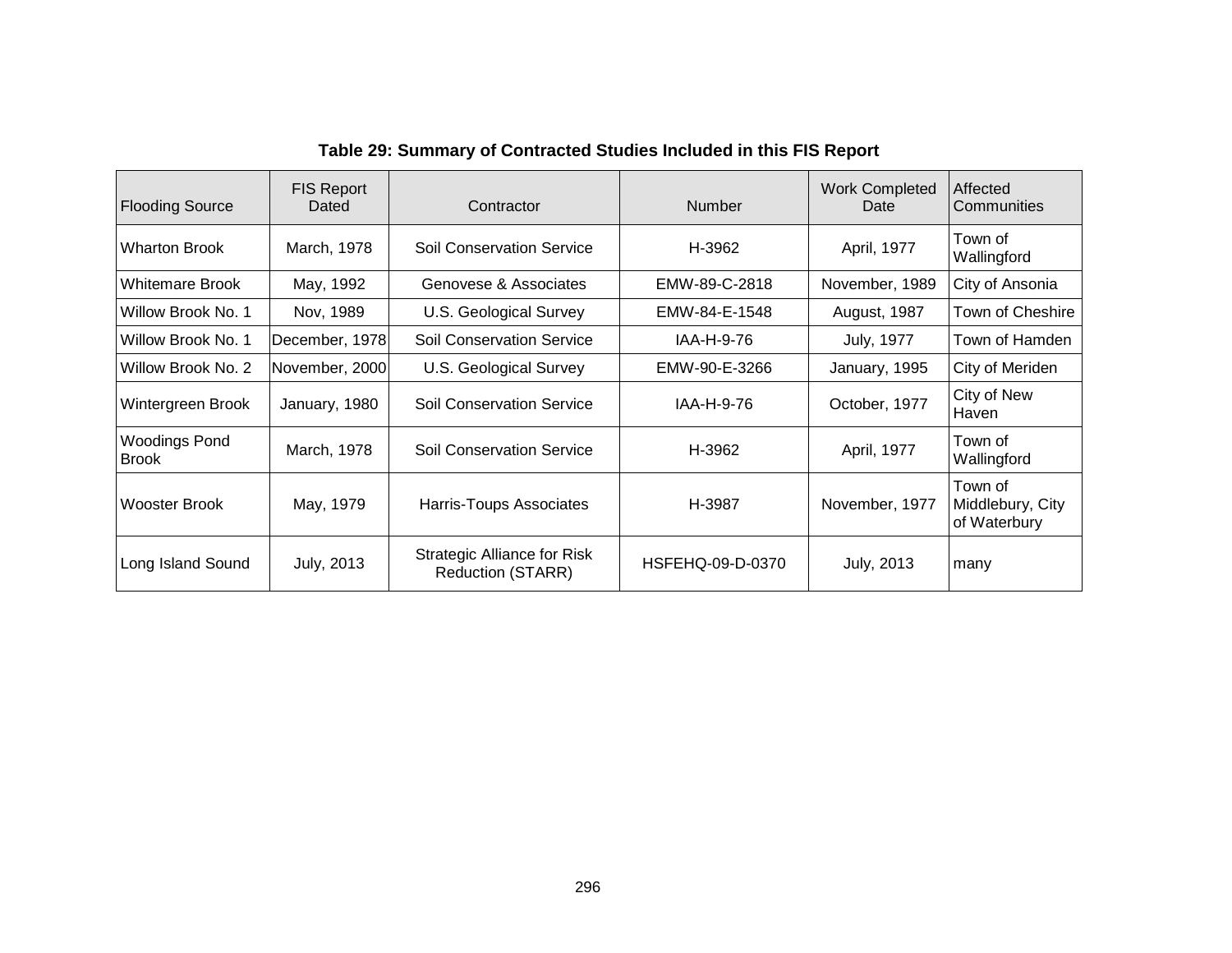**Table 29: Summary of Contracted Studies Included in this FIS Report**

| Flooding Source | FIS Report Dated | Contractor | Number | Work Completed Date | Affected Communities |
|---|---|---|---|---|---|
| Wharton Brook | March, 1978 | Soil Conservation Service | H-3962 | April, 1977 | Town of Wallingford |
| Whitemare Brook | May, 1992 | Genovese & Associates | EMW-89-C-2818 | November, 1989 | City of Ansonia |
| Willow Brook No. 1 | Nov, 1989 | U.S. Geological Survey | EMW-84-E-1548 | August, 1987 | Town of Cheshire |
| Willow Brook No. 1 | December, 1978 | Soil Conservation Service | IAA-H-9-76 | July, 1977 | Town of Hamden |
| Willow Brook No. 2 | November, 2000 | U.S. Geological Survey | EMW-90-E-3266 | January, 1995 | City of Meriden |
| Wintergreen Brook | January, 1980 | Soil Conservation Service | IAA-H-9-76 | October, 1977 | City of New Haven |
| Woodings Pond Brook | March, 1978 | Soil Conservation Service | H-3962 | April, 1977 | Town of Wallingford |
| Wooster Brook | May, 1979 | Harris-Toups Associates | H-3987 | November, 1977 | Town of Middlebury, City of Waterbury |
| Long Island Sound | July, 2013 | Strategic Alliance for Risk Reduction (STARR) | HSFEHQ-09-D-0370 | July, 2013 | many |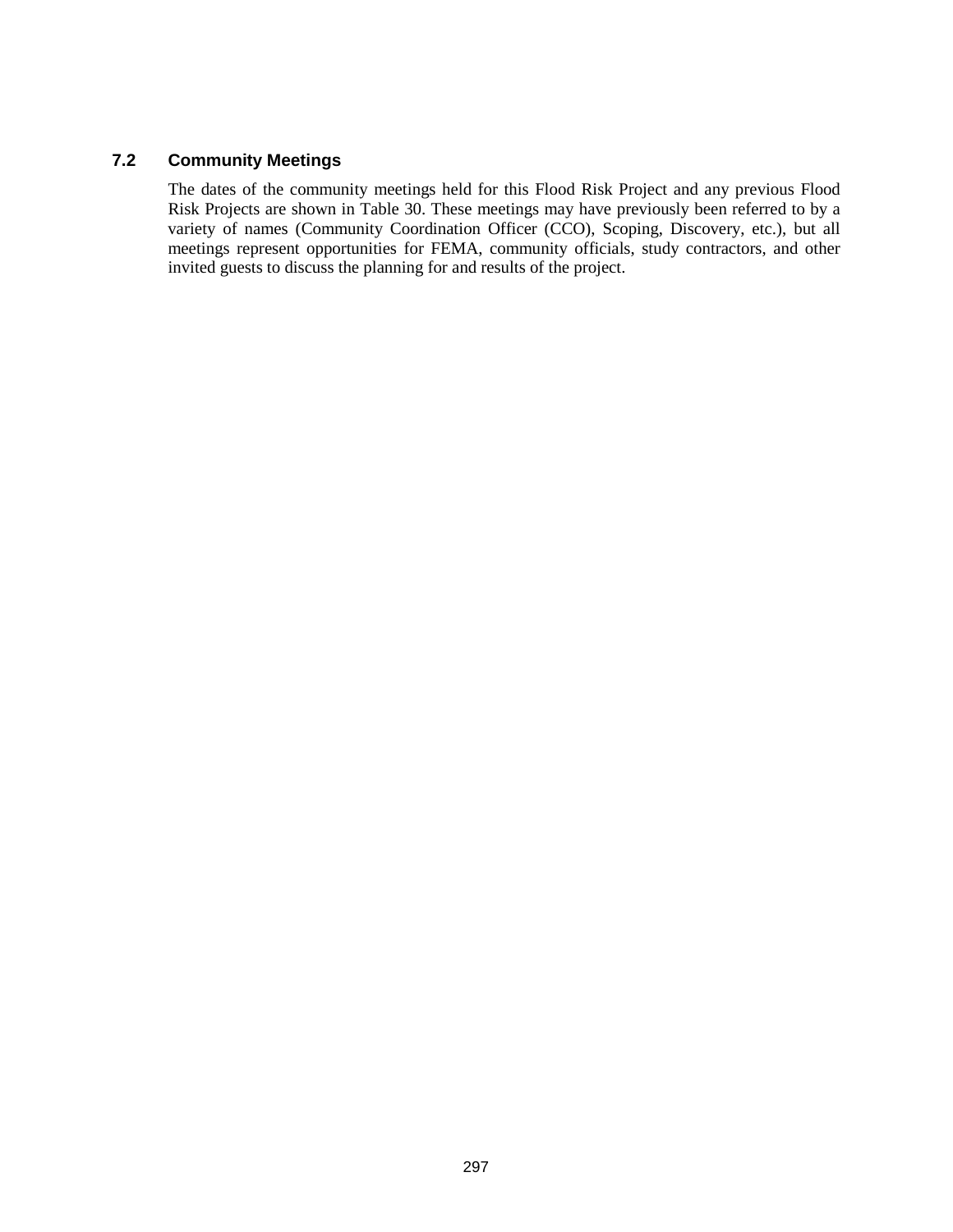### 7.2 Community Meetings

The dates of the community meetings held for this Flood Risk Project and any previous Flood Risk Projects are shown in Table 30. These meetings may have previously been referred to by a variety of names (Community Coordination Officer (CCO), Scoping, Discovery, etc.), but all meetings represent opportunities for FEMA, community officials, study contractors, and other invited guests to discuss the planning for and results of the project.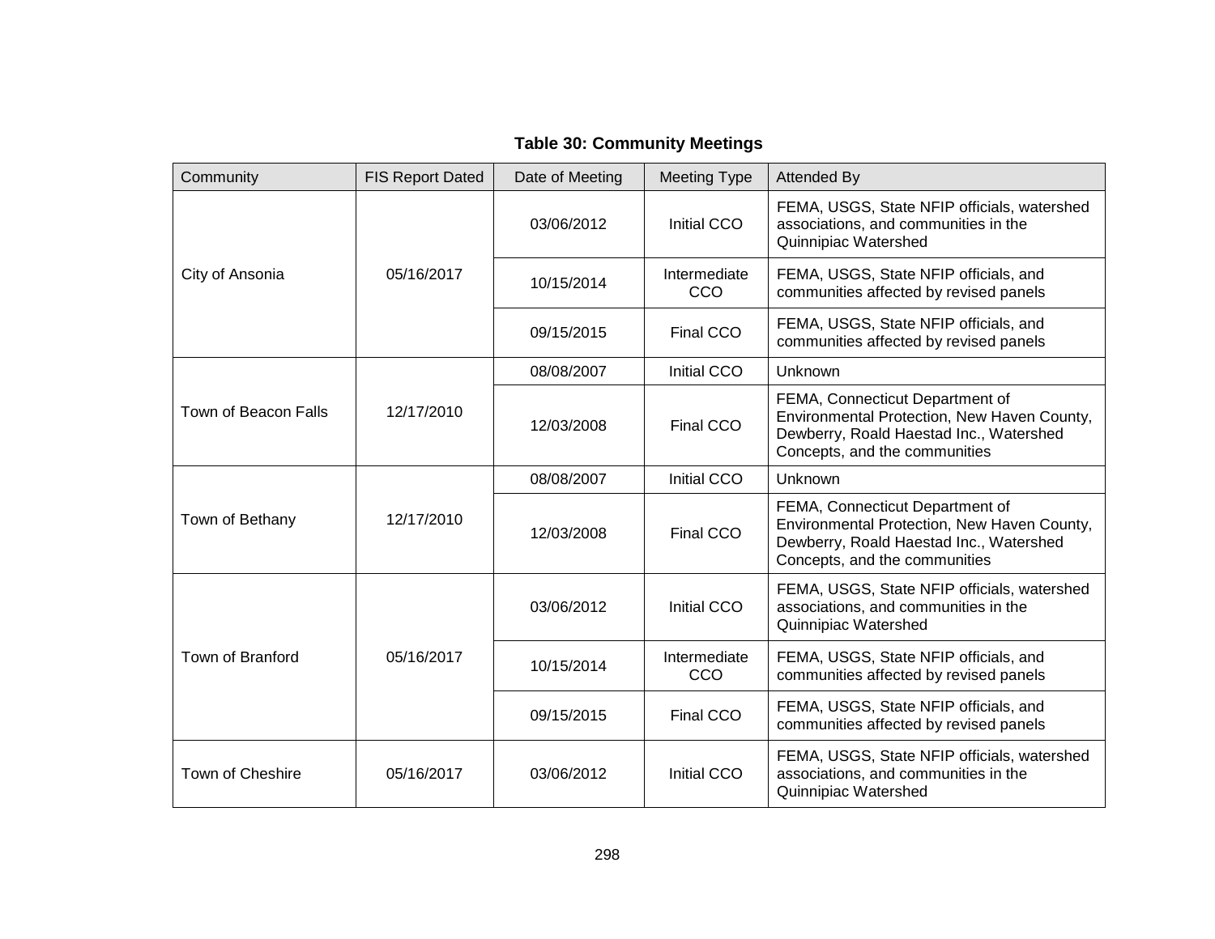**Table 30: Community Meetings**

| Community | FIS Report Dated | Date of Meeting | Meeting Type | Attended By |
|---|---|---|---|---|
| City of Ansonia | 05/16/2017 | 03/06/2012 | Initial CCO | FEMA, USGS, State NFIP officials, watershed associations, and communities in the Quinnipiac Watershed |
| | | 10/15/2014 | Intermediate CCO | FEMA, USGS, State NFIP officials, and communities affected by revised panels |
| | | 09/15/2015 | Final CCO | FEMA, USGS, State NFIP officials, and communities affected by revised panels |
| Town of Beacon Falls | 12/17/2010 | 08/08/2007 | Initial CCO | Unknown |
| | | 12/03/2008 | Final CCO | FEMA, Connecticut Department of Environmental Protection, New Haven County, Dewberry, Roald Haestad Inc., Watershed Concepts, and the communities |
| Town of Bethany | 12/17/2010 | 08/08/2007 | Initial CCO | Unknown |
| | | 12/03/2008 | Final CCO | FEMA, Connecticut Department of Environmental Protection, New Haven County, Dewberry, Roald Haestad Inc., Watershed Concepts, and the communities |
| Town of Branford | 05/16/2017 | 03/06/2012 | Initial CCO | FEMA, USGS, State NFIP officials, watershed associations, and communities in the Quinnipiac Watershed |
| | | 10/15/2014 | Intermediate CCO | FEMA, USGS, State NFIP officials, and communities affected by revised panels |
| | | 09/15/2015 | Final CCO | FEMA, USGS, State NFIP officials, and communities affected by revised panels |
| Town of Cheshire | 05/16/2017 | 03/06/2012 | Initial CCO | FEMA, USGS, State NFIP officials, watershed associations, and communities in the Quinnipiac Watershed |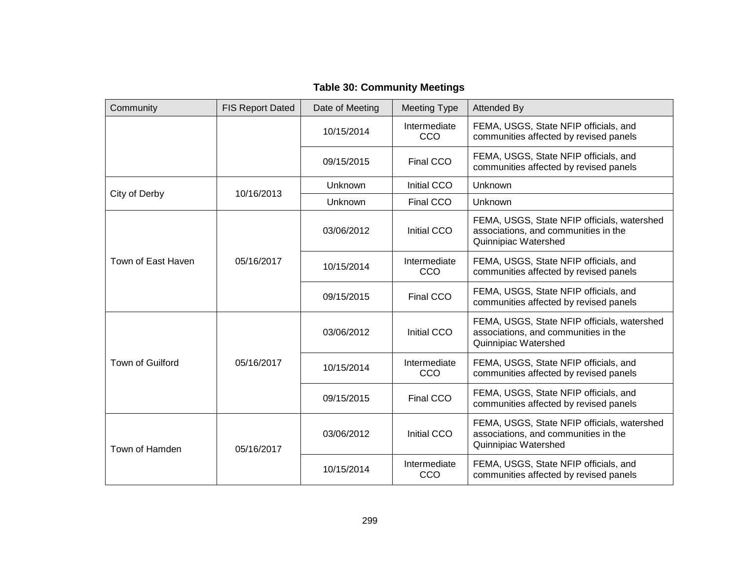**Table 30: Community Meetings**

| Community | FIS Report Dated | Date of Meeting | Meeting Type | Attended By |
|---|---|---|---|---|
| | | 10/15/2014 | Intermediate CCO | FEMA, USGS, State NFIP officials, and communities affected by revised panels |
| | | 09/15/2015 | Final CCO | FEMA, USGS, State NFIP officials, and communities affected by revised panels |
| City of Derby | 10/16/2013 | Unknown | Initial CCO | Unknown |
| | | Unknown | Final CCO | Unknown |
| Town of East Haven | 05/16/2017 | 03/06/2012 | Initial CCO | FEMA, USGS, State NFIP officials, watershed associations, and communities in the Quinnipiac Watershed |
| | | 10/15/2014 | Intermediate CCO | FEMA, USGS, State NFIP officials, and communities affected by revised panels |
| | | 09/15/2015 | Final CCO | FEMA, USGS, State NFIP officials, and communities affected by revised panels |
| Town of Guilford | 05/16/2017 | 03/06/2012 | Initial CCO | FEMA, USGS, State NFIP officials, watershed associations, and communities in the Quinnipiac Watershed |
| | | 10/15/2014 | Intermediate CCO | FEMA, USGS, State NFIP officials, and communities affected by revised panels |
| | | 09/15/2015 | Final CCO | FEMA, USGS, State NFIP officials, and communities affected by revised panels |
| Town of Hamden | 05/16/2017 | 03/06/2012 | Initial CCO | FEMA, USGS, State NFIP officials, watershed associations, and communities in the Quinnipiac Watershed |
| | | 10/15/2014 | Intermediate CCO | FEMA, USGS, State NFIP officials, and communities affected by revised panels |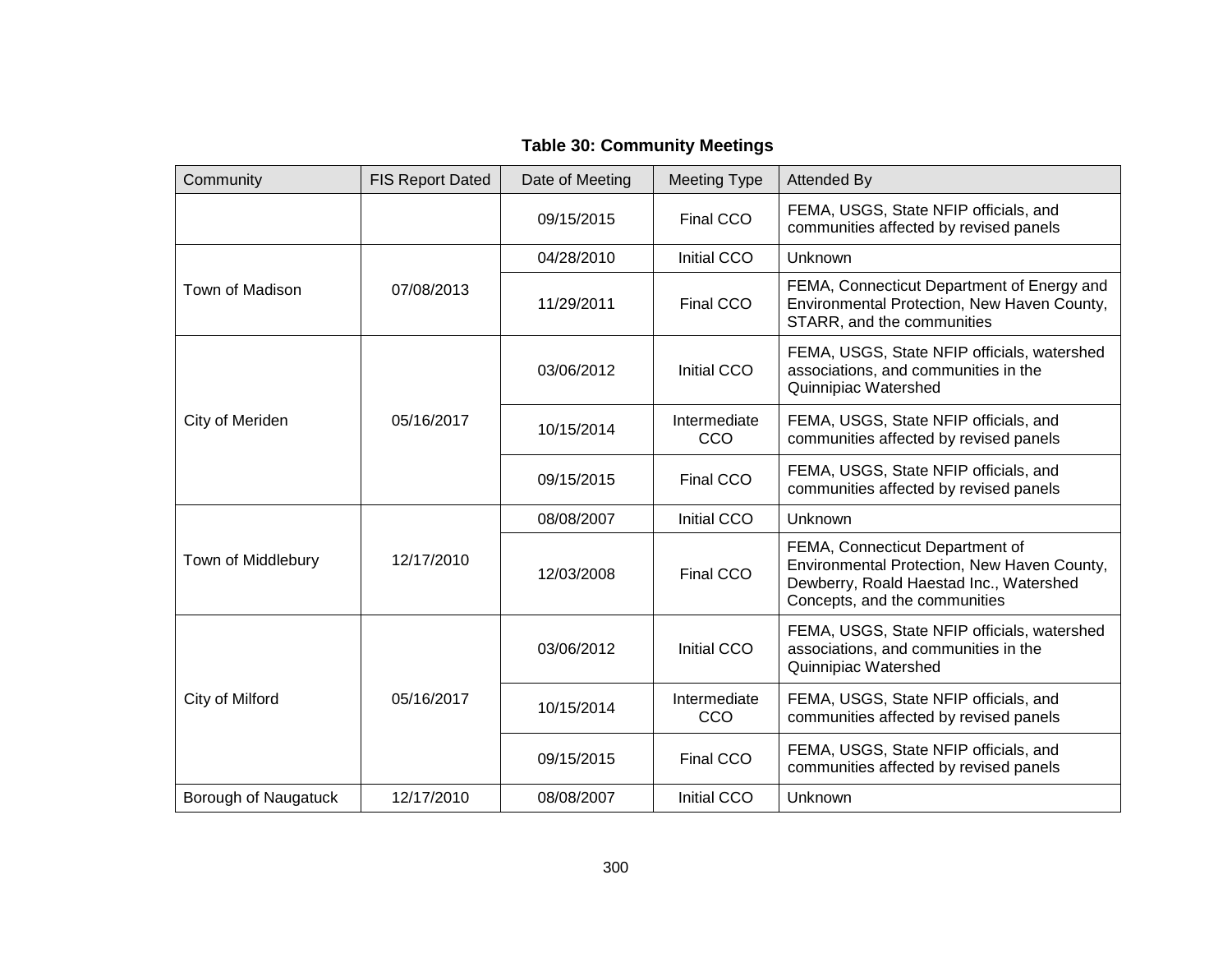**Table 30: Community Meetings**

| Community | FIS Report Dated | Date of Meeting | Meeting Type | Attended By |
|---|---|---|---|---|
| | | 09/15/2015 | Final CCO | FEMA, USGS, State NFIP officials, and communities affected by revised panels |
| Town of Madison | 07/08/2013 | 04/28/2010 | Initial CCO | Unknown |
| | | 11/29/2011 | Final CCO | FEMA, Connecticut Department of Energy and Environmental Protection, New Haven County, STARR, and the communities |
| City of Meriden | 05/16/2017 | 03/06/2012 | Initial CCO | FEMA, USGS, State NFIP officials, watershed associations, and communities in the Quinnipiac Watershed |
| | | 10/15/2014 | Intermediate CCO | FEMA, USGS, State NFIP officials, and communities affected by revised panels |
| | | 09/15/2015 | Final CCO | FEMA, USGS, State NFIP officials, and communities affected by revised panels |
| Town of Middlebury | 12/17/2010 | 08/08/2007 | Initial CCO | Unknown |
| | | 12/03/2008 | Final CCO | FEMA, Connecticut Department of Environmental Protection, New Haven County, Dewberry, Roald Haestad Inc., Watershed Concepts, and the communities |
| City of Milford | 05/16/2017 | 03/06/2012 | Initial CCO | FEMA, USGS, State NFIP officials, watershed associations, and communities in the Quinnipiac Watershed |
| | | 10/15/2014 | Intermediate CCO | FEMA, USGS, State NFIP officials, and communities affected by revised panels |
| | | 09/15/2015 | Final CCO | FEMA, USGS, State NFIP officials, and communities affected by revised panels |
| Borough of Naugatuck | 12/17/2010 | 08/08/2007 | Initial CCO | Unknown |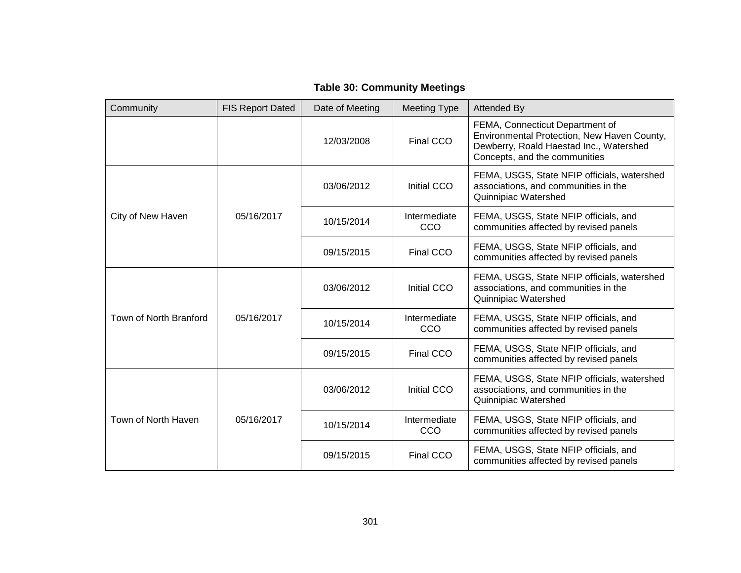**Table 30: Community Meetings**

| Community | FIS Report Dated | Date of Meeting | Meeting Type | Attended By |
|---|---|---|---|---|
| | | 12/03/2008 | Final CCO | FEMA, Connecticut Department of Environmental Protection, New Haven County, Dewberry, Roald Haestad Inc., Watershed Concepts, and the communities |
| City of New Haven | 05/16/2017 | 03/06/2012 | Initial CCO | FEMA, USGS, State NFIP officials, watershed associations, and communities in the Quinnipiac Watershed |
| | | 10/15/2014 | Intermediate CCO | FEMA, USGS, State NFIP officials, and communities affected by revised panels |
| | | 09/15/2015 | Final CCO | FEMA, USGS, State NFIP officials, and communities affected by revised panels |
| Town of North Branford | 05/16/2017 | 03/06/2012 | Initial CCO | FEMA, USGS, State NFIP officials, watershed associations, and communities in the Quinnipiac Watershed |
| | | 10/15/2014 | Intermediate CCO | FEMA, USGS, State NFIP officials, and communities affected by revised panels |
| | | 09/15/2015 | Final CCO | FEMA, USGS, State NFIP officials, and communities affected by revised panels |
| Town of North Haven | 05/16/2017 | 03/06/2012 | Initial CCO | FEMA, USGS, State NFIP officials, watershed associations, and communities in the Quinnipiac Watershed |
| | | 10/15/2014 | Intermediate CCO | FEMA, USGS, State NFIP officials, and communities affected by revised panels |
| | | 09/15/2015 | Final CCO | FEMA, USGS, State NFIP officials, and communities affected by revised panels |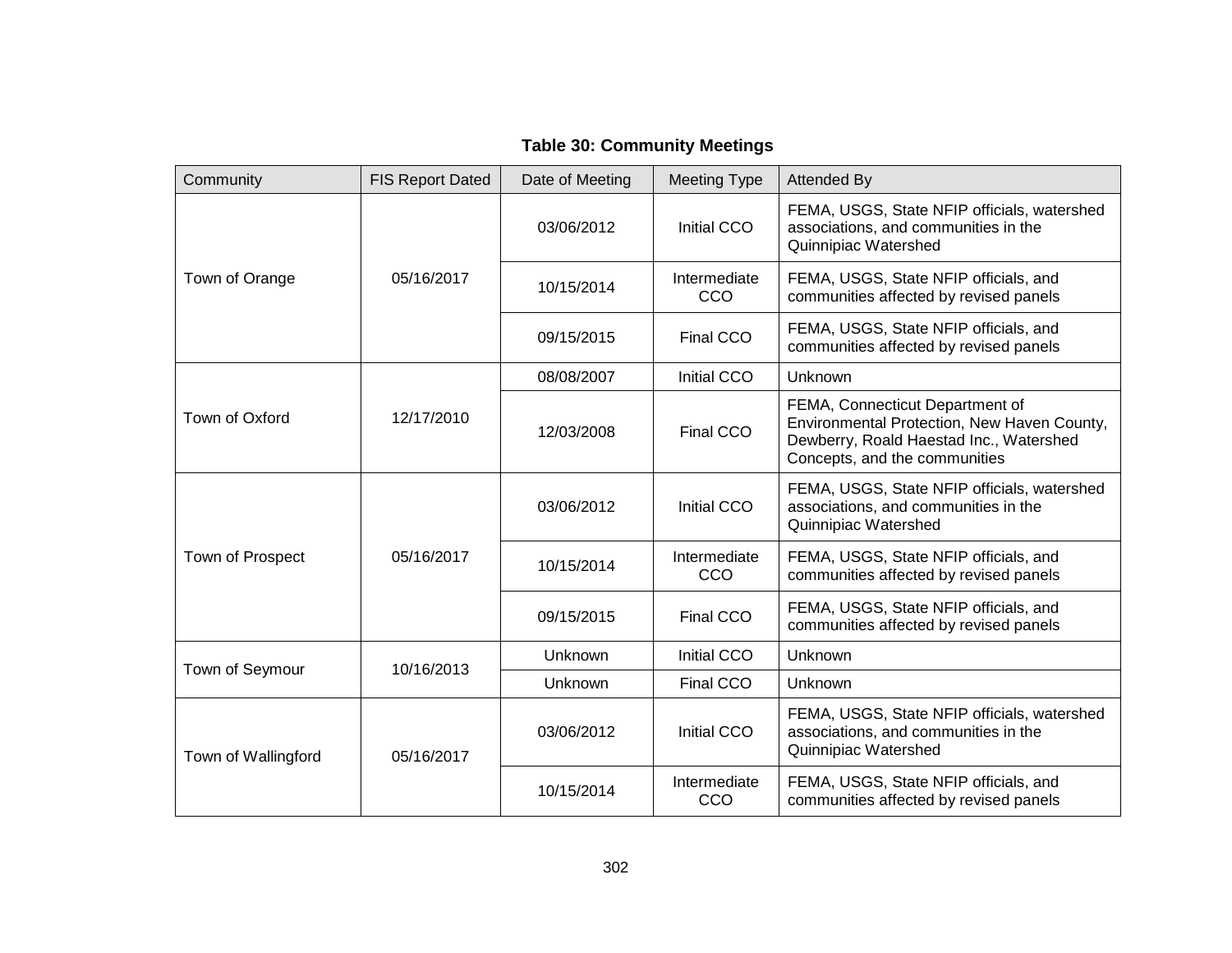**Table 30: Community Meetings**

| Community | FIS Report Dated | Date of Meeting | Meeting Type | Attended By |
|---|---|---|---|---|
| Town of Orange | 05/16/2017 | 03/06/2012 | Initial CCO | FEMA, USGS, State NFIP officials, watershed associations, and communities in the Quinnipiac Watershed |
| | | 10/15/2014 | Intermediate CCO | FEMA, USGS, State NFIP officials, and communities affected by revised panels |
| | | 09/15/2015 | Final CCO | FEMA, USGS, State NFIP officials, and communities affected by revised panels |
| Town of Oxford | 12/17/2010 | 08/08/2007 | Initial CCO | Unknown |
| | | 12/03/2008 | Final CCO | FEMA, Connecticut Department of Environmental Protection, New Haven County, Dewberry, Roald Haestad Inc., Watershed Concepts, and the communities |
| Town of Prospect | 05/16/2017 | 03/06/2012 | Initial CCO | FEMA, USGS, State NFIP officials, watershed associations, and communities in the Quinnipiac Watershed |
| | | 10/15/2014 | Intermediate CCO | FEMA, USGS, State NFIP officials, and communities affected by revised panels |
| | | 09/15/2015 | Final CCO | FEMA, USGS, State NFIP officials, and communities affected by revised panels |
| Town of Seymour | 10/16/2013 | Unknown | Initial CCO | Unknown |
| | | Unknown | Final CCO | Unknown |
| Town of Wallingford | 05/16/2017 | 03/06/2012 | Initial CCO | FEMA, USGS, State NFIP officials, watershed associations, and communities in the Quinnipiac Watershed |
| | | 10/15/2014 | Intermediate CCO | FEMA, USGS, State NFIP officials, and communities affected by revised panels |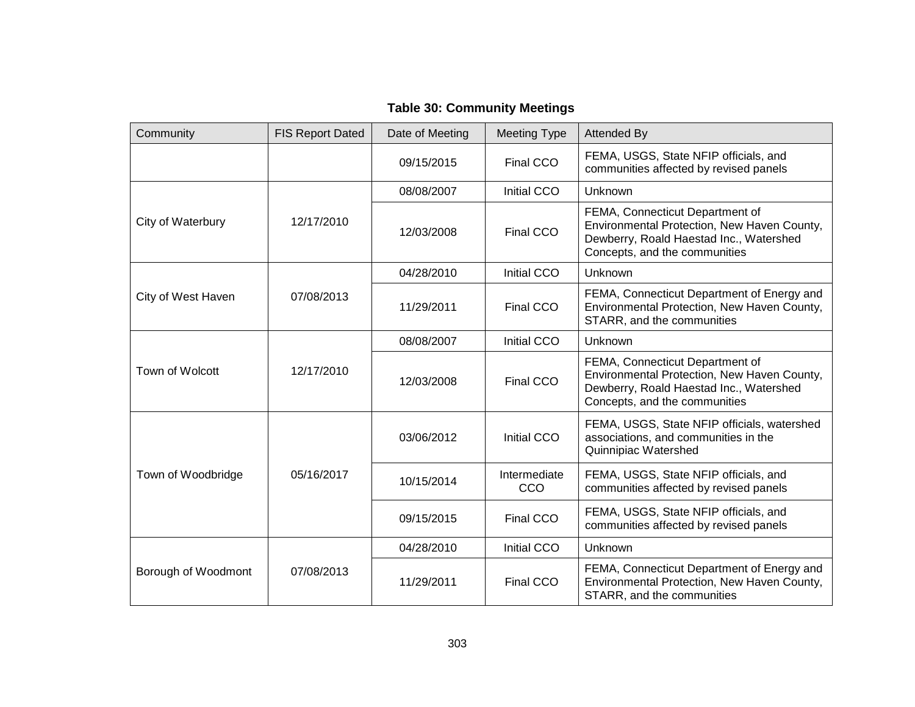**Table 30: Community Meetings**

| Community | FIS Report Dated | Date of Meeting | Meeting Type | Attended By |
|---|---|---|---|---|
| | | 09/15/2015 | Final CCO | FEMA, USGS, State NFIP officials, and communities affected by revised panels |
| City of Waterbury | 12/17/2010 | 08/08/2007 | Initial CCO | Unknown |
| | | 12/03/2008 | Final CCO | FEMA, Connecticut Department of Environmental Protection, New Haven County, Dewberry, Roald Haestad Inc., Watershed Concepts, and the communities |
| City of West Haven | 07/08/2013 | 04/28/2010 | Initial CCO | Unknown |
| | | 11/29/2011 | Final CCO | FEMA, Connecticut Department of Energy and Environmental Protection, New Haven County, STARR, and the communities |
| Town of Wolcott | 12/17/2010 | 08/08/2007 | Initial CCO | Unknown |
| | | 12/03/2008 | Final CCO | FEMA, Connecticut Department of Environmental Protection, New Haven County, Dewberry, Roald Haestad Inc., Watershed Concepts, and the communities |
| Town of Woodbridge | 05/16/2017 | 03/06/2012 | Initial CCO | FEMA, USGS, State NFIP officials, watershed associations, and communities in the Quinnipiac Watershed |
| | | 10/15/2014 | Intermediate CCO | FEMA, USGS, State NFIP officials, and communities affected by revised panels |
| | | 09/15/2015 | Final CCO | FEMA, USGS, State NFIP officials, and communities affected by revised panels |
| Borough of Woodmont | 07/08/2013 | 04/28/2010 | Initial CCO | Unknown |
| | | 11/29/2011 | Final CCO | FEMA, Connecticut Department of Energy and Environmental Protection, New Haven County, STARR, and the communities |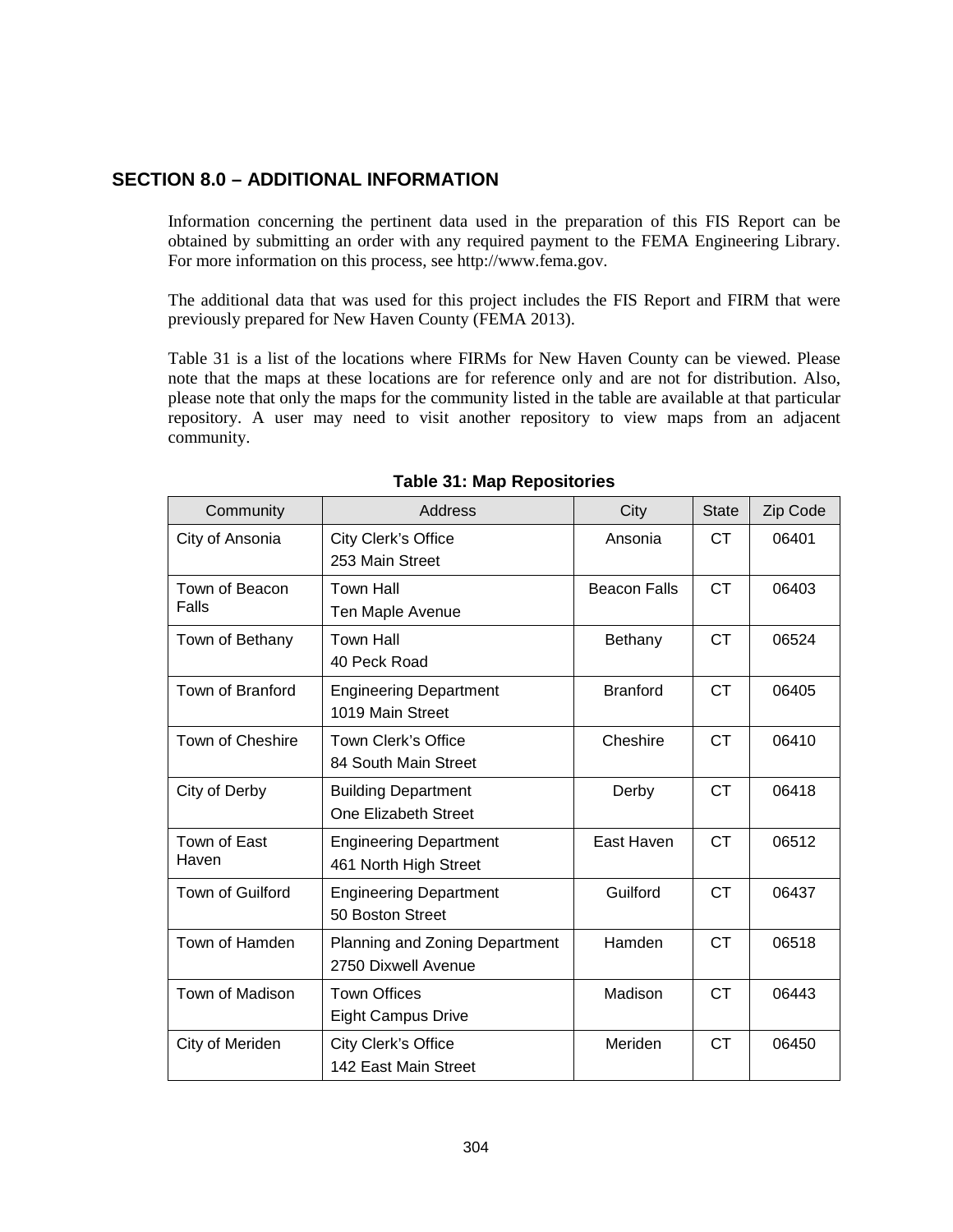## SECTION 8.0 – ADDITIONAL INFORMATION

Information concerning the pertinent data used in the preparation of this FIS Report can be obtained by submitting an order with any required payment to the FEMA Engineering Library. For more information on this process, see http://www.fema.gov.

The additional data that was used for this project includes the FIS Report and FIRM that were previously prepared for New Haven County (FEMA 2013).

Table 31 is a list of the locations where FIRMs for New Haven County can be viewed. Please note that the maps at these locations are for reference only and are not for distribution. Also, please note that only the maps for the community listed in the table are available at that particular repository. A user may need to visit another repository to view maps from an adjacent community.

**Table 31: Map Repositories**

| Community | Address | City | State | Zip Code |
|---|---|---|---|---|
| City of Ansonia | City Clerk's Office<br>253 Main Street | Ansonia | CT | 06401 |
| Town of Beacon Falls | Town Hall<br>Ten Maple Avenue | Beacon Falls | CT | 06403 |
| Town of Bethany | Town Hall<br>40 Peck Road | Bethany | CT | 06524 |
| Town of Branford | Engineering Department<br>1019 Main Street | Branford | CT | 06405 |
| Town of Cheshire | Town Clerk's Office<br>84 South Main Street | Cheshire | CT | 06410 |
| City of Derby | Building Department<br>One Elizabeth Street | Derby | CT | 06418 |
| Town of East Haven | Engineering Department<br>461 North High Street | East Haven | CT | 06512 |
| Town of Guilford | Engineering Department<br>50 Boston Street | Guilford | CT | 06437 |
| Town of Hamden | Planning and Zoning Department<br>2750 Dixwell Avenue | Hamden | CT | 06518 |
| Town of Madison | Town Offices<br>Eight Campus Drive | Madison | CT | 06443 |
| City of Meriden | City Clerk's Office<br>142 East Main Street | Meriden | CT | 06450 |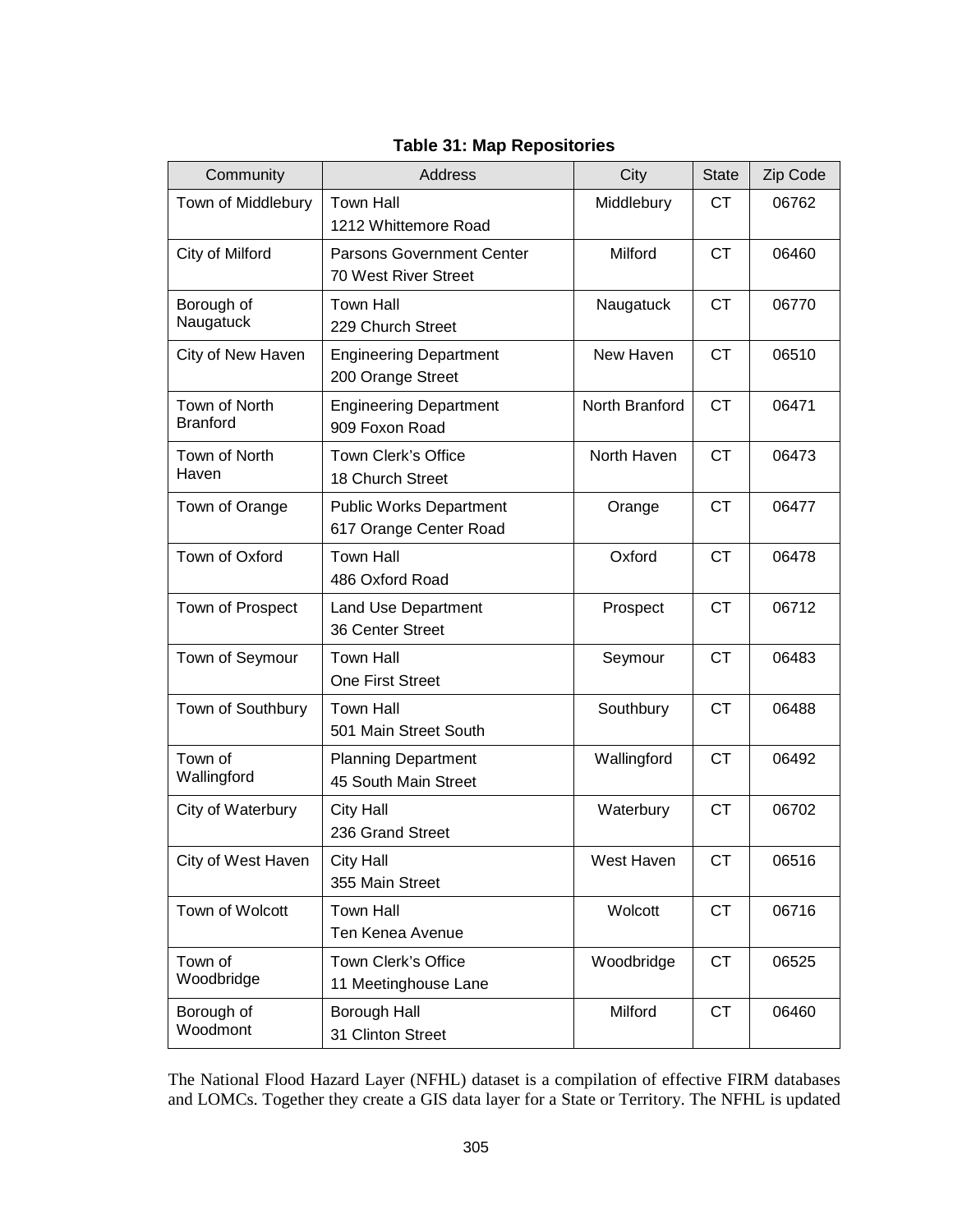**Table 31: Map Repositories**

| Community | Address | City | State | Zip Code |
|---|---|---|---|---|
| Town of Middlebury | Town Hall<br>1212 Whittemore Road | Middlebury | CT | 06762 |
| City of Milford | Parsons Government Center<br>70 West River Street | Milford | CT | 06460 |
| Borough of Naugatuck | Town Hall<br>229 Church Street | Naugatuck | CT | 06770 |
| City of New Haven | Engineering Department<br>200 Orange Street | New Haven | CT | 06510 |
| Town of North Branford | Engineering Department<br>909 Foxon Road | North Branford | CT | 06471 |
| Town of North Haven | Town Clerk's Office<br>18 Church Street | North Haven | CT | 06473 |
| Town of Orange | Public Works Department<br>617 Orange Center Road | Orange | CT | 06477 |
| Town of Oxford | Town Hall<br>486 Oxford Road | Oxford | CT | 06478 |
| Town of Prospect | Land Use Department<br>36 Center Street | Prospect | CT | 06712 |
| Town of Seymour | Town Hall<br>One First Street | Seymour | CT | 06483 |
| Town of Southbury | Town Hall<br>501 Main Street South | Southbury | CT | 06488 |
| Town of Wallingford | Planning Department<br>45 South Main Street | Wallingford | CT | 06492 |
| City of Waterbury | City Hall<br>236 Grand Street | Waterbury | CT | 06702 |
| City of West Haven | City Hall<br>355 Main Street | West Haven | CT | 06516 |
| Town of Wolcott | Town Hall<br>Ten Kenea Avenue | Wolcott | CT | 06716 |
| Town of Woodbridge | Town Clerk's Office<br>11 Meetinghouse Lane | Woodbridge | CT | 06525 |
| Borough of Woodmont | Borough Hall<br>31 Clinton Street | Milford | CT | 06460 |

The National Flood Hazard Layer (NFHL) dataset is a compilation of effective FIRM databases and LOMCs. Together they create a GIS data layer for a State or Territory. The NFHL is updated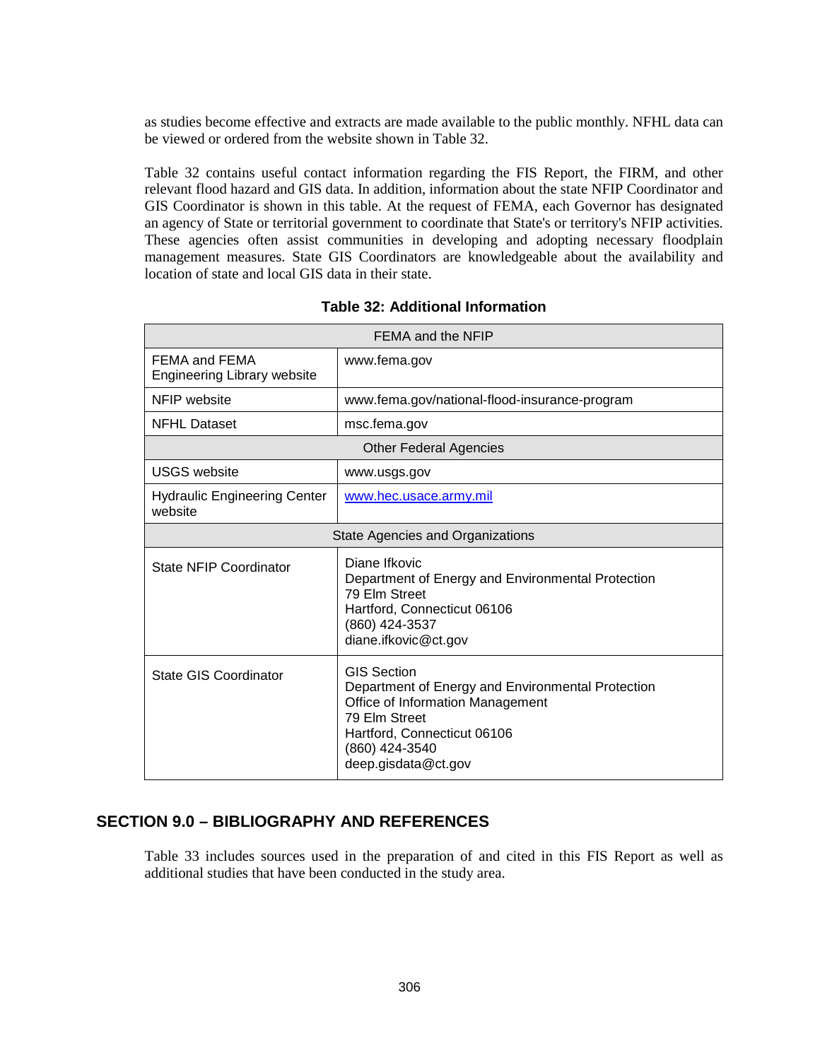as studies become effective and extracts are made available to the public monthly. NFHL data can be viewed or ordered from the website shown in Table 32.

Table 32 contains useful contact information regarding the FIS Report, the FIRM, and other relevant flood hazard and GIS data. In addition, information about the state NFIP Coordinator and GIS Coordinator is shown in this table. At the request of FEMA, each Governor has designated an agency of State or territorial government to coordinate that State's or territory's NFIP activities. These agencies often assist communities in developing and adopting necessary floodplain management measures. State GIS Coordinators are knowledgeable about the availability and location of state and local GIS data in their state.

**Table 32: Additional Information**

| FEMA and the NFIP | |
|---|---|
| FEMA and FEMA Engineering Library website | www.fema.gov |
| NFIP website | www.fema.gov/national-flood-insurance-program |
| NFHL Dataset | msc.fema.gov |
| **Other Federal Agencies** | |
| USGS website | www.usgs.gov |
| Hydraulic Engineering Center website | www.hec.usace.army.mil |
| **State Agencies and Organizations** | |
| State NFIP Coordinator | Diane Ifkovic<br>Department of Energy and Environmental Protection<br>79 Elm Street<br>Hartford, Connecticut 06106<br>(860) 424-3537<br>diane.ifkovic@ct.gov |
| State GIS Coordinator | GIS Section<br>Department of Energy and Environmental Protection<br>Office of Information Management<br>79 Elm Street<br>Hartford, Connecticut 06106<br>(860) 424-3540<br>deep.gisdata@ct.gov |

## SECTION 9.0 – BIBLIOGRAPHY AND REFERENCES

Table 33 includes sources used in the preparation of and cited in this FIS Report as well as additional studies that have been conducted in the study area.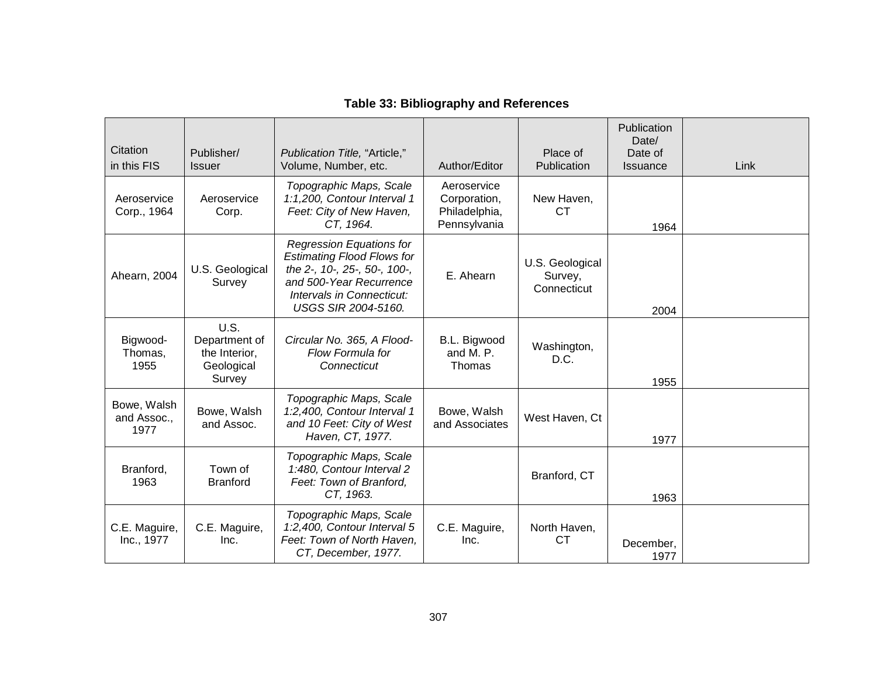**Table 33: Bibliography and References**

| Citation in this FIS | Publisher/ Issuer | *Publication Title,* "Article," Volume, Number, etc. | Author/Editor | Place of Publication | Publication Date/ Date of Issuance | Link |
|---|---|---|---|---|---|---|
| Aeroservice Corp., 1964 | Aeroservice Corp. | *Topographic Maps, Scale 1:1,200, Contour Interval 1 Feet: City of New Haven, CT, 1964.* | Aeroservice Corporation, Philadelphia, Pennsylvania | New Haven, CT | 1964 | |
| Ahearn, 2004 | U.S. Geological Survey | *Regression Equations for Estimating Flood Flows for the 2-, 10-, 25-, 50-, 100-, and 500-Year Recurrence Intervals in Connecticut: USGS SIR 2004-5160.* | E. Ahearn | U.S. Geological Survey, Connecticut | 2004 | |
| Bigwood-Thomas, 1955 | U.S. Department of the Interior, Geological Survey | *Circular No. 365, A Flood-Flow Formula for Connecticut* | B.L. Bigwood and M. P. Thomas | Washington, D.C. | 1955 | |
| Bowe, Walsh and Assoc., 1977 | Bowe, Walsh and Assoc. | *Topographic Maps, Scale 1:2,400, Contour Interval 1 and 10 Feet: City of West Haven, CT, 1977.* | Bowe, Walsh and Associates | West Haven, Ct | 1977 | |
| Branford, 1963 | Town of Branford | *Topographic Maps, Scale 1:480, Contour Interval 2 Feet: Town of Branford, CT, 1963.* | | Branford, CT | 1963 | |
| C.E. Maguire, Inc., 1977 | C.E. Maguire, Inc. | *Topographic Maps, Scale 1:2,400, Contour Interval 5 Feet: Town of North Haven, CT, December, 1977.* | C.E. Maguire, Inc. | North Haven, CT | December, 1977 | |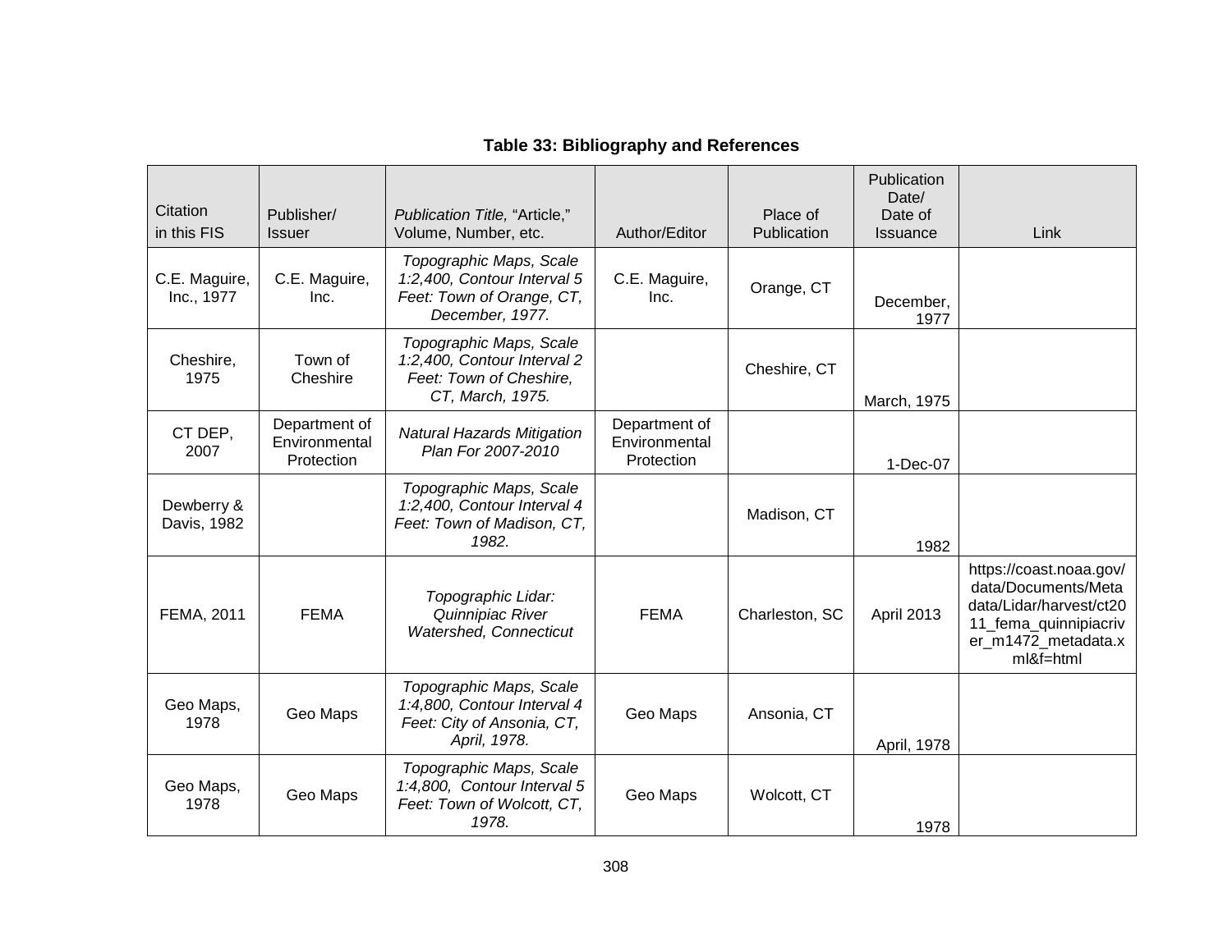**Table 33: Bibliography and References**

| Citation in this FIS | Publisher/ Issuer | *Publication Title,* "Article," Volume, Number, etc. | Author/Editor | Place of Publication | Publication Date/ Date of Issuance | Link |
|---|---|---|---|---|---|---|
| C.E. Maguire, Inc., 1977 | C.E. Maguire, Inc. | *Topographic Maps, Scale 1:2,400, Contour Interval 5 Feet: Town of Orange, CT, December, 1977.* | C.E. Maguire, Inc. | Orange, CT | December, 1977 | |
| Cheshire, 1975 | Town of Cheshire | *Topographic Maps, Scale 1:2,400, Contour Interval 2 Feet: Town of Cheshire, CT, March, 1975.* | | Cheshire, CT | March, 1975 | |
| CT DEP, 2007 | Department of Environmental Protection | *Natural Hazards Mitigation Plan For 2007-2010* | Department of Environmental Protection | | 1-Dec-07 | |
| Dewberry & Davis, 1982 | | *Topographic Maps, Scale 1:2,400, Contour Interval 4 Feet: Town of Madison, CT, 1982.* | | Madison, CT | 1982 | |
| FEMA, 2011 | FEMA | *Topographic Lidar: Quinnipiac River Watershed, Connecticut* | FEMA | Charleston, SC | April 2013 | https://coast.noaa.gov/data/Documents/Metadata/Lidar/harvest/ct2011_fema_quinnipiacriver_m1472_metadata.xml&f=html |
| Geo Maps, 1978 | Geo Maps | *Topographic Maps, Scale 1:4,800, Contour Interval 4 Feet: City of Ansonia, CT, April, 1978.* | Geo Maps | Ansonia, CT | April, 1978 | |
| Geo Maps, 1978 | Geo Maps | *Topographic Maps, Scale 1:4,800, Contour Interval 5 Feet: Town of Wolcott, CT, 1978.* | Geo Maps | Wolcott, CT | 1978 | |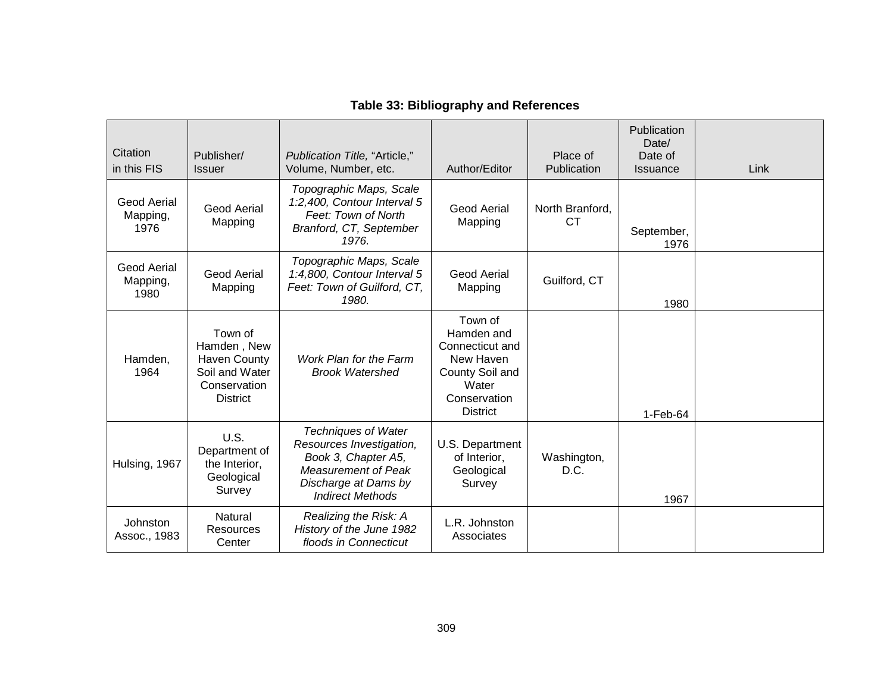**Table 33: Bibliography and References**

| Citation in this FIS | Publisher/ Issuer | *Publication Title,* "Article," Volume, Number, etc. | Author/Editor | Place of Publication | Publication Date/ Date of Issuance | Link |
|---|---|---|---|---|---|---|
| Geod Aerial Mapping, 1976 | Geod Aerial Mapping | *Topographic Maps, Scale 1:2,400, Contour Interval 5 Feet: Town of North Branford, CT, September 1976.* | Geod Aerial Mapping | North Branford, CT | September, 1976 | |
| Geod Aerial Mapping, 1980 | Geod Aerial Mapping | *Topographic Maps, Scale 1:4,800, Contour Interval 5 Feet: Town of Guilford, CT, 1980.* | Geod Aerial Mapping | Guilford, CT | 1980 | |
| Hamden, 1964 | Town of Hamden , New Haven County Soil and Water Conservation District | *Work Plan for the Farm Brook Watershed* | Town of Hamden and Connecticut and New Haven County Soil and Water Conservation District | | 1-Feb-64 | |
| Hulsing, 1967 | U.S. Department of the Interior, Geological Survey | *Techniques of Water Resources Investigation, Book 3, Chapter A5, Measurement of Peak Discharge at Dams by Indirect Methods* | U.S. Department of Interior, Geological Survey | Washington, D.C. | 1967 | |
| Johnston Assoc., 1983 | Natural Resources Center | *Realizing the Risk: A History of the June 1982 floods in Connecticut* | L.R. Johnston Associates | | | |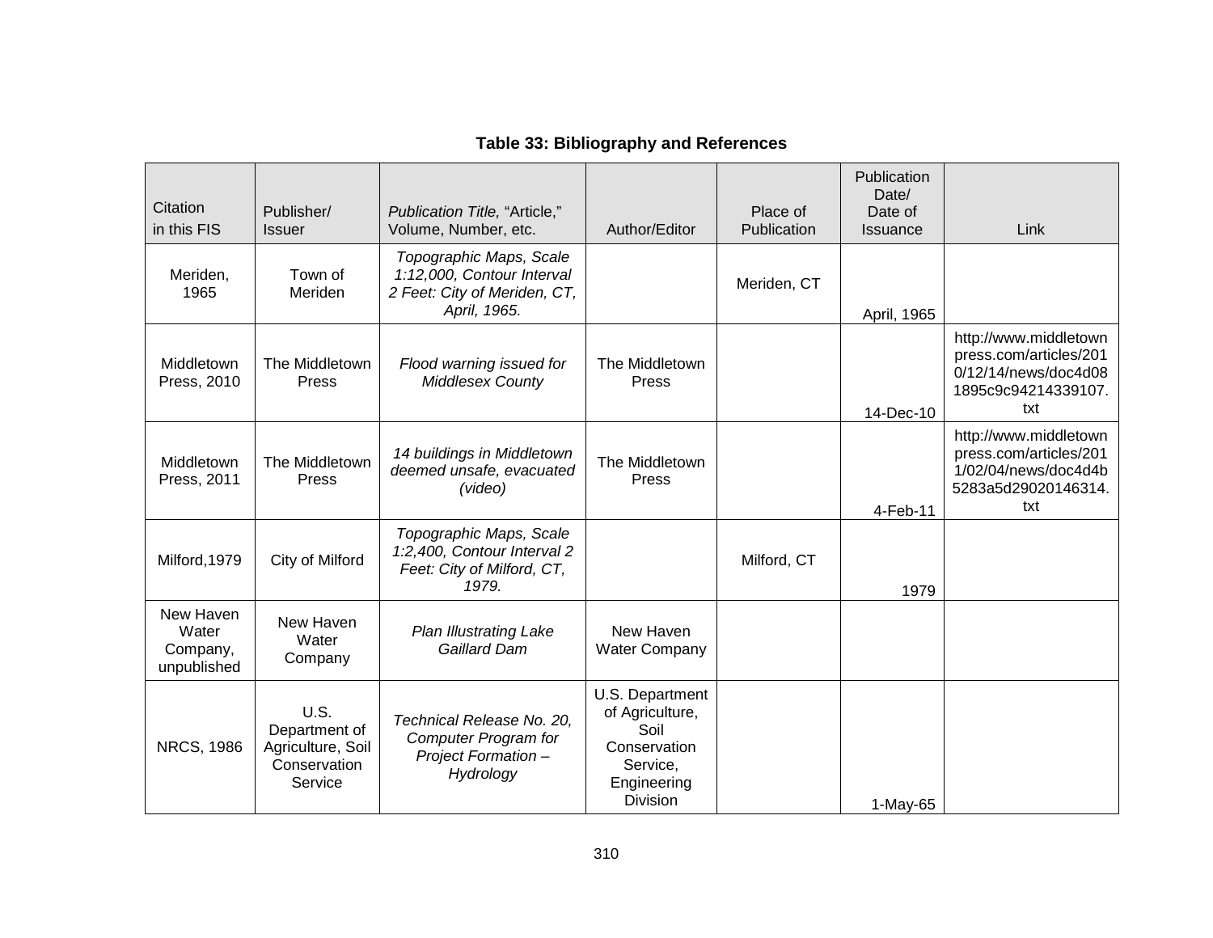**Table 33: Bibliography and References**

| Citation in this FIS | Publisher/ Issuer | *Publication Title,* "Article," Volume, Number, etc. | Author/Editor | Place of Publication | Publication Date/ Date of Issuance | Link |
|---|---|---|---|---|---|---|
| Meriden, 1965 | Town of Meriden | *Topographic Maps, Scale 1:12,000, Contour Interval 2 Feet: City of Meriden, CT, April, 1965.* | | Meriden, CT | April, 1965 | |
| Middletown Press, 2010 | The Middletown Press | *Flood warning issued for Middlesex County* | The Middletown Press | | 14-Dec-10 | http://www.middletownpress.com/articles/2010/12/14/news/doc4d081895c9c94214339107.txt |
| Middletown Press, 2011 | The Middletown Press | *14 buildings in Middletown deemed unsafe, evacuated (video)* | The Middletown Press | | 4-Feb-11 | http://www.middletownpress.com/articles/2011/02/04/news/doc4d4b5283a5d29020146314.txt |
| Milford,1979 | City of Milford | *Topographic Maps, Scale 1:2,400, Contour Interval 2 Feet: City of Milford, CT, 1979.* | | Milford, CT | 1979 | |
| New Haven Water Company, unpublished | New Haven Water Company | *Plan Illustrating Lake Gaillard Dam* | New Haven Water Company | | | |
| NRCS, 1986 | U.S. Department of Agriculture, Soil Conservation Service | *Technical Release No. 20, Computer Program for Project Formation – Hydrology* | U.S. Department of Agriculture, Soil Conservation Service, Engineering Division | | 1-May-65 | |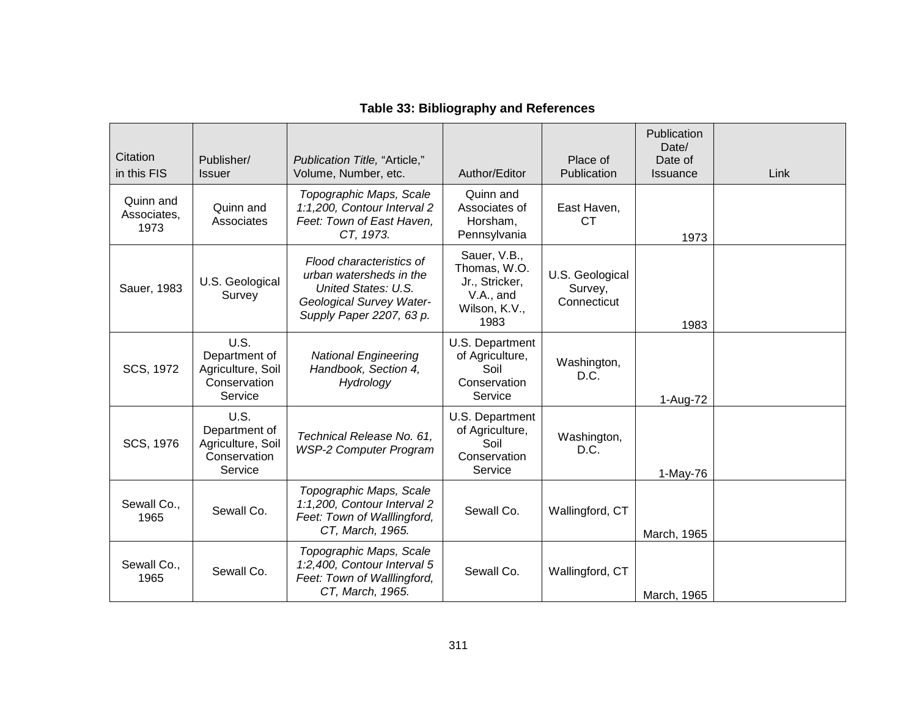**Table 33: Bibliography and References**

| Citation in this FIS | Publisher/ Issuer | *Publication Title,* "Article," Volume, Number, etc. | Author/Editor | Place of Publication | Publication Date/ Date of Issuance | Link |
|---|---|---|---|---|---|---|
| Quinn and Associates, 1973 | Quinn and Associates | *Topographic Maps, Scale 1:1,200, Contour Interval 2 Feet: Town of East Haven, CT, 1973.* | Quinn and Associates of Horsham, Pennsylvania | East Haven, CT | 1973 | |
| Sauer, 1983 | U.S. Geological Survey | *Flood characteristics of urban watersheds in the United States: U.S. Geological Survey Water-Supply Paper 2207, 63 p.* | Sauer, V.B., Thomas, W.O. Jr., Stricker, V.A., and Wilson, K.V., 1983 | U.S. Geological Survey, Connecticut | 1983 | |
| SCS, 1972 | U.S. Department of Agriculture, Soil Conservation Service | *National Engineering Handbook, Section 4, Hydrology* | U.S. Department of Agriculture, Soil Conservation Service | Washington, D.C. | 1-Aug-72 | |
| SCS, 1976 | U.S. Department of Agriculture, Soil Conservation Service | *Technical Release No. 61, WSP-2 Computer Program* | U.S. Department of Agriculture, Soil Conservation Service | Washington, D.C. | 1-May-76 | |
| Sewall Co., 1965 | Sewall Co. | *Topographic Maps, Scale 1:1,200, Contour Interval 2 Feet: Town of Walllingford, CT, March, 1965.* | Sewall Co. | Wallingford, CT | March, 1965 | |
| Sewall Co., 1965 | Sewall Co. | *Topographic Maps, Scale 1:2,400, Contour Interval 5 Feet: Town of Walllingford, CT, March, 1965.* | Sewall Co. | Wallingford, CT | March, 1965 | |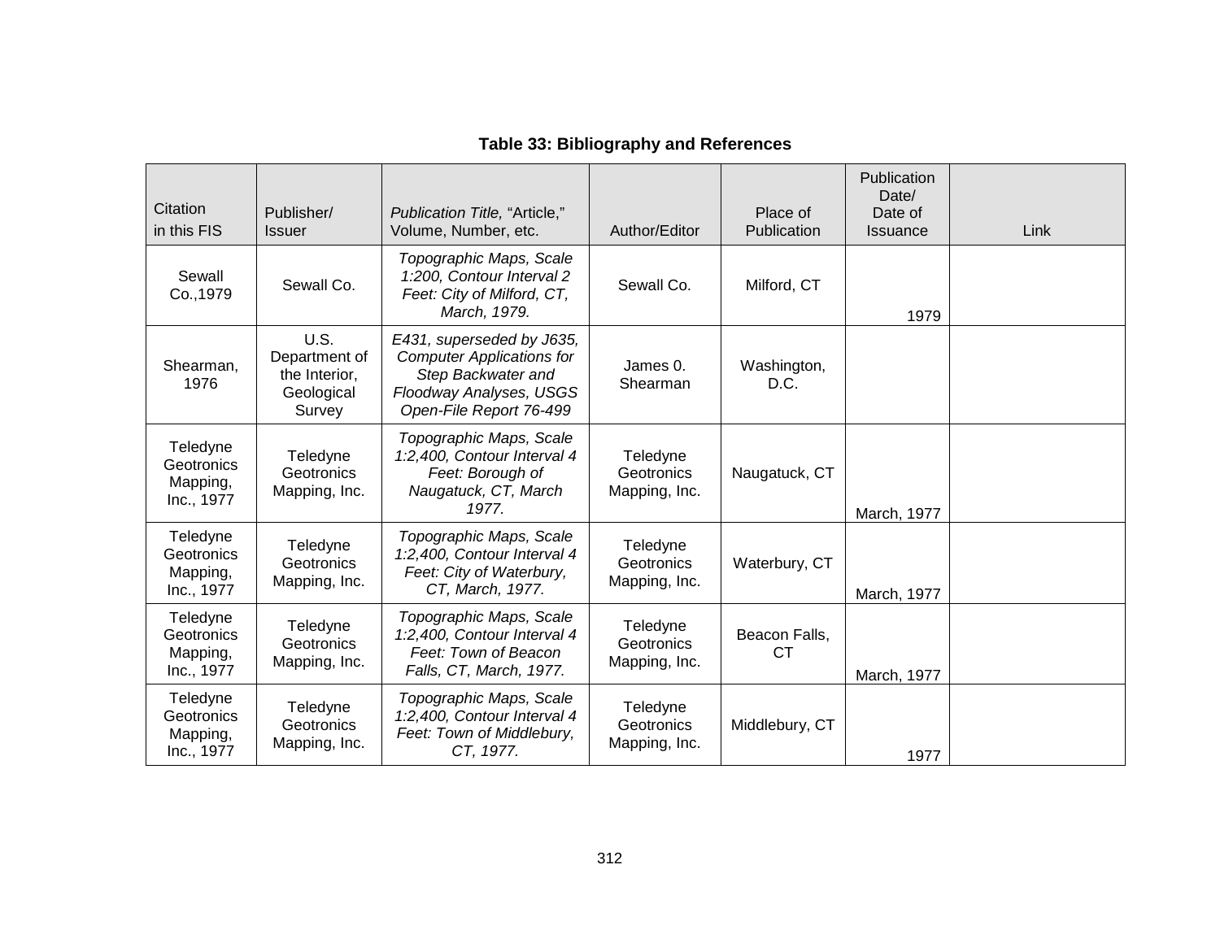**Table 33: Bibliography and References**

| Citation in this FIS | Publisher/ Issuer | *Publication Title,* "Article," Volume, Number, etc. | Author/Editor | Place of Publication | Publication Date/ Date of Issuance | Link |
|---|---|---|---|---|---|---|
| Sewall Co.,1979 | Sewall Co. | *Topographic Maps, Scale 1:200, Contour Interval 2 Feet: City of Milford, CT, March, 1979.* | Sewall Co. | Milford, CT | 1979 | |
| Shearman, 1976 | U.S. Department of the Interior, Geological Survey | *E431, superseded by J635, Computer Applications for Step Backwater and Floodway Analyses, USGS Open-File Report 76-499* | James 0. Shearman | Washington, D.C. | | |
| Teledyne Geotronics Mapping, Inc., 1977 | Teledyne Geotronics Mapping, Inc. | *Topographic Maps, Scale 1:2,400, Contour Interval 4 Feet: Borough of Naugatuck, CT, March 1977.* | Teledyne Geotronics Mapping, Inc. | Naugatuck, CT | March, 1977 | |
| Teledyne Geotronics Mapping, Inc., 1977 | Teledyne Geotronics Mapping, Inc. | *Topographic Maps, Scale 1:2,400, Contour Interval 4 Feet: City of Waterbury, CT, March, 1977.* | Teledyne Geotronics Mapping, Inc. | Waterbury, CT | March, 1977 | |
| Teledyne Geotronics Mapping, Inc., 1977 | Teledyne Geotronics Mapping, Inc. | *Topographic Maps, Scale 1:2,400, Contour Interval 4 Feet: Town of Beacon Falls, CT, March, 1977.* | Teledyne Geotronics Mapping, Inc. | Beacon Falls, CT | March, 1977 | |
| Teledyne Geotronics Mapping, Inc., 1977 | Teledyne Geotronics Mapping, Inc. | *Topographic Maps, Scale 1:2,400, Contour Interval 4 Feet: Town of Middlebury, CT, 1977.* | Teledyne Geotronics Mapping, Inc. | Middlebury, CT | 1977 | |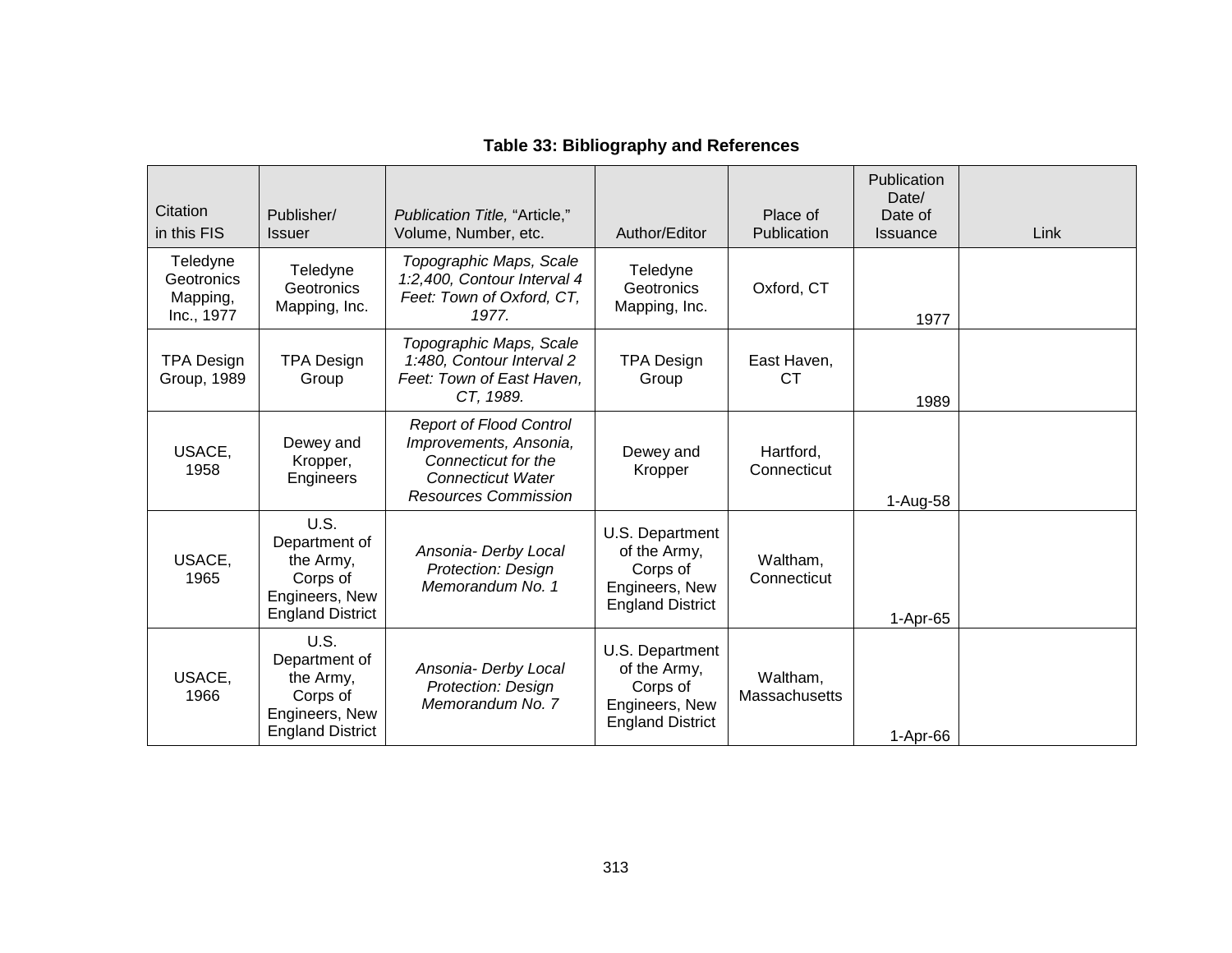**Table 33: Bibliography and References**

| Citation in this FIS | Publisher/ Issuer | *Publication Title,* "Article," Volume, Number, etc. | Author/Editor | Place of Publication | Publication Date/ Date of Issuance | Link |
|---|---|---|---|---|---|---|
| Teledyne Geotronics Mapping, Inc., 1977 | Teledyne Geotronics Mapping, Inc. | *Topographic Maps, Scale 1:2,400, Contour Interval 4 Feet: Town of Oxford, CT, 1977.* | Teledyne Geotronics Mapping, Inc. | Oxford, CT | 1977 | |
| TPA Design Group, 1989 | TPA Design Group | *Topographic Maps, Scale 1:480, Contour Interval 2 Feet: Town of East Haven, CT, 1989.* | TPA Design Group | East Haven, CT | 1989 | |
| USACE, 1958 | Dewey and Kropper, Engineers | *Report of Flood Control Improvements, Ansonia, Connecticut for the Connecticut Water Resources Commission* | Dewey and Kropper | Hartford, Connecticut | 1-Aug-58 | |
| USACE, 1965 | U.S. Department of the Army, Corps of Engineers, New England District | *Ansonia- Derby Local Protection: Design Memorandum No. 1* | U.S. Department of the Army, Corps of Engineers, New England District | Waltham, Connecticut | 1-Apr-65 | |
| USACE, 1966 | U.S. Department of the Army, Corps of Engineers, New England District | *Ansonia- Derby Local Protection: Design Memorandum No. 7* | U.S. Department of the Army, Corps of Engineers, New England District | Waltham, Massachusetts | 1-Apr-66 | |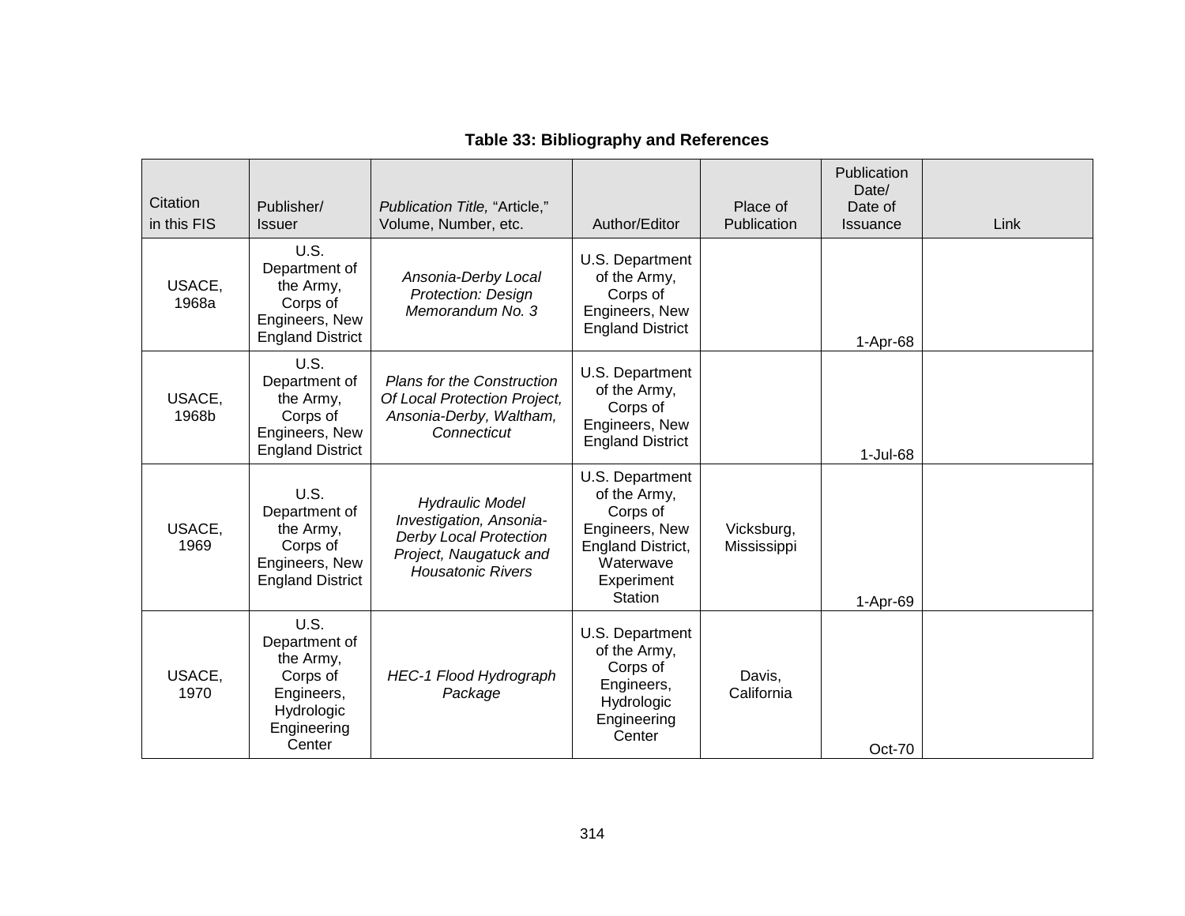**Table 33: Bibliography and References**

| Citation in this FIS | Publisher/ Issuer | *Publication Title,* "Article," Volume, Number, etc. | Author/Editor | Place of Publication | Publication Date/ Date of Issuance | Link |
|---|---|---|---|---|---|---|
| USACE, 1968a | U.S. Department of the Army, Corps of Engineers, New England District | *Ansonia-Derby Local Protection: Design Memorandum No. 3* | U.S. Department of the Army, Corps of Engineers, New England District | | 1-Apr-68 | |
| USACE, 1968b | U.S. Department of the Army, Corps of Engineers, New England District | *Plans for the Construction Of Local Protection Project, Ansonia-Derby, Waltham, Connecticut* | U.S. Department of the Army, Corps of Engineers, New England District | | 1-Jul-68 | |
| USACE, 1969 | U.S. Department of the Army, Corps of Engineers, New England District | *Hydraulic Model Investigation, Ansonia-Derby Local Protection Project, Naugatuck and Housatonic Rivers* | U.S. Department of the Army, Corps of Engineers, New England District, Waterwave Experiment Station | Vicksburg, Mississippi | 1-Apr-69 | |
| USACE, 1970 | U.S. Department of the Army, Corps of Engineers, Hydrologic Engineering Center | *HEC-1 Flood Hydrograph Package* | U.S. Department of the Army, Corps of Engineers, Hydrologic Engineering Center | Davis, California | Oct-70 | |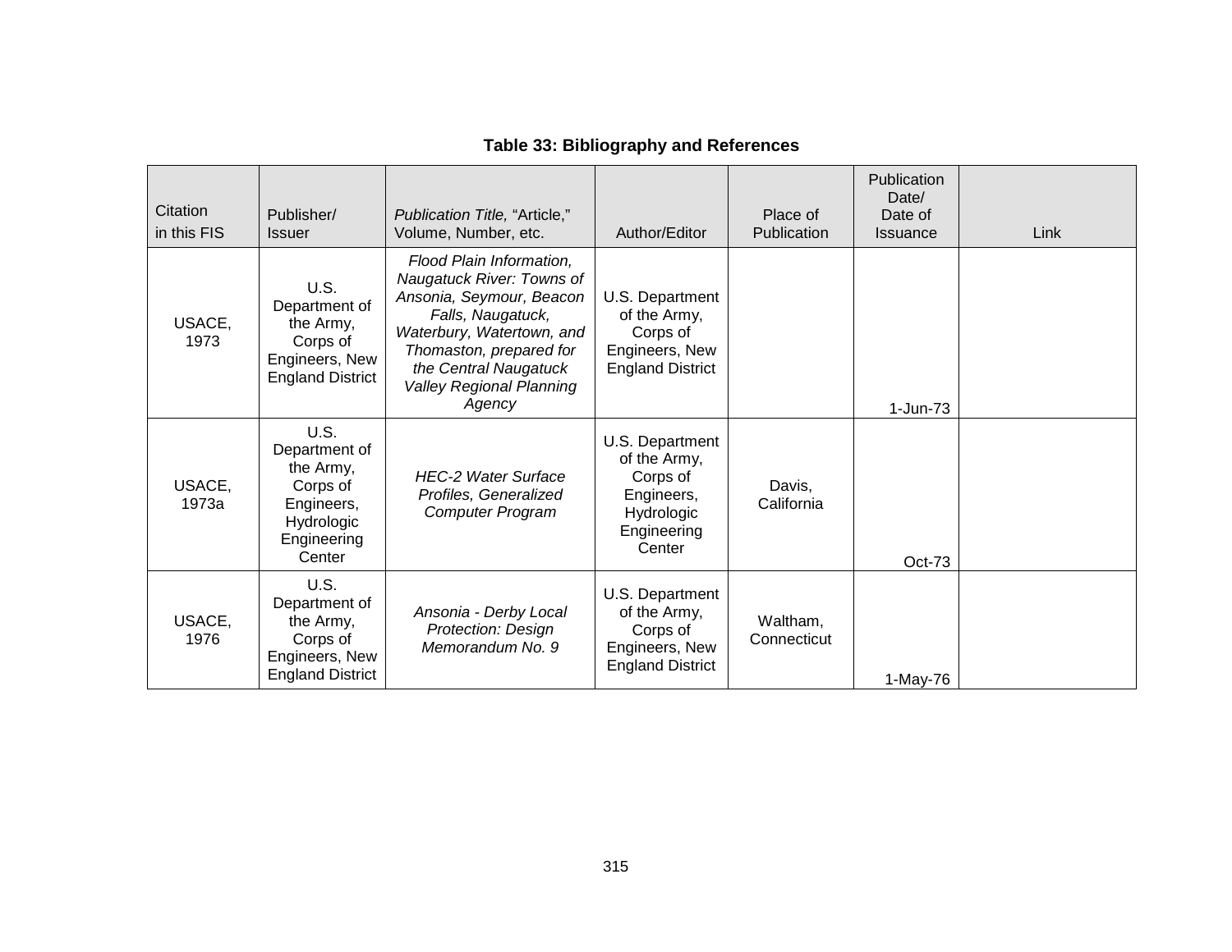**Table 33: Bibliography and References**

| Citation in this FIS | Publisher/ Issuer | *Publication Title,* "Article," Volume, Number, etc. | Author/Editor | Place of Publication | Publication Date/ Date of Issuance | Link |
|---|---|---|---|---|---|---|
| USACE, 1973 | U.S. Department of the Army, Corps of Engineers, New England District | *Flood Plain Information, Naugatuck River: Towns of Ansonia, Seymour, Beacon Falls, Naugatuck, Waterbury, Watertown, and Thomaston, prepared for the Central Naugatuck Valley Regional Planning Agency* | U.S. Department of the Army, Corps of Engineers, New England District | | 1-Jun-73 | |
| USACE, 1973a | U.S. Department of the Army, Corps of Engineers, Hydrologic Engineering Center | *HEC-2 Water Surface Profiles, Generalized Computer Program* | U.S. Department of the Army, Corps of Engineers, Hydrologic Engineering Center | Davis, California | Oct-73 | |
| USACE, 1976 | U.S. Department of the Army, Corps of Engineers, New England District | *Ansonia - Derby Local Protection: Design Memorandum No. 9* | U.S. Department of the Army, Corps of Engineers, New England District | Waltham, Connecticut | 1-May-76 | |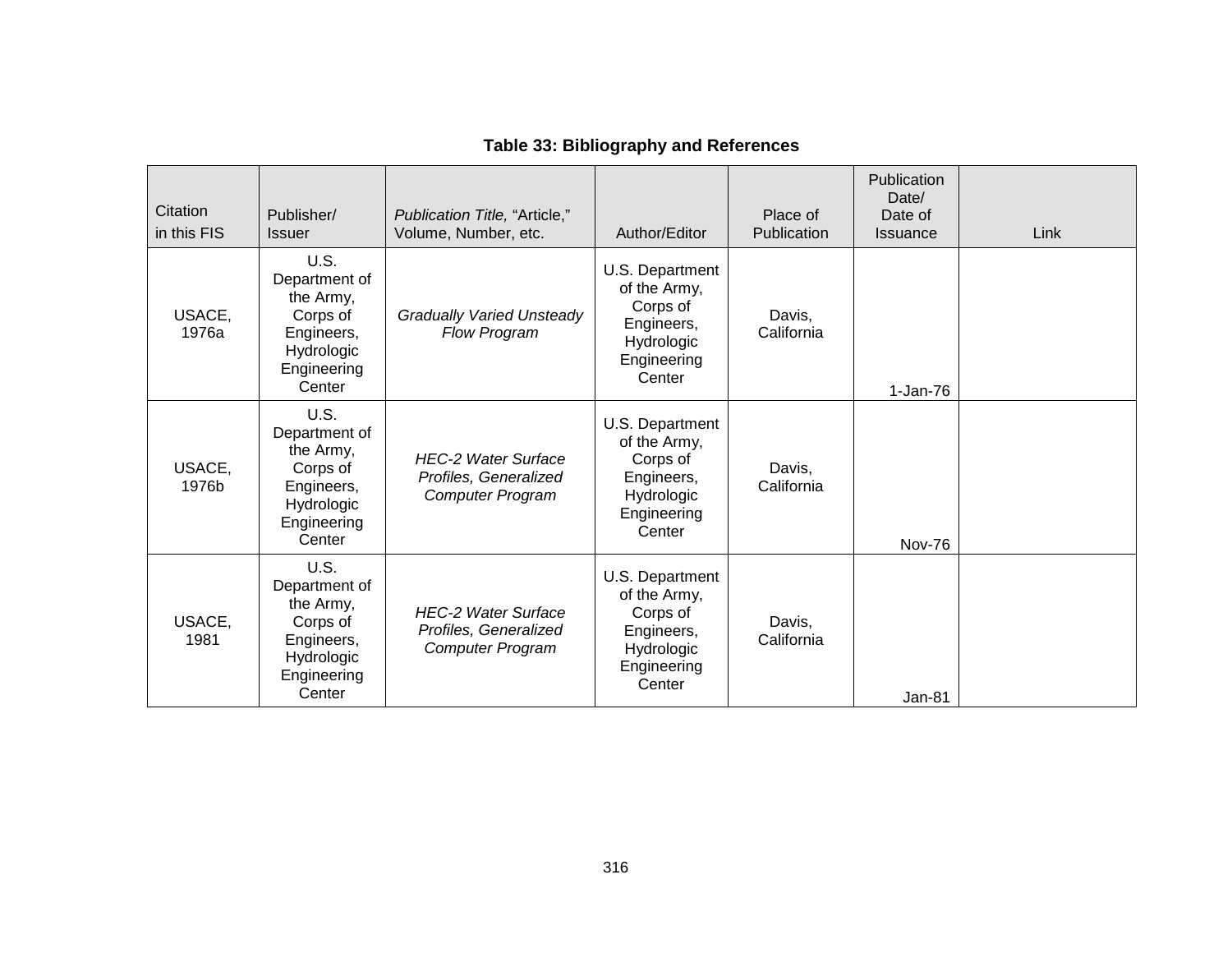**Table 33: Bibliography and References**

| Citation in this FIS | Publisher/ Issuer | *Publication Title,* "Article," Volume, Number, etc. | Author/Editor | Place of Publication | Publication Date/ Date of Issuance | Link |
|---|---|---|---|---|---|---|
| USACE, 1976a | U.S. Department of the Army, Corps of Engineers, Hydrologic Engineering Center | *Gradually Varied Unsteady Flow Program* | U.S. Department of the Army, Corps of Engineers, Hydrologic Engineering Center | Davis, California | 1-Jan-76 | |
| USACE, 1976b | U.S. Department of the Army, Corps of Engineers, Hydrologic Engineering Center | *HEC-2 Water Surface Profiles, Generalized Computer Program* | U.S. Department of the Army, Corps of Engineers, Hydrologic Engineering Center | Davis, California | Nov-76 | |
| USACE, 1981 | U.S. Department of the Army, Corps of Engineers, Hydrologic Engineering Center | *HEC-2 Water Surface Profiles, Generalized Computer Program* | U.S. Department of the Army, Corps of Engineers, Hydrologic Engineering Center | Davis, California | Jan-81 | |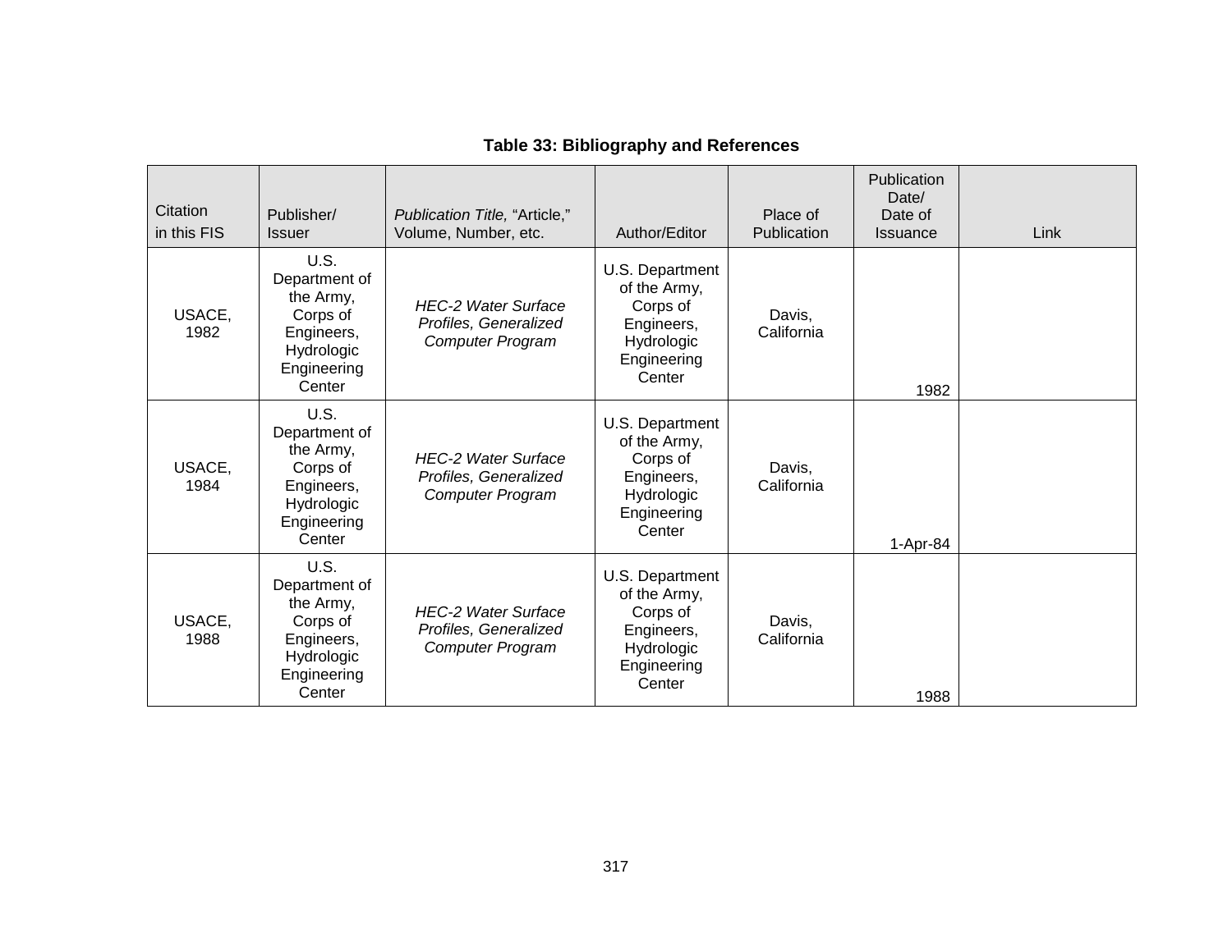**Table 33: Bibliography and References**

| Citation in this FIS | Publisher/ Issuer | *Publication Title,* "Article," Volume, Number, etc. | Author/Editor | Place of Publication | Publication Date/ Date of Issuance | Link |
|---|---|---|---|---|---|---|
| USACE, 1982 | U.S. Department of the Army, Corps of Engineers, Hydrologic Engineering Center | *HEC-2 Water Surface Profiles, Generalized Computer Program* | U.S. Department of the Army, Corps of Engineers, Hydrologic Engineering Center | Davis, California | 1982 | |
| USACE, 1984 | U.S. Department of the Army, Corps of Engineers, Hydrologic Engineering Center | *HEC-2 Water Surface Profiles, Generalized Computer Program* | U.S. Department of the Army, Corps of Engineers, Hydrologic Engineering Center | Davis, California | 1-Apr-84 | |
| USACE, 1988 | U.S. Department of the Army, Corps of Engineers, Hydrologic Engineering Center | *HEC-2 Water Surface Profiles, Generalized Computer Program* | U.S. Department of the Army, Corps of Engineers, Hydrologic Engineering Center | Davis, California | 1988 | |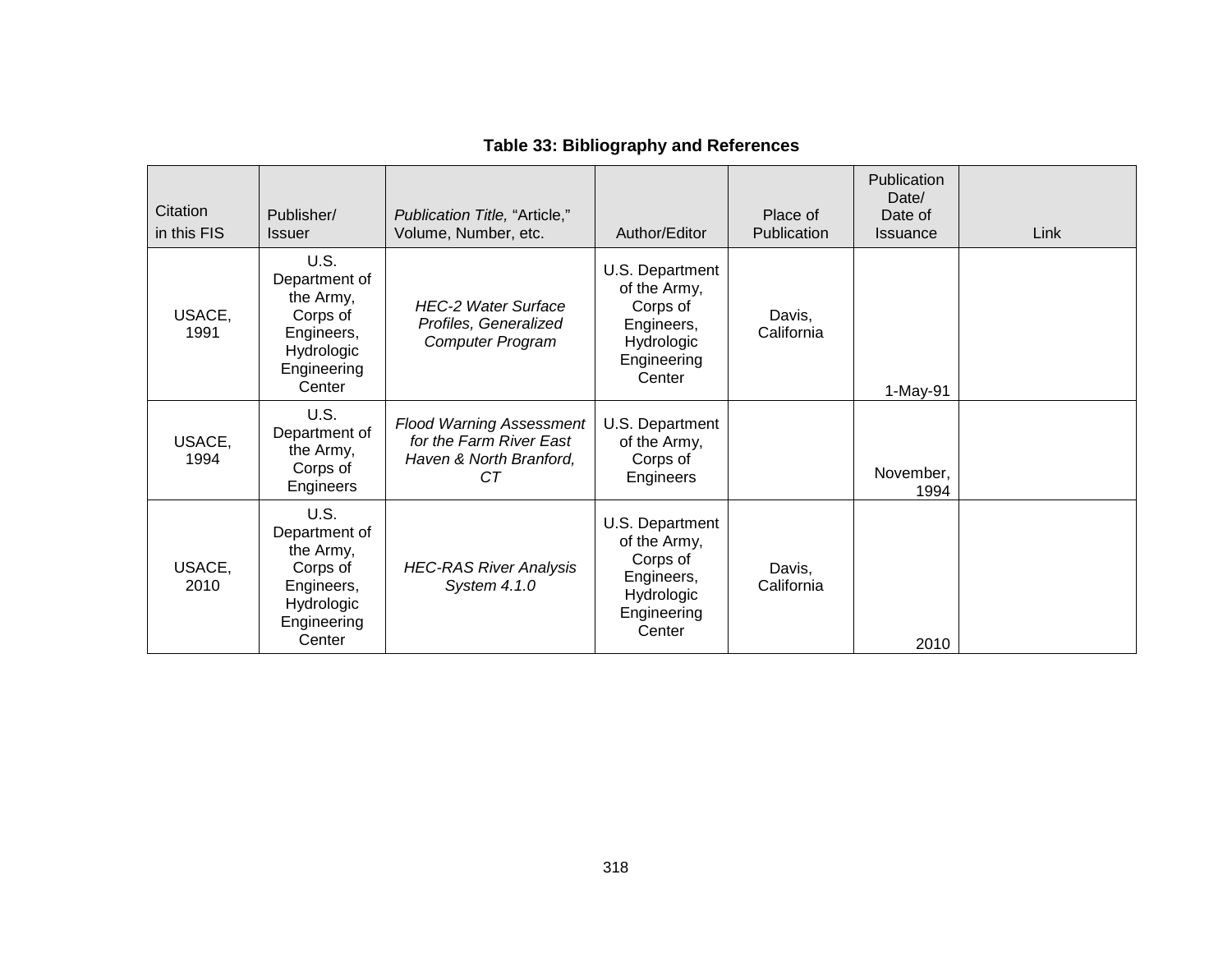**Table 33: Bibliography and References**

| Citation in this FIS | Publisher/ Issuer | *Publication Title,* "Article," Volume, Number, etc. | Author/Editor | Place of Publication | Publication Date/ Date of Issuance | Link |
|---|---|---|---|---|---|---|
| USACE, 1991 | U.S. Department of the Army, Corps of Engineers, Hydrologic Engineering Center | *HEC-2 Water Surface Profiles, Generalized Computer Program* | U.S. Department of the Army, Corps of Engineers, Hydrologic Engineering Center | Davis, California | 1-May-91 | |
| USACE, 1994 | U.S. Department of the Army, Corps of Engineers | *Flood Warning Assessment for the Farm River East Haven & North Branford, CT* | U.S. Department of the Army, Corps of Engineers | | November, 1994 | |
| USACE, 2010 | U.S. Department of the Army, Corps of Engineers, Hydrologic Engineering Center | *HEC-RAS River Analysis System 4.1.0* | U.S. Department of the Army, Corps of Engineers, Hydrologic Engineering Center | Davis, California | 2010 | |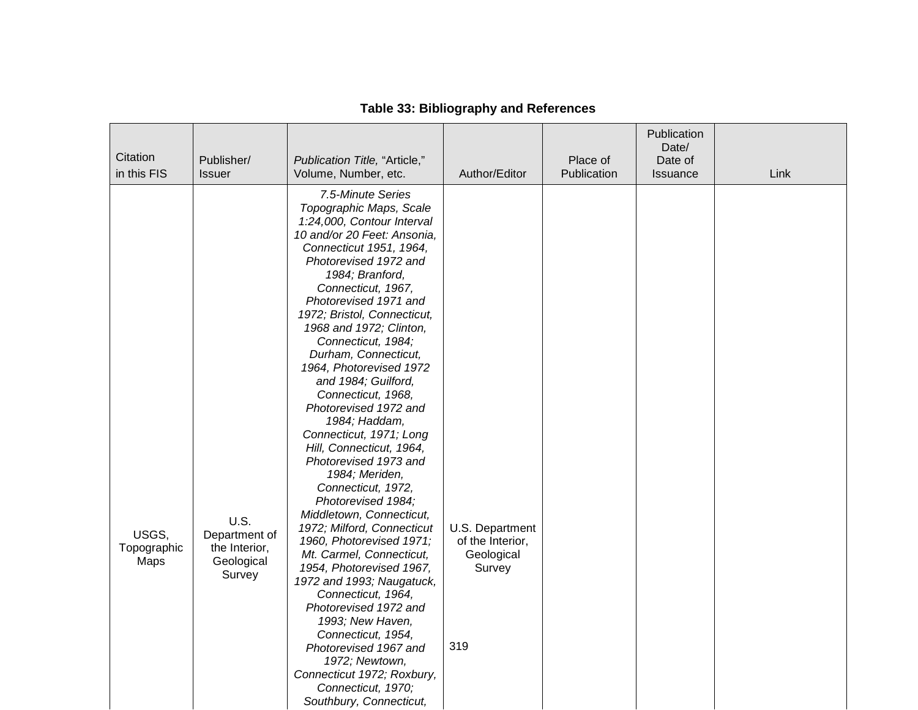**Table 33: Bibliography and References**

| Citation in this FIS | Publisher/ Issuer | *Publication Title,* "Article," Volume, Number, etc. | Author/Editor | Place of Publication | Publication Date/ Date of Issuance | Link |
|---|---|---|---|---|---|---|
| USGS, Topographic Maps | U.S. Department of the Interior, Geological Survey | *7.5-Minute Series Topographic Maps, Scale 1:24,000, Contour Interval 10 and/or 20 Feet: Ansonia, Connecticut 1951, 1964, Photorevised 1972 and 1984; Branford, Connecticut, 1967, Photorevised 1971 and 1972; Bristol, Connecticut, 1968 and 1972; Clinton, Connecticut, 1984; Durham, Connecticut, 1964, Photorevised 1972 and 1984; Guilford, Connecticut, 1968, Photorevised 1972 and 1984; Haddam, Connecticut, 1971; Long Hill, Connecticut, 1964, Photorevised 1973 and 1984; Meriden, Connecticut, 1972, Photorevised 1984; Middletown, Connecticut, 1972; Milford, Connecticut 1960, Photorevised 1971; Mt. Carmel, Connecticut, 1954, Photorevised 1967, 1972 and 1993; Naugatuck, Connecticut, 1964, Photorevised 1972 and 1993; New Haven, Connecticut, 1954, Photorevised 1967 and 1972; Newtown, Connecticut 1972; Roxbury, Connecticut, 1970; Southbury, Connecticut,* | U.S. Department of the Interior, Geological Survey | | | |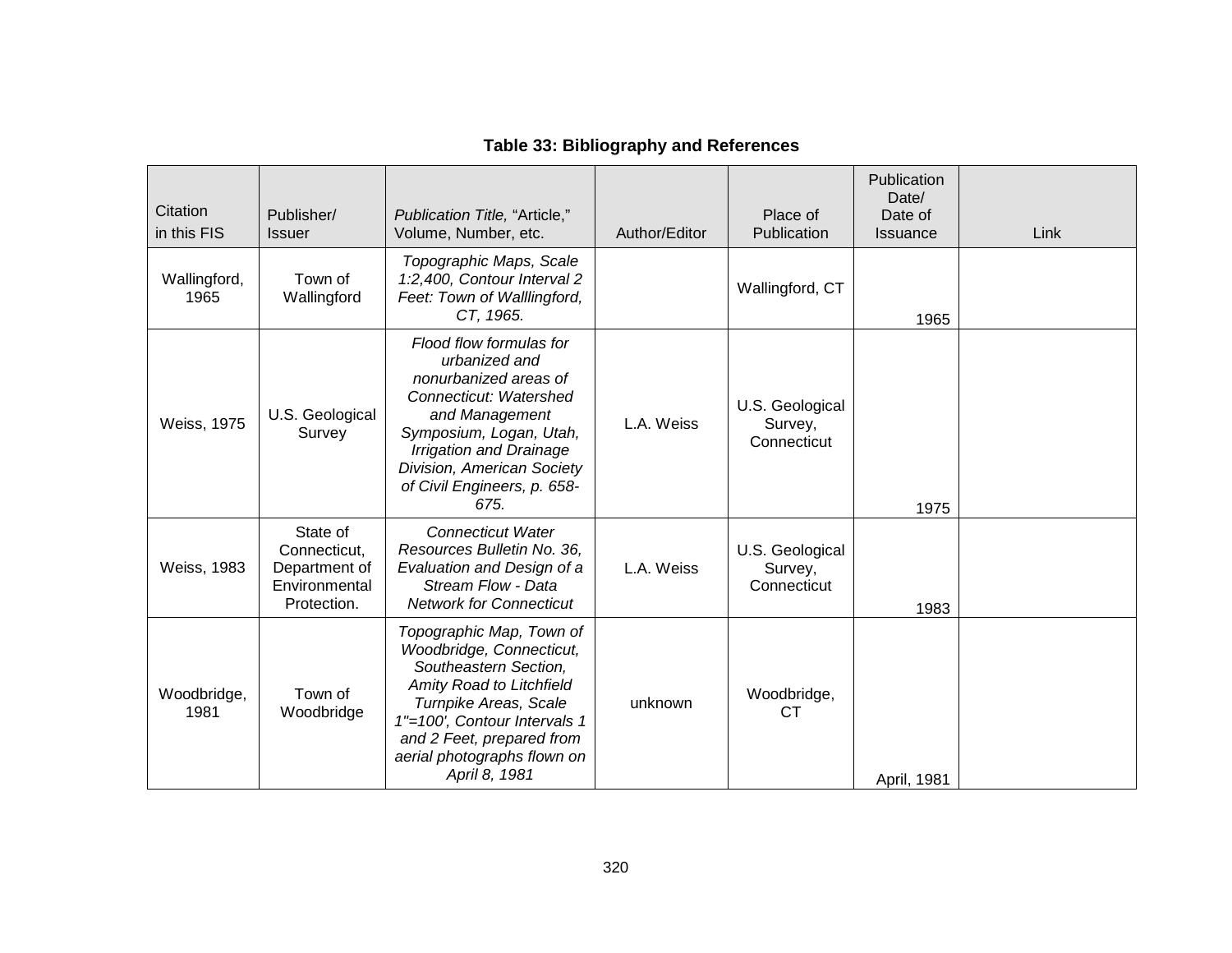**Table 33: Bibliography and References**

| Citation in this FIS | Publisher/ Issuer | *Publication Title,* "Article," Volume, Number, etc. | Author/Editor | Place of Publication | Publication Date/ Date of Issuance | Link |
|---|---|---|---|---|---|---|
| Wallingford, 1965 | Town of Wallingford | *Topographic Maps, Scale 1:2,400, Contour Interval 2 Feet: Town of Walllingford, CT, 1965.* | | Wallingford, CT | 1965 | |
| Weiss, 1975 | U.S. Geological Survey | *Flood flow formulas for urbanized and nonurbanized areas of Connecticut: Watershed and Management Symposium, Logan, Utah, Irrigation and Drainage Division, American Society of Civil Engineers, p. 658-675.* | L.A. Weiss | U.S. Geological Survey, Connecticut | 1975 | |
| Weiss, 1983 | State of Connecticut, Department of Environmental Protection. | *Connecticut Water Resources Bulletin No. 36, Evaluation and Design of a Stream Flow - Data Network for Connecticut* | L.A. Weiss | U.S. Geological Survey, Connecticut | 1983 | |
| Woodbridge, 1981 | Town of Woodbridge | *Topographic Map, Town of Woodbridge, Connecticut, Southeastern Section, Amity Road to Litchfield Turnpike Areas, Scale 1"=100', Contour Intervals 1 and 2 Feet, prepared from aerial photographs flown on April 8, 1981* | unknown | Woodbridge, CT | April, 1981 | |